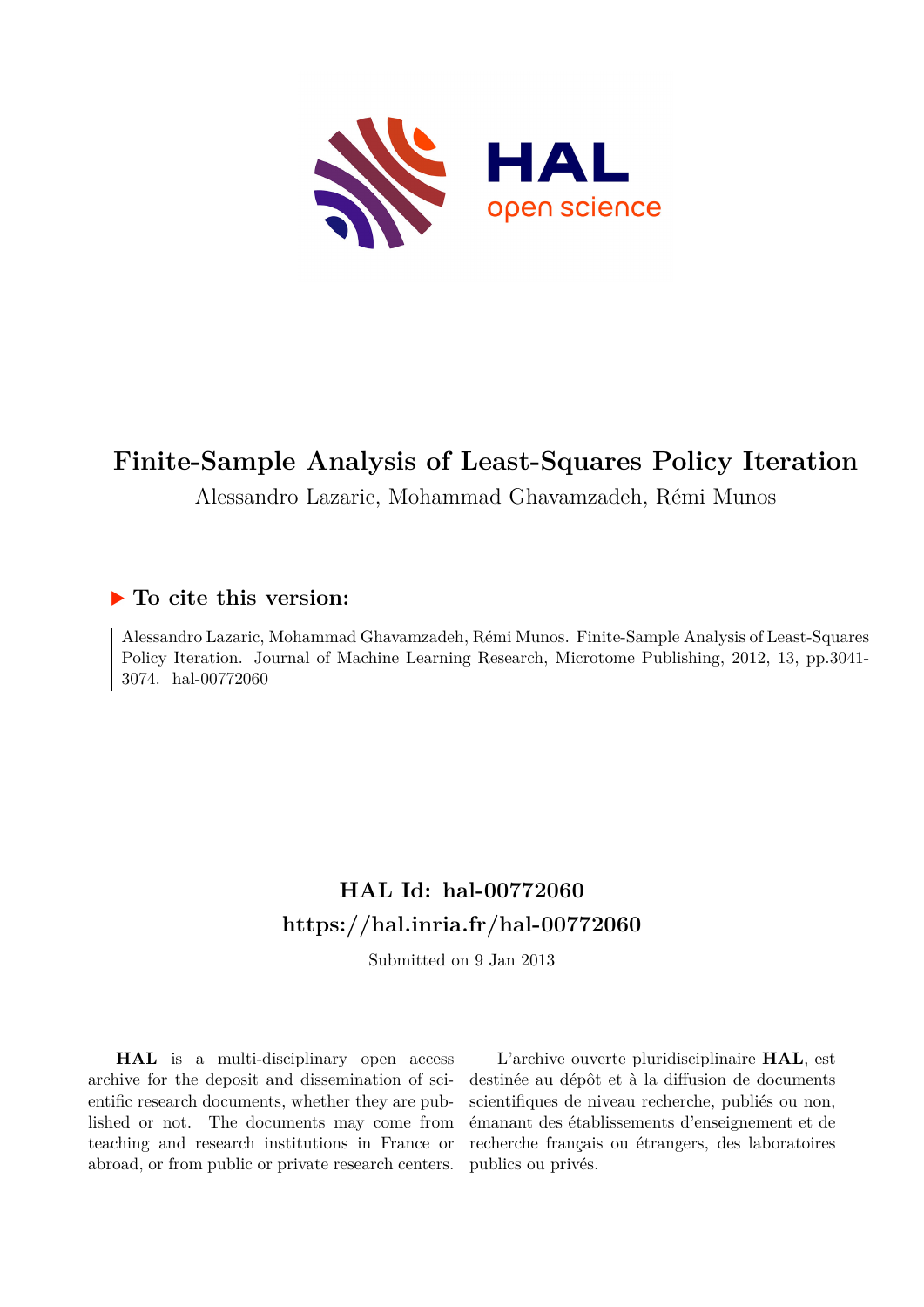# Finite-Sample Analysis of Least-Squares Policy Iteration

Alessandro Lazaric, Mohammad Ghavamzadeh, Rémi Munos

## ▶ To cite this version:

Alessandro Lazaric, Mohammad Ghavamzadeh, Rémi Munos. Finite-Sample Analysis of Least-Squares Policy Iteration. Journal of Machine Learning Research, Microtome Publishing, 2012, 13, pp.3041-3074. hal-00772060

## HAL Id: hal-00772060

## https://hal.inria.fr/hal-00772060

Submitted on 9 Jan 2013

**HAL** is a multi-disciplinary open access archive for the deposit and dissemination of scientific research documents, whether they are published or not. The documents may come from teaching and research institutions in France or abroad, or from public or private research centers.

L'archive ouverte pluridisciplinaire **HAL**, est destinée au dépôt et à la diffusion de documents scientifiques de niveau recherche, publiés ou non, émanant des établissements d'enseignement et de recherche français ou étrangers, des laboratoires publics ou privés.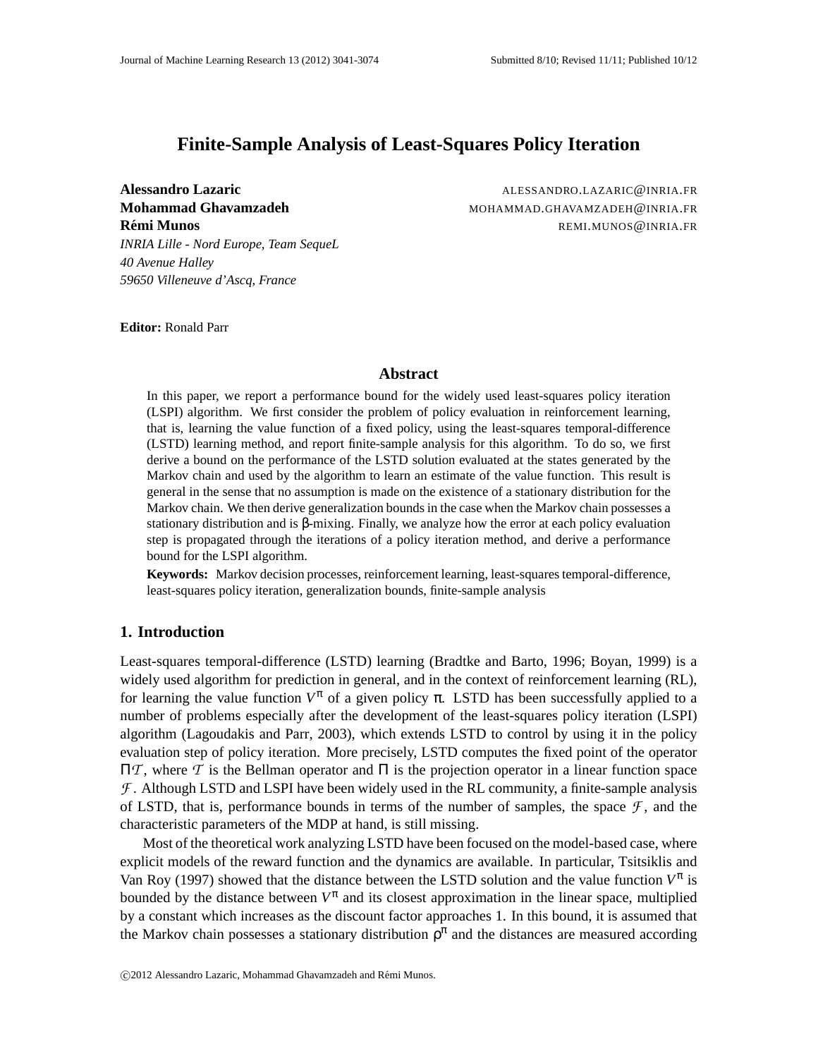# Finite-Sample Analysis of Least-Squares Policy Iteration

**Alessandro Lazaric** ALESSANDRO.LAZARIC@INRIA.FR
**Mohammad Ghavamzadeh** MOHAMMAD.GHAVAMZADEH@INRIA.FR
**Rémi Munos** REMI.MUNOS@INRIA.FR

*INRIA Lille - Nord Europe, Team SequeL*
*40 Avenue Halley*
*59650 Villeneuve d'Ascq, France*

**Editor:** Ronald Parr

## Abstract

In this paper, we report a performance bound for the widely used least-squares policy iteration (LSPI) algorithm. We first consider the problem of policy evaluation in reinforcement learning, that is, learning the value function of a fixed policy, using the least-squares temporal-difference (LSTD) learning method, and report finite-sample analysis for this algorithm. To do so, we first derive a bound on the performance of the LSTD solution evaluated at the states generated by the Markov chain and used by the algorithm to learn an estimate of the value function. This result is general in the sense that no assumption is made on the existence of a stationary distribution for the Markov chain. We then derive generalization bounds in the case when the Markov chain possesses a stationary distribution and is $\beta$-mixing. Finally, we analyze how the error at each policy evaluation step is propagated through the iterations of a policy iteration method, and derive a performance bound for the LSPI algorithm.

**Keywords:** Markov decision processes, reinforcement learning, least-squares temporal-difference, least-squares policy iteration, generalization bounds, finite-sample analysis

## 1. Introduction

Least-squares temporal-difference (LSTD) learning (Bradtke and Barto, 1996; Boyan, 1999) is a widely used algorithm for prediction in general, and in the context of reinforcement learning (RL), for learning the value function $V^\pi$ of a given policy $\pi$. LSTD has been successfully applied to a number of problems especially after the development of the least-squares policy iteration (LSPI) algorithm (Lagoudakis and Parr, 2003), which extends LSTD to control by using it in the policy evaluation step of policy iteration. More precisely, LSTD computes the fixed point of the operator $\Pi\mathcal{T}$, where $\mathcal{T}$ is the Bellman operator and $\Pi$ is the projection operator in a linear function space $\mathcal{F}$. Although LSTD and LSPI have been widely used in the RL community, a finite-sample analysis of LSTD, that is, performance bounds in terms of the number of samples, the space $\mathcal{F}$, and the characteristic parameters of the MDP at hand, is still missing.

Most of the theoretical work analyzing LSTD have been focused on the model-based case, where explicit models of the reward function and the dynamics are available. In particular, Tsitsiklis and Van Roy (1997) showed that the distance between the LSTD solution and the value function $V^\pi$ is bounded by the distance between $V^\pi$ and its closest approximation in the linear space, multiplied by a constant which increases as the discount factor approaches 1. In this bound, it is assumed that the Markov chain possesses a stationary distribution $\rho^\pi$ and the distances are measured according

©2012 Alessandro Lazaric, Mohammad Ghavamzadeh and Rémi Munos.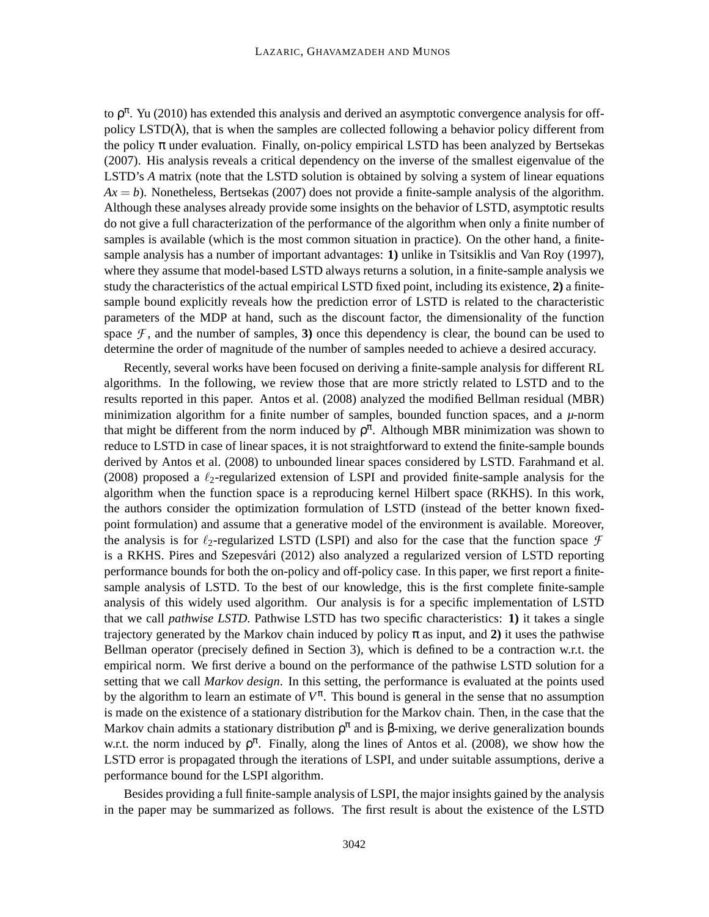to $\rho^\pi$. Yu (2010) has extended this analysis and derived an asymptotic convergence analysis for off-policy LSTD($\lambda$), that is when the samples are collected following a behavior policy different from the policy $\pi$ under evaluation. Finally, on-policy empirical LSTD has been analyzed by Bertsekas (2007). His analysis reveals a critical dependency on the inverse of the smallest eigenvalue of the LSTD's $A$ matrix (note that the LSTD solution is obtained by solving a system of linear equations $Ax = b$). Nonetheless, Bertsekas (2007) does not provide a finite-sample analysis of the algorithm. Although these analyses already provide some insights on the behavior of LSTD, asymptotic results do not give a full characterization of the performance of the algorithm when only a finite number of samples is available (which is the most common situation in practice). On the other hand, a finite-sample analysis has a number of important advantages: **1)** unlike in Tsitsiklis and Van Roy (1997), where they assume that model-based LSTD always returns a solution, in a finite-sample analysis we study the characteristics of the actual empirical LSTD fixed point, including its existence, **2)** a finite-sample bound explicitly reveals how the prediction error of LSTD is related to the characteristic parameters of the MDP at hand, such as the discount factor, the dimensionality of the function space $\mathcal{F}$, and the number of samples, **3)** once this dependency is clear, the bound can be used to determine the order of magnitude of the number of samples needed to achieve a desired accuracy.

Recently, several works have been focused on deriving a finite-sample analysis for different RL algorithms. In the following, we review those that are more strictly related to LSTD and to the results reported in this paper. Antos et al. (2008) analyzed the modified Bellman residual (MBR) minimization algorithm for a finite number of samples, bounded function spaces, and a $\mu$-norm that might be different from the norm induced by $\rho^\pi$. Although MBR minimization was shown to reduce to LSTD in case of linear spaces, it is not straightforward to extend the finite-sample bounds derived by Antos et al. (2008) to unbounded linear spaces considered by LSTD. Farahmand et al. (2008) proposed a $\ell_2$-regularized extension of LSPI and provided finite-sample analysis for the algorithm when the function space is a reproducing kernel Hilbert space (RKHS). In this work, the authors consider the optimization formulation of LSTD (instead of the better known fixed-point formulation) and assume that a generative model of the environment is available. Moreover, the analysis is for $\ell_2$-regularized LSTD (LSPI) and also for the case that the function space $\mathcal{F}$ is a RKHS. Pires and Szepesvári (2012) also analyzed a regularized version of LSTD reporting performance bounds for both the on-policy and off-policy case. In this paper, we first report a finite-sample analysis of LSTD. To the best of our knowledge, this is the first complete finite-sample analysis of this widely used algorithm. Our analysis is for a specific implementation of LSTD that we call *pathwise LSTD*. Pathwise LSTD has two specific characteristics: **1)** it takes a single trajectory generated by the Markov chain induced by policy $\pi$ as input, and **2)** it uses the pathwise Bellman operator (precisely defined in Section 3), which is defined to be a contraction w.r.t. the empirical norm. We first derive a bound on the performance of the pathwise LSTD solution for a setting that we call *Markov design*. In this setting, the performance is evaluated at the points used by the algorithm to learn an estimate of $V^\pi$. This bound is general in the sense that no assumption is made on the existence of a stationary distribution for the Markov chain. Then, in the case that the Markov chain admits a stationary distribution $\rho^\pi$ and is $\beta$-mixing, we derive generalization bounds w.r.t. the norm induced by $\rho^\pi$. Finally, along the lines of Antos et al. (2008), we show how the LSTD error is propagated through the iterations of LSPI, and under suitable assumptions, derive a performance bound for the LSPI algorithm.

Besides providing a full finite-sample analysis of LSPI, the major insights gained by the analysis in the paper may be summarized as follows. The first result is about the existence of the LSTD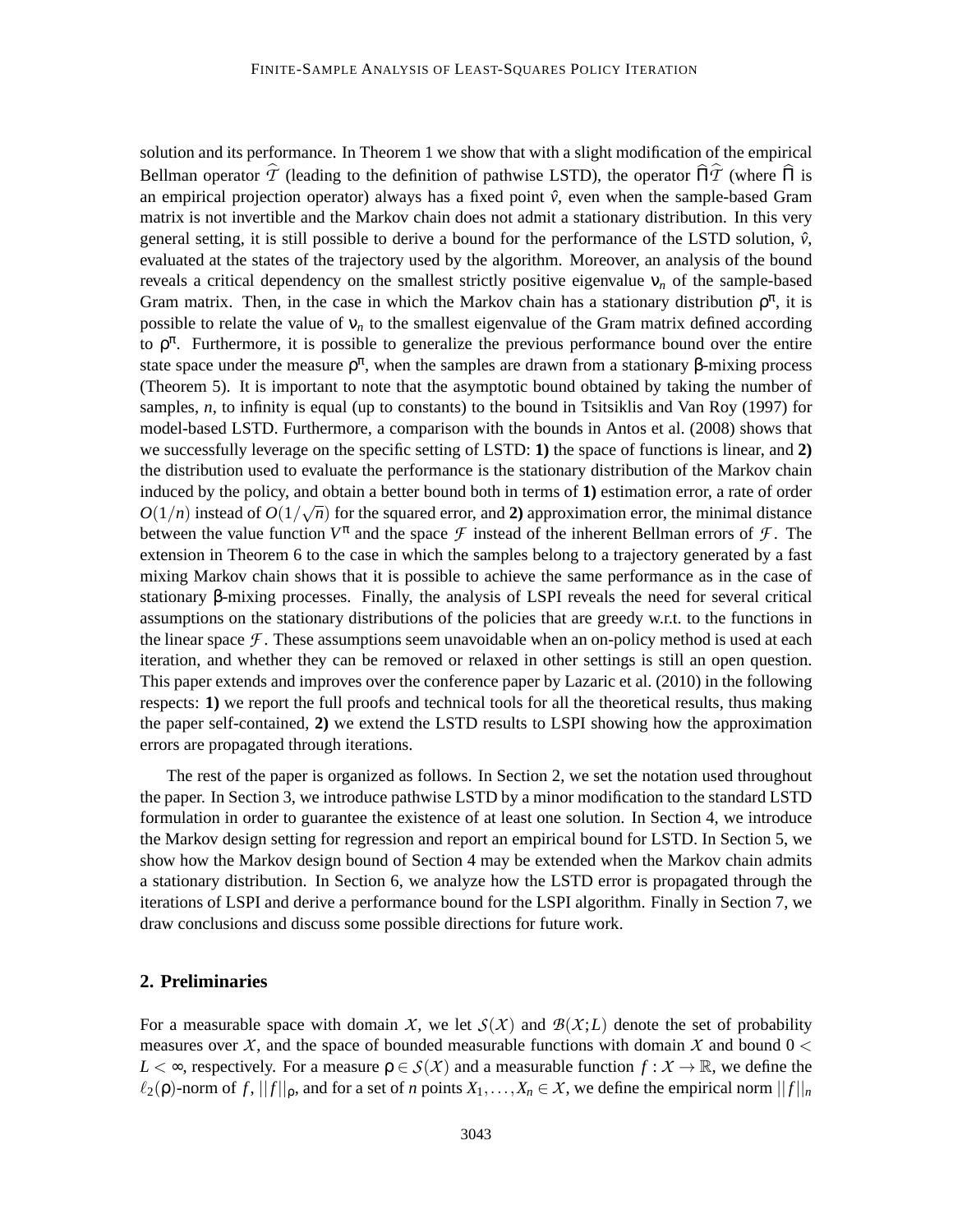solution and its performance. In Theorem 1 we show that with a slight modification of the empirical Bellman operator $\widehat{\mathcal{T}}$ (leading to the definition of pathwise LSTD), the operator $\widehat{\Pi}\widehat{\mathcal{T}}$ (where $\widehat{\Pi}$ is an empirical projection operator) always has a fixed point $\hat{v}$, even when the sample-based Gram matrix is not invertible and the Markov chain does not admit a stationary distribution. In this very general setting, it is still possible to derive a bound for the performance of the LSTD solution, $\hat{v}$, evaluated at the states of the trajectory used by the algorithm. Moreover, an analysis of the bound reveals a critical dependency on the smallest strictly positive eigenvalue $\nu_n$ of the sample-based Gram matrix. Then, in the case in which the Markov chain has a stationary distribution $\rho^\pi$, it is possible to relate the value of $\nu_n$ to the smallest eigenvalue of the Gram matrix defined according to $\rho^\pi$. Furthermore, it is possible to generalize the previous performance bound over the entire state space under the measure $\rho^\pi$, when the samples are drawn from a stationary $\beta$-mixing process (Theorem 5). It is important to note that the asymptotic bound obtained by taking the number of samples, $n$, to infinity is equal (up to constants) to the bound in Tsitsiklis and Van Roy (1997) for model-based LSTD. Furthermore, a comparison with the bounds in Antos et al. (2008) shows that we successfully leverage on the specific setting of LSTD: **1)** the space of functions is linear, and **2)** the distribution used to evaluate the performance is the stationary distribution of the Markov chain induced by the policy, and obtain a better bound both in terms of **1)** estimation error, a rate of order $O(1/n)$ instead of $O(1/\sqrt{n})$ for the squared error, and **2)** approximation error, the minimal distance between the value function $V^\pi$ and the space $\mathcal{F}$ instead of the inherent Bellman errors of $\mathcal{F}$. The extension in Theorem 6 to the case in which the samples belong to a trajectory generated by a fast mixing Markov chain shows that it is possible to achieve the same performance as in the case of stationary $\beta$-mixing processes. Finally, the analysis of LSPI reveals the need for several critical assumptions on the stationary distributions of the policies that are greedy w.r.t. to the functions in the linear space $\mathcal{F}$. These assumptions seem unavoidable when an on-policy method is used at each iteration, and whether they can be removed or relaxed in other settings is still an open question. This paper extends and improves over the conference paper by Lazaric et al. (2010) in the following respects: **1)** we report the full proofs and technical tools for all the theoretical results, thus making the paper self-contained, **2)** we extend the LSTD results to LSPI showing how the approximation errors are propagated through iterations.

The rest of the paper is organized as follows. In Section 2, we set the notation used throughout the paper. In Section 3, we introduce pathwise LSTD by a minor modification to the standard LSTD formulation in order to guarantee the existence of at least one solution. In Section 4, we introduce the Markov design setting for regression and report an empirical bound for LSTD. In Section 5, we show how the Markov design bound of Section 4 may be extended when the Markov chain admits a stationary distribution. In Section 6, we analyze how the LSTD error is propagated through the iterations of LSPI and derive a performance bound for the LSPI algorithm. Finally in Section 7, we draw conclusions and discuss some possible directions for future work.

## 2. Preliminaries

For a measurable space with domain $\mathcal{X}$, we let $\mathcal{S}(\mathcal{X})$ and $\mathcal{B}(\mathcal{X};L)$ denote the set of probability measures over $\mathcal{X}$, and the space of bounded measurable functions with domain $\mathcal{X}$ and bound $0 < L < \infty$, respectively. For a measure $\rho \in \mathcal{S}(\mathcal{X})$ and a measurable function $f : \mathcal{X} \to \mathbb{R}$, we define the $\ell_2(\rho)$-norm of $f$, $||f||_\rho$, and for a set of $n$ points $X_1, \ldots, X_n \in \mathcal{X}$, we define the empirical norm $||f||_n$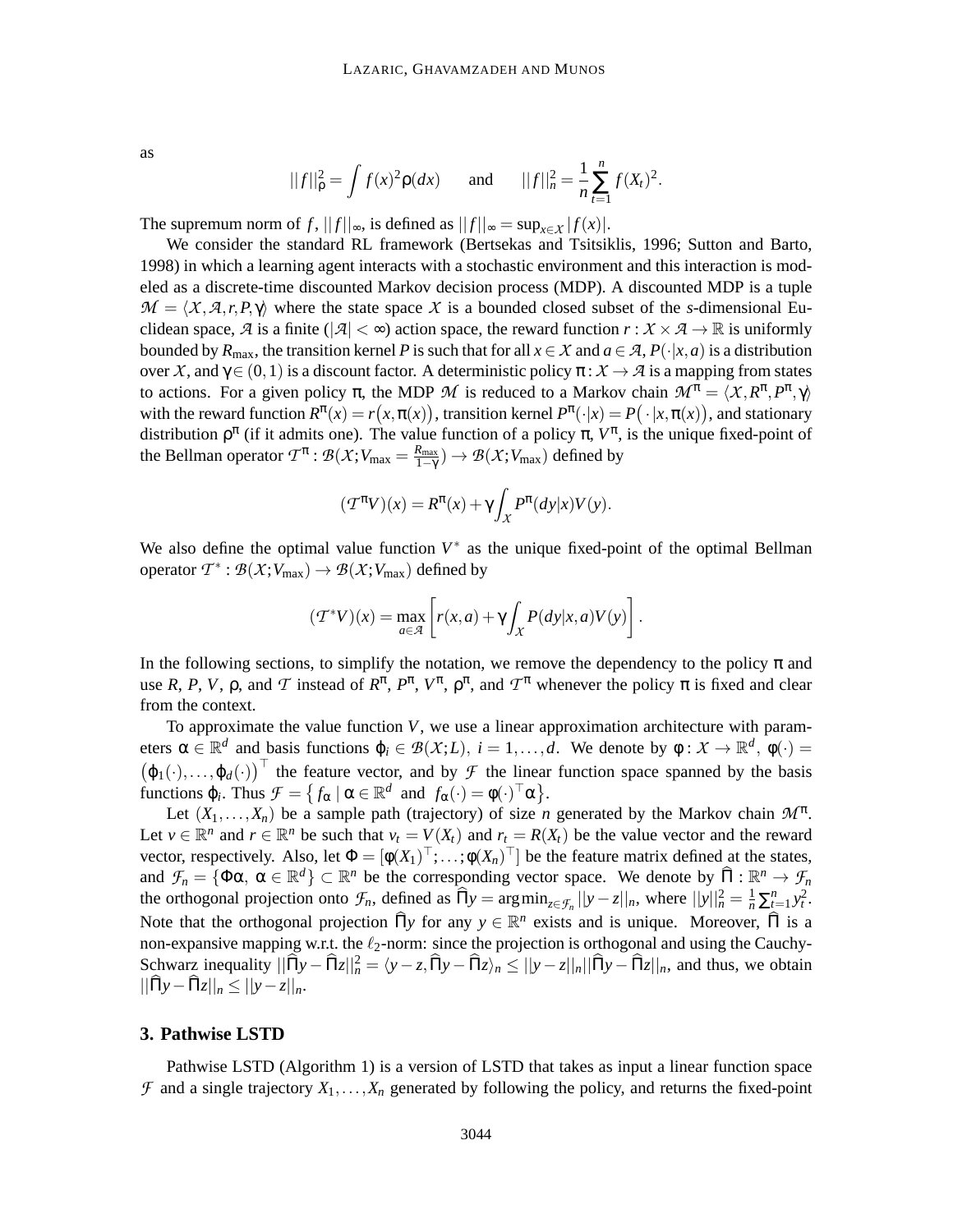as

$$||f||_\rho^2 = \int f(x)^2 \rho(dx) \qquad \text{and} \qquad ||f||_n^2 = \frac{1}{n}\sum_{t=1}^{n} f(X_t)^2.$$

The supremum norm of $f$, $||f||_\infty$, is defined as $||f||_\infty = \sup_{x\in\mathcal{X}} |f(x)|$.

We consider the standard RL framework (Bertsekas and Tsitsiklis, 1996; Sutton and Barto, 1998) in which a learning agent interacts with a stochastic environment and this interaction is modeled as a discrete-time discounted Markov decision process (MDP). A discounted MDP is a tuple $\mathcal{M} = \langle \mathcal{X}, \mathcal{A}, r, P, \gamma \rangle$ where the state space $\mathcal{X}$ is a bounded closed subset of the $s$-dimensional Euclidean space, $\mathcal{A}$ is a finite ($|\mathcal{A}| < \infty$) action space, the reward function $r : \mathcal{X} \times \mathcal{A} \to \mathbb{R}$ is uniformly bounded by $R_{\max}$, the transition kernel $P$ is such that for all $x \in \mathcal{X}$ and $a \in \mathcal{A}$, $P(\cdot|x,a)$ is a distribution over $\mathcal{X}$, and $\gamma \in (0,1)$ is a discount factor. A deterministic policy $\pi : \mathcal{X} \to \mathcal{A}$ is a mapping from states to actions. For a given policy $\pi$, the MDP $\mathcal{M}$ is reduced to a Markov chain $\mathcal{M}^\pi = \langle \mathcal{X}, R^\pi, P^\pi, \gamma \rangle$ with the reward function $R^\pi(x) = r\big(x, \pi(x)\big)$, transition kernel $P^\pi(\cdot|x) = P\big(\cdot|x, \pi(x)\big)$, and stationary distribution $\rho^\pi$ (if it admits one). The value function of a policy $\pi$, $V^\pi$, is the unique fixed-point of the Bellman operator $\mathcal{T}^\pi : \mathcal{B}(\mathcal{X}; V_{\max} = \frac{R_{\max}}{1-\gamma}) \to \mathcal{B}(\mathcal{X}; V_{\max})$ defined by

$$(\mathcal{T}^\pi V)(x) = R^\pi(x) + \gamma \int_{\mathcal{X}} P^\pi(dy|x) V(y).$$

We also define the optimal value function $V^*$ as the unique fixed-point of the optimal Bellman operator $\mathcal{T}^* : \mathcal{B}(\mathcal{X}; V_{\max}) \to \mathcal{B}(\mathcal{X}; V_{\max})$ defined by

$$(\mathcal{T}^* V)(x) = \max_{a\in\mathcal{A}} \left[ r(x,a) + \gamma \int_{\mathcal{X}} P(dy|x,a) V(y) \right].$$

In the following sections, to simplify the notation, we remove the dependency to the policy $\pi$ and use $R$, $P$, $V$, $\rho$, and $\mathcal{T}$ instead of $R^\pi$, $P^\pi$, $V^\pi$, $\rho^\pi$, and $\mathcal{T}^\pi$ whenever the policy $\pi$ is fixed and clear from the context.

To approximate the value function $V$, we use a linear approximation architecture with parameters $\alpha \in \mathbb{R}^d$ and basis functions $\varphi_i \in \mathcal{B}(\mathcal{X}; L)$, $i = 1, \ldots, d$. We denote by $\phi : \mathcal{X} \to \mathbb{R}^d$, $\phi(\cdot) = \big(\varphi_1(\cdot), \ldots, \varphi_d(\cdot)\big)^\top$ the feature vector, and by $\mathcal{F}$ the linear function space spanned by the basis functions $\varphi_i$. Thus $\mathcal{F} = \big\{ f_\alpha \mid \alpha \in \mathbb{R}^d \text{ and } f_\alpha(\cdot) = \phi(\cdot)^\top \alpha \big\}$.

Let $(X_1, \ldots, X_n)$ be a sample path (trajectory) of size $n$ generated by the Markov chain $\mathcal{M}^\pi$. Let $v \in \mathbb{R}^n$ and $r \in \mathbb{R}^n$ be such that $v_t = V(X_t)$ and $r_t = R(X_t)$ be the value vector and the reward vector, respectively. Also, let $\Phi = [\phi(X_1)^\top; \ldots; \phi(X_n)^\top]$ be the feature matrix defined at the states, and $\mathcal{F}_n = \{\Phi\alpha, \ \alpha \in \mathbb{R}^d\} \subset \mathbb{R}^n$ be the corresponding vector space. We denote by $\widehat{\Pi} : \mathbb{R}^n \to \mathcal{F}_n$ the orthogonal projection onto $\mathcal{F}_n$, defined as $\widehat{\Pi} y = \arg\min_{z\in\mathcal{F}_n} ||y - z||_n$, where $||y||_n^2 = \frac{1}{n}\sum_{t=1}^n y_t^2$. Note that the orthogonal projection $\widehat{\Pi} y$ for any $y \in \mathbb{R}^n$ exists and is unique. Moreover, $\widehat{\Pi}$ is a non-expansive mapping w.r.t. the $\ell_2$-norm: since the projection is orthogonal and using the Cauchy-Schwarz inequality $||\widehat{\Pi} y - \widehat{\Pi} z||_n^2 = \langle y - z, \widehat{\Pi} y - \widehat{\Pi} z \rangle_n \le ||y - z||_n ||\widehat{\Pi} y - \widehat{\Pi} z||_n$, and thus, we obtain $||\widehat{\Pi} y - \widehat{\Pi} z||_n \le ||y - z||_n$.

## 3. Pathwise LSTD

Pathwise LSTD (Algorithm 1) is a version of LSTD that takes as input a linear function space $\mathcal{F}$ and a single trajectory $X_1, \ldots, X_n$ generated by following the policy, and returns the fixed-point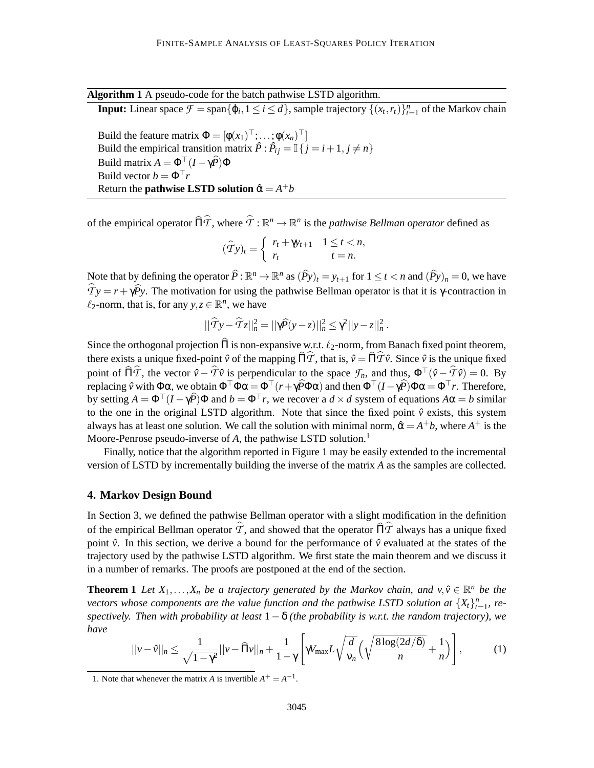**Algorithm 1** A pseudo-code for the batch pathwise LSTD algorithm.

**Input:** Linear space $\mathcal{F} = \text{span}\{\varphi_i, 1 \leq i \leq d\}$, sample trajectory $\{(x_t, r_t)\}_{t=1}^n$ of the Markov chain

Build the feature matrix $\Phi = [\phi(x_1)^\top; \ldots; \phi(x_n)^\top]$
Build the empirical transition matrix $\hat{P} : \hat{P}_{ij} = \mathbb{I}\{j = i+1, j \neq n\}$
Build matrix $A = \Phi^\top (I - \gamma \widehat{P})\Phi$
Build vector $b = \Phi^\top r$
Return the **pathwise LSTD solution** $\hat{\alpha} = A^+ b$

---

of the empirical operator $\widehat{\Pi}\widehat{\mathcal{T}}$, where $\widehat{\mathcal{T}} : \mathbb{R}^n \to \mathbb{R}^n$ is the *pathwise Bellman operator* defined as

$$(\widehat{\mathcal{T}} y)_t = \begin{cases} r_t + \gamma y_{t+1} & 1 \leq t < n, \\ r_t & t = n. \end{cases}$$

Note that by defining the operator $\widehat{P} : \mathbb{R}^n \to \mathbb{R}^n$ as $(\widehat{P}y)_t = y_{t+1}$ for $1 \leq t < n$ and $(\widehat{P}y)_n = 0$, we have $\widehat{\mathcal{T}} y = r + \gamma \widehat{P} y$. The motivation for using the pathwise Bellman operator is that it is $\gamma$-contraction in $\ell_2$-norm, that is, for any $y, z \in \mathbb{R}^n$, we have

$$||\widehat{\mathcal{T}} y - \widehat{\mathcal{T}} z||_n^2 = ||\gamma \widehat{P}(y - z)||_n^2 \leq \gamma^2 ||y - z||_n^2 .$$

Since the orthogonal projection $\widehat{\Pi}$ is non-expansive w.r.t. $\ell_2$-norm, from Banach fixed point theorem, there exists a unique fixed-point $\hat{v}$ of the mapping $\widehat{\Pi}\widehat{\mathcal{T}}$, that is, $\hat{v} = \widehat{\Pi}\widehat{\mathcal{T}}\hat{v}$. Since $\hat{v}$ is the unique fixed point of $\widehat{\Pi}\widehat{\mathcal{T}}$, the vector $\hat{v} - \widehat{\mathcal{T}}\hat{v}$ is perpendicular to the space $\mathcal{F}_n$, and thus, $\Phi^\top(\hat{v} - \widehat{\mathcal{T}}\hat{v}) = 0$. By replacing $\hat{v}$ with $\Phi\alpha$, we obtain $\Phi^\top \Phi \alpha = \Phi^\top (r + \gamma \widehat{P}\Phi\alpha)$ and then $\Phi^\top (I - \gamma \widehat{P})\Phi\alpha = \Phi^\top r$. Therefore, by setting $A = \Phi^\top (I - \gamma \widehat{P})\Phi$ and $b = \Phi^\top r$, we recover a $d \times d$ system of equations $A\alpha = b$ similar to the one in the original LSTD algorithm. Note that since the fixed point $\hat{v}$ exists, this system always has at least one solution. We call the solution with minimal norm, $\hat{\alpha} = A^+ b$, where $A^+$ is the Moore-Penrose pseudo-inverse of $A$, the pathwise LSTD solution.[1]

Finally, notice that the algorithm reported in Figure 1 may be easily extended to the incremental version of LSTD by incrementally building the inverse of the matrix $A$ as the samples are collected.

## 4. Markov Design Bound

In Section 3, we defined the pathwise Bellman operator with a slight modification in the definition of the empirical Bellman operator $\widehat{\mathcal{T}}$, and showed that the operator $\widehat{\Pi}\widehat{\mathcal{T}}$ always has a unique fixed point $\hat{v}$. In this section, we derive a bound for the performance of $\hat{v}$ evaluated at the states of the trajectory used by the pathwise LSTD algorithm. We first state the main theorem and we discuss it in a number of remarks. The proofs are postponed at the end of the section.

**Theorem 1** *Let $X_1, \ldots, X_n$ be a trajectory generated by the Markov chain, and $v, \hat{v} \in \mathbb{R}^n$ be the vectors whose components are the value function and the pathwise LSTD solution at $\{X_t\}_{t=1}^n$, respectively. Then with probability at least $1 - \delta$ (the probability is w.r.t. the random trajectory), we have*

$$||v - \hat{v}||_n \leq \frac{1}{\sqrt{1-\gamma^2}} ||v - \widehat{\Pi}v||_n + \frac{1}{1-\gamma}\left[\gamma V_{\max} L \sqrt{\frac{d}{\nu_n}}\left(\sqrt{\frac{8\log(2d/\delta)}{n}} + \frac{1}{n}\right)\right], \tag{1}$$

---

1. Note that whenever the matrix $A$ is invertible $A^+ = A^{-1}$.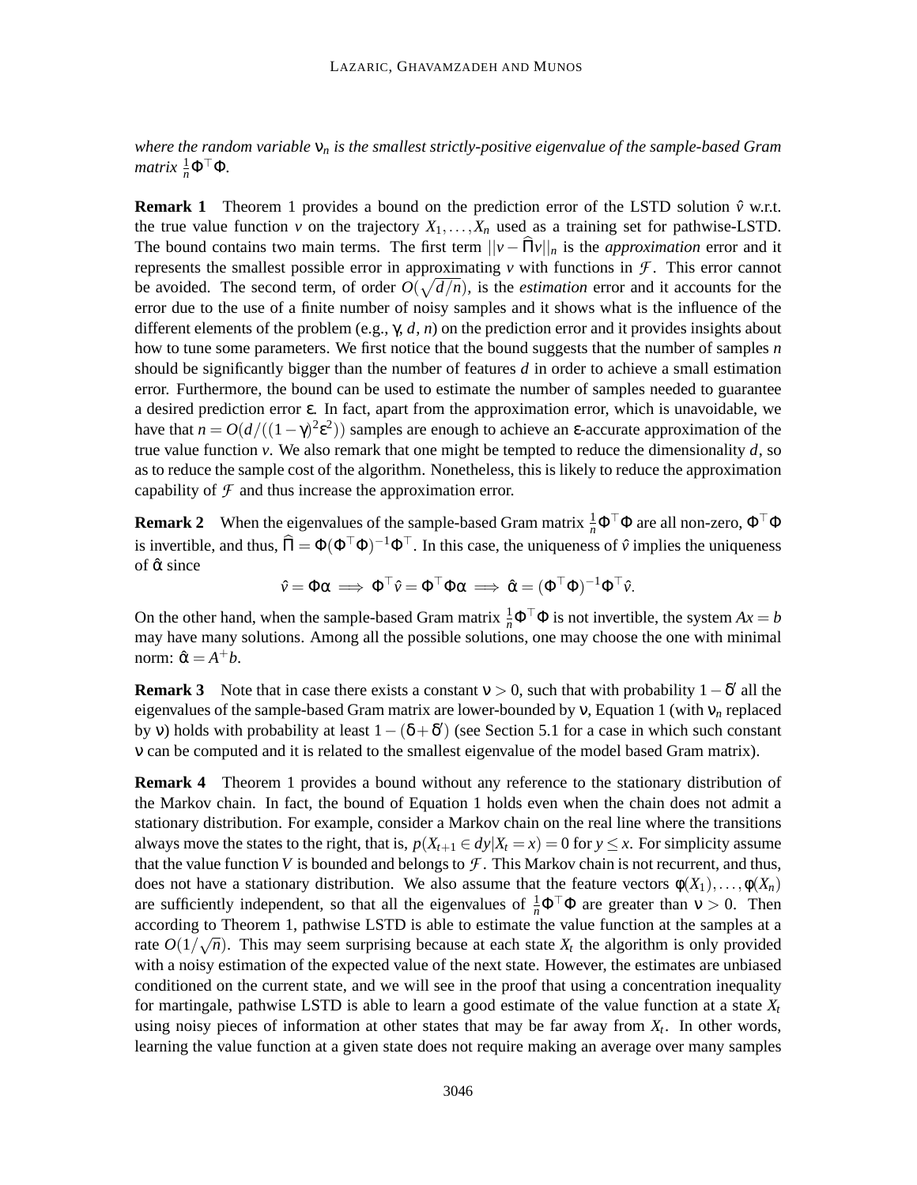*where the random variable $\nu_n$ is the smallest strictly-positive eigenvalue of the sample-based Gram matrix $\frac{1}{n}\Phi^\top\Phi$.*

**Remark 1** Theorem 1 provides a bound on the prediction error of the LSTD solution $\hat{v}$ w.r.t. the true value function $v$ on the trajectory $X_1, \ldots, X_n$ used as a training set for pathwise-LSTD. The bound contains two main terms. The first term $||v - \widehat{\Pi}v||_n$ is the *approximation* error and it represents the smallest possible error in approximating $v$ with functions in $\mathcal{F}$. This error cannot be avoided. The second term, of order $O(\sqrt{d/n})$, is the *estimation* error and it accounts for the error due to the use of a finite number of noisy samples and it shows what is the influence of the different elements of the problem (e.g., $\gamma$, $d$, $n$) on the prediction error and it provides insights about how to tune some parameters. We first notice that the bound suggests that the number of samples $n$ should be significantly bigger than the number of features $d$ in order to achieve a small estimation error. Furthermore, the bound can be used to estimate the number of samples needed to guarantee a desired prediction error $\varepsilon$. In fact, apart from the approximation error, which is unavoidable, we have that $n = O(d/((1-\gamma)^2\varepsilon^2))$ samples are enough to achieve an $\varepsilon$-accurate approximation of the true value function $v$. We also remark that one might be tempted to reduce the dimensionality $d$, so as to reduce the sample cost of the algorithm. Nonetheless, this is likely to reduce the approximation capability of $\mathcal{F}$ and thus increase the approximation error.

**Remark 2** When the eigenvalues of the sample-based Gram matrix $\frac{1}{n}\Phi^\top\Phi$ are all non-zero, $\Phi^\top\Phi$ is invertible, and thus, $\widehat{\Pi} = \Phi(\Phi^\top\Phi)^{-1}\Phi^\top$. In this case, the uniqueness of $\hat{v}$ implies the uniqueness of $\hat{\alpha}$ since

$$\hat{v} = \Phi\alpha \implies \Phi^\top\hat{v} = \Phi^\top\Phi\alpha \implies \hat{\alpha} = (\Phi^\top\Phi)^{-1}\Phi^\top\hat{v}.$$

On the other hand, when the sample-based Gram matrix $\frac{1}{n}\Phi^\top\Phi$ is not invertible, the system $Ax = b$ may have many solutions. Among all the possible solutions, one may choose the one with minimal norm: $\hat{\alpha} = A^+ b$.

**Remark 3** Note that in case there exists a constant $\nu > 0$, such that with probability $1 - \delta'$ all the eigenvalues of the sample-based Gram matrix are lower-bounded by $\nu$, Equation 1 (with $\nu_n$ replaced by $\nu$) holds with probability at least $1 - (\delta + \delta')$ (see Section 5.1 for a case in which such constant $\nu$ can be computed and it is related to the smallest eigenvalue of the model based Gram matrix).

**Remark 4** Theorem 1 provides a bound without any reference to the stationary distribution of the Markov chain. In fact, the bound of Equation 1 holds even when the chain does not admit a stationary distribution. For example, consider a Markov chain on the real line where the transitions always move the states to the right, that is, $p(X_{t+1} \in dy | X_t = x) = 0$ for $y \leq x$. For simplicity assume that the value function $V$ is bounded and belongs to $\mathcal{F}$. This Markov chain is not recurrent, and thus, does not have a stationary distribution. We also assume that the feature vectors $\phi(X_1), \ldots, \phi(X_n)$ are sufficiently independent, so that all the eigenvalues of $\frac{1}{n}\Phi^\top\Phi$ are greater than $\nu > 0$. Then according to Theorem 1, pathwise LSTD is able to estimate the value function at the samples at a rate $O(1/\sqrt{n})$. This may seem surprising because at each state $X_t$ the algorithm is only provided with a noisy estimation of the expected value of the next state. However, the estimates are unbiased conditioned on the current state, and we will see in the proof that using a concentration inequality for martingale, pathwise LSTD is able to learn a good estimate of the value function at a state $X_t$ using noisy pieces of information at other states that may be far away from $X_t$. In other words, learning the value function at a given state does not require making an average over many samples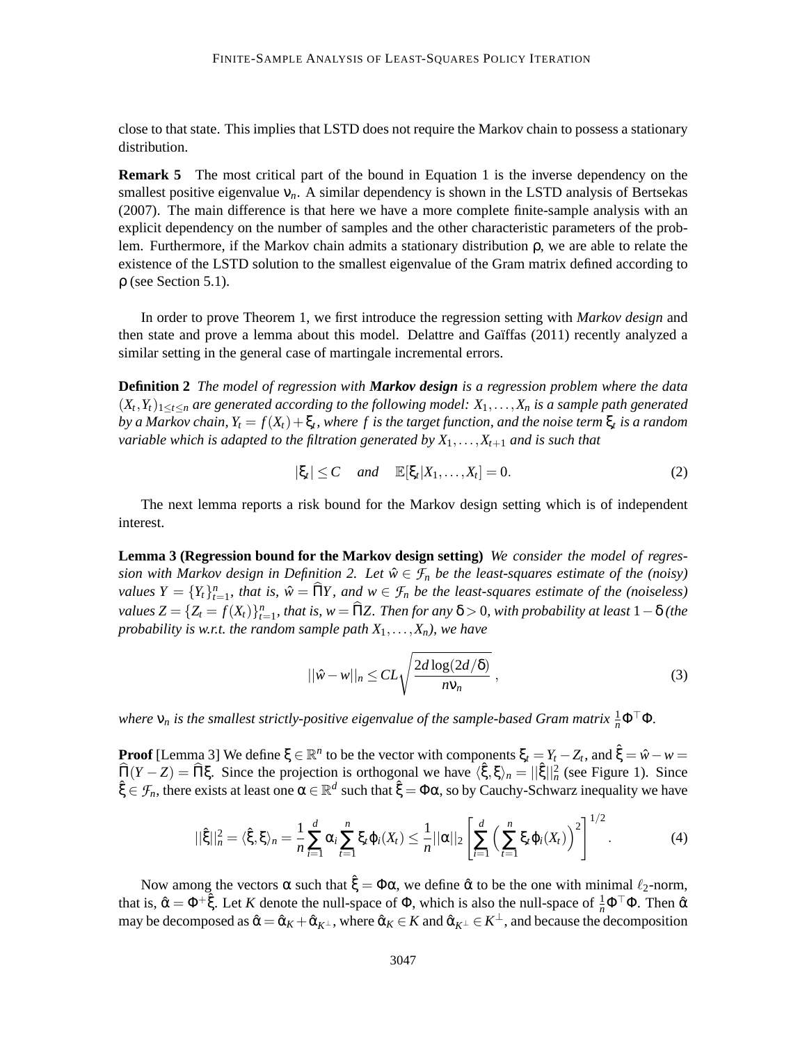close to that state. This implies that LSTD does not require the Markov chain to possess a stationary distribution.

**Remark 5** The most critical part of the bound in Equation 1 is the inverse dependency on the smallest positive eigenvalue $\nu_n$. A similar dependency is shown in the LSTD analysis of Bertsekas (2007). The main difference is that here we have a more complete finite-sample analysis with an explicit dependency on the number of samples and the other characteristic parameters of the problem. Furthermore, if the Markov chain admits a stationary distribution $\rho$, we are able to relate the existence of the LSTD solution to the smallest eigenvalue of the Gram matrix defined according to $\rho$ (see Section 5.1).

In order to prove Theorem 1, we first introduce the regression setting with *Markov design* and then state and prove a lemma about this model. Delattre and Gaïffas (2011) recently analyzed a similar setting in the general case of martingale incremental errors.

**Definition 2** *The model of regression with* ***Markov design*** *is a regression problem where the data $(X_t, Y_t)_{1 \le t \le n}$ are generated according to the following model: $X_1, \dots, X_n$ is a sample path generated by a Markov chain, $Y_t = f(X_t) + \xi_t$, where $f$ is the target function, and the noise term $\xi_t$ is a random variable which is adapted to the filtration generated by $X_1, \dots, X_{t+1}$ and is such that*

$$|\xi_t| \le C \quad \text{and} \quad \mathbb{E}[\xi_t | X_1, \dots, X_t] = 0. \tag{2}$$

The next lemma reports a risk bound for the Markov design setting which is of independent interest.

**Lemma 3 (Regression bound for the Markov design setting)** *We consider the model of regression with Markov design in Definition 2. Let $\hat{w} \in \mathcal{F}_n$ be the least-squares estimate of the (noisy) values $Y = \{Y_t\}_{t=1}^n$, that is, $\hat{w} = \widehat{\Pi} Y$, and $w \in \mathcal{F}_n$ be the least-squares estimate of the (noiseless) values $Z = \{Z_t = f(X_t)\}_{t=1}^n$, that is, $w = \widehat{\Pi} Z$. Then for any $\delta > 0$, with probability at least $1 - \delta$ (the probability is w.r.t. the random sample path $X_1, \dots, X_n$), we have*

$$||\hat{w} - w||_n \le CL \sqrt{\frac{2d \log(2d/\delta)}{n \nu_n}}, \tag{3}$$

*where $\nu_n$ is the smallest strictly-positive eigenvalue of the sample-based Gram matrix $\frac{1}{n} \Phi^\top \Phi$.*

**Proof** [Lemma 3] We define $\xi \in \mathbb{R}^n$ to be the vector with components $\xi_t = Y_t - Z_t$, and $\hat{\xi} = \hat{w} - w = \widehat{\Pi}(Y - Z) = \widehat{\Pi}\xi$. Since the projection is orthogonal we have $\langle \hat{\xi}, \xi \rangle_n = ||\hat{\xi}||_n^2$ (see Figure 1). Since $\hat{\xi} \in \mathcal{F}_n$, there exists at least one $\alpha \in \mathbb{R}^d$ such that $\hat{\xi} = \Phi \alpha$, so by Cauchy-Schwarz inequality we have

$$||\hat{\xi}||_n^2 = \langle \hat{\xi}, \xi \rangle_n = \frac{1}{n} \sum_{i=1}^d \alpha_i \sum_{t=1}^n \xi_t \varphi_i(X_t) \le \frac{1}{n} ||\alpha||_2 \left[ \sum_{i=1}^d \Big( \sum_{t=1}^n \xi_t \varphi_i(X_t) \Big)^2 \right]^{1/2}. \tag{4}$$

Now among the vectors $\alpha$ such that $\hat{\xi} = \Phi \alpha$, we define $\hat{\alpha}$ to be the one with minimal $\ell_2$-norm, that is, $\hat{\alpha} = \Phi^+ \hat{\xi}$. Let $K$ denote the null-space of $\Phi$, which is also the null-space of $\frac{1}{n} \Phi^\top \Phi$. Then $\hat{\alpha}$ may be decomposed as $\hat{\alpha} = \hat{\alpha}_K + \hat{\alpha}_{K^\perp}$, where $\hat{\alpha}_K \in K$ and $\hat{\alpha}_{K^\perp} \in K^\perp$, and because the decomposition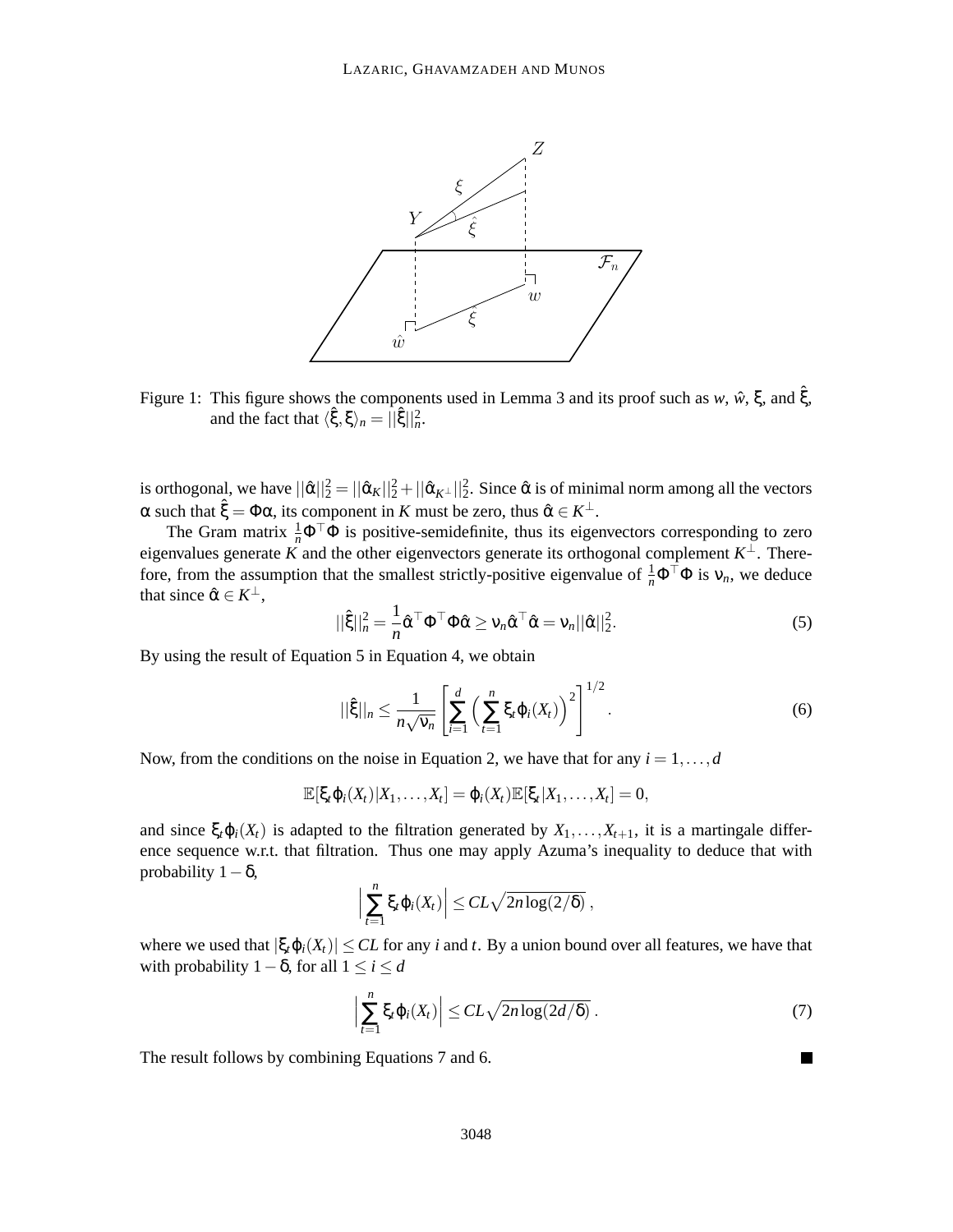Figure 1: This figure shows the components used in Lemma 3 and its proof such as $w$, $\hat{w}$, $\xi$, and $\hat{\xi}$, and the fact that $\langle \hat{\xi}, \xi \rangle_n = ||\hat{\xi}||_n^2$.

is orthogonal, we have $||\hat{\alpha}||_2^2 = ||\hat{\alpha}_K||_2^2 + ||\hat{\alpha}_{K^\perp}||_2^2$. Since $\hat{\alpha}$ is of minimal norm among all the vectors $\alpha$ such that $\hat{\xi} = \Phi\alpha$, its component in $K$ must be zero, thus $\hat{\alpha} \in K^\perp$.

The Gram matrix $\frac{1}{n}\Phi^\top\Phi$ is positive-semidefinite, thus its eigenvectors corresponding to zero eigenvalues generate $K$ and the other eigenvectors generate its orthogonal complement $K^\perp$. Therefore, from the assumption that the smallest strictly-positive eigenvalue of $\frac{1}{n}\Phi^\top\Phi$ is $\nu_n$, we deduce that since $\hat{\alpha} \in K^\perp$,

$$||\hat{\xi}||_n^2 = \frac{1}{n}\hat{\alpha}^\top\Phi^\top\Phi\hat{\alpha} \geq \nu_n\hat{\alpha}^\top\hat{\alpha} = \nu_n||\hat{\alpha}||_2^2. \tag{5}$$

By using the result of Equation 5 in Equation 4, we obtain

$$||\hat{\xi}||_n \leq \frac{1}{n\sqrt{\nu_n}}\left[\sum_{i=1}^{d}\Big(\sum_{t=1}^{n}\xi_t\varphi_i(X_t)\Big)^2\right]^{1/2}. \tag{6}$$

Now, from the conditions on the noise in Equation 2, we have that for any $i = 1, \ldots, d$

$$\mathbb{E}[\xi_t\varphi_i(X_t)|X_1,\ldots,X_t] = \varphi_i(X_t)\mathbb{E}[\xi_t|X_1,\ldots,X_t] = 0,$$

and since $\xi_t\varphi_i(X_t)$ is adapted to the filtration generated by $X_1,\ldots,X_{t+1}$, it is a martingale difference sequence w.r.t. that filtration. Thus one may apply Azuma's inequality to deduce that with probability $1-\delta$,

$$\Big|\sum_{t=1}^{n}\xi_t\varphi_i(X_t)\Big| \leq CL\sqrt{2n\log(2/\delta)}\,,$$

where we used that $|\xi_t\varphi_i(X_t)| \leq CL$ for any $i$ and $t$. By a union bound over all features, we have that with probability $1-\delta$, for all $1 \leq i \leq d$

$$\Big|\sum_{t=1}^{n}\xi_t\varphi_i(X_t)\Big| \leq CL\sqrt{2n\log(2d/\delta)}\,. \tag{7}$$

The result follows by combining Equations 7 and 6. ∎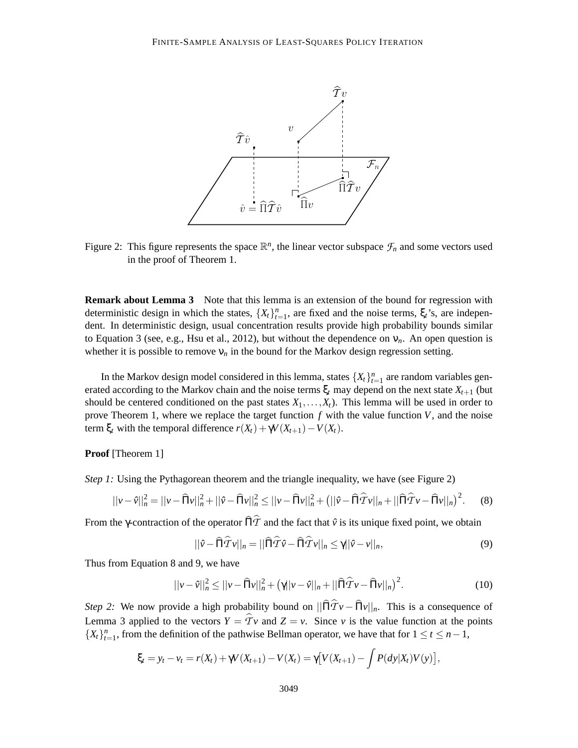Figure 2: This figure represents the space $\mathbb{R}^n$, the linear vector subspace $\mathcal{F}_n$ and some vectors used in the proof of Theorem 1.

**Remark about Lemma 3** Note that this lemma is an extension of the bound for regression with deterministic design in which the states, $\{X_t\}_{t=1}^n$, are fixed and the noise terms, $\xi_t$'s, are independent. In deterministic design, usual concentration results provide high probability bounds similar to Equation 3 (see, e.g., Hsu et al., 2012), but without the dependence on $\nu_n$. An open question is whether it is possible to remove $\nu_n$ in the bound for the Markov design regression setting.

In the Markov design model considered in this lemma, states $\{X_t\}_{t=1}^n$ are random variables generated according to the Markov chain and the noise terms $\xi_t$ may depend on the next state $X_{t+1}$ (but should be centered conditioned on the past states $X_1, \ldots, X_t$). This lemma will be used in order to prove Theorem 1, where we replace the target function $f$ with the value function $V$, and the noise term $\xi_t$ with the temporal difference $r(X_t) + \gamma V(X_{t+1}) - V(X_t)$.

**Proof** [Theorem 1]

*Step 1:* Using the Pythagorean theorem and the triangle inequality, we have (see Figure 2)

$$||v - \hat{v}||_n^2 = ||v - \widehat{\Pi}v||_n^2 + ||\hat{v} - \widehat{\Pi}v||_n^2 \leq ||v - \widehat{\Pi}v||_n^2 + \big(||\hat{v} - \widehat{\Pi}\widehat{\mathcal{T}}v||_n + ||\widehat{\Pi}\widehat{\mathcal{T}}v - \widehat{\Pi}v||_n\big)^2. \quad (8)$$

From the $\gamma$-contraction of the operator $\widehat{\Pi}\widehat{\mathcal{T}}$ and the fact that $\hat{v}$ is its unique fixed point, we obtain

$$||\hat{v} - \widehat{\Pi}\widehat{\mathcal{T}}v||_n = ||\widehat{\Pi}\widehat{\mathcal{T}}\hat{v} - \widehat{\Pi}\widehat{\mathcal{T}}v||_n \leq \gamma||\hat{v} - v||_n, \quad (9)$$

Thus from Equation 8 and 9, we have

$$||v - \hat{v}||_n^2 \leq ||v - \widehat{\Pi}v||_n^2 + \big(\gamma||v - \hat{v}||_n + ||\widehat{\Pi}\widehat{\mathcal{T}}v - \widehat{\Pi}v||_n\big)^2. \quad (10)$$

*Step 2:* We now provide a high probability bound on $||\widehat{\Pi}\widehat{\mathcal{T}}v - \widehat{\Pi}v||_n$. This is a consequence of Lemma 3 applied to the vectors $Y = \widehat{\mathcal{T}}v$ and $Z = v$. Since $v$ is the value function at the points $\{X_t\}_{t=1}^n$, from the definition of the pathwise Bellman operator, we have that for $1 \leq t \leq n-1$,

$$\xi_t = y_t - v_t = r(X_t) + \gamma V(X_{t+1}) - V(X_t) = \gamma\big[V(X_{t+1}) - \int P(dy|X_t)V(y)\big],$$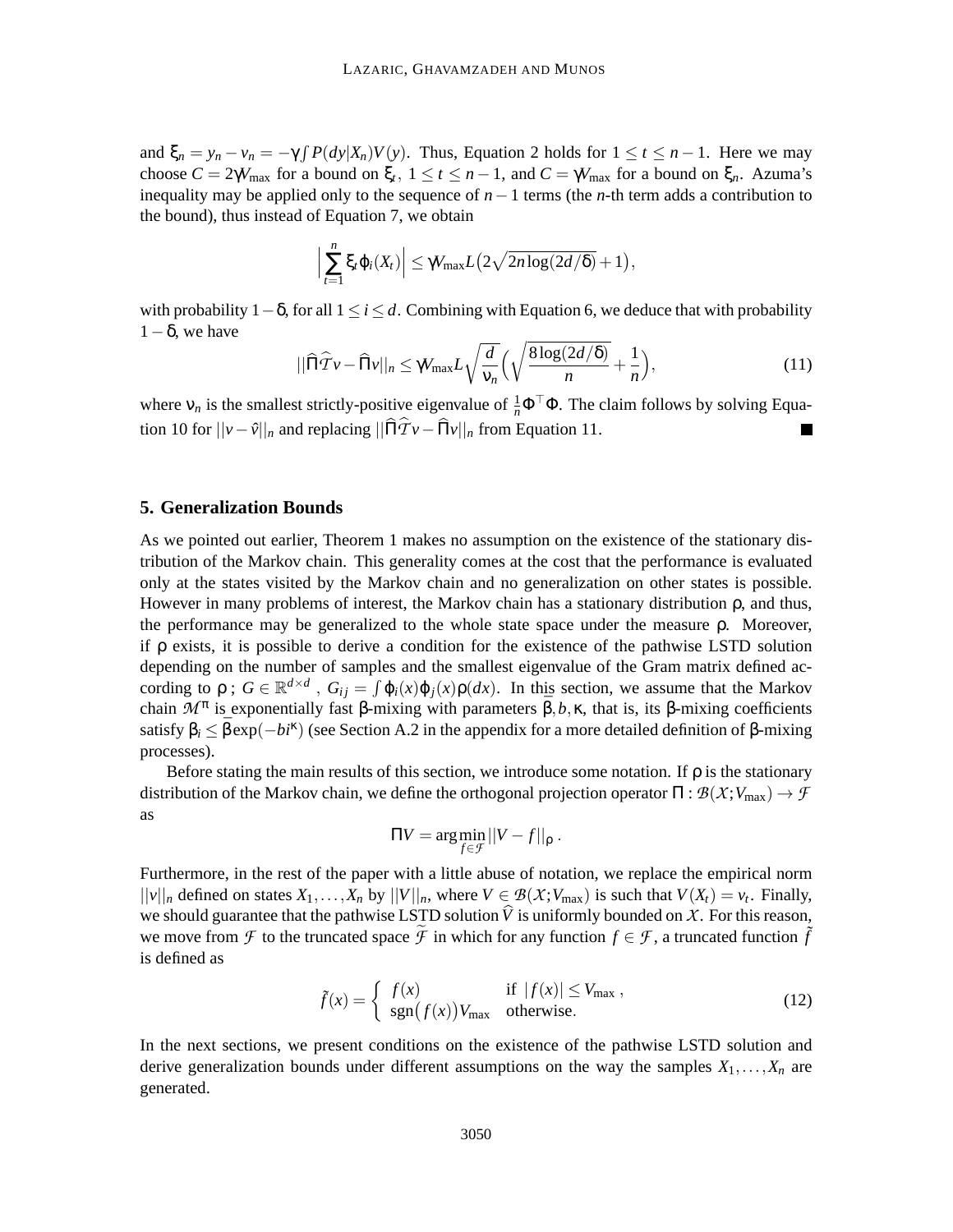and $\xi_n = y_n - v_n = -\gamma \int P(dy|X_n)V(y)$. Thus, Equation 2 holds for $1 \leq t \leq n-1$. Here we may choose $C = 2\gamma V_{\max}$ for a bound on $\xi_t$, $1 \leq t \leq n-1$, and $C = \gamma V_{\max}$ for a bound on $\xi_n$. Azuma's inequality may be applied only to the sequence of $n-1$ terms (the $n$-th term adds a contribution to the bound), thus instead of Equation 7, we obtain

$$\Big| \sum_{t=1}^{n} \xi_t \varphi_i(X_t) \Big| \leq \gamma V_{\max} L \big( 2\sqrt{2n \log(2d/\delta)} + 1 \big),$$

with probability $1-\delta$, for all $1 \leq i \leq d$. Combining with Equation 6, we deduce that with probability $1-\delta$, we have

$$||\widehat{\Pi}\widehat{\mathcal{T}}v - \widehat{\Pi}v||_n \leq \gamma V_{\max} L \sqrt{\frac{d}{\nu_n}} \Big( \sqrt{\frac{8\log(2d/\delta)}{n}} + \frac{1}{n} \Big), \tag{11}$$

where $\nu_n$ is the smallest strictly-positive eigenvalue of $\frac{1}{n}\Phi^\top\Phi$. The claim follows by solving Equation 10 for $||v - \hat{v}||_n$ and replacing $||\widehat{\Pi}\widehat{\mathcal{T}}v - \widehat{\Pi}v||_n$ from Equation 11. ■

## 5. Generalization Bounds

As we pointed out earlier, Theorem 1 makes no assumption on the existence of the stationary distribution of the Markov chain. This generality comes at the cost that the performance is evaluated only at the states visited by the Markov chain and no generalization on other states is possible. However in many problems of interest, the Markov chain has a stationary distribution $\rho$, and thus, the performance may be generalized to the whole state space under the measure $\rho$. Moreover, if $\rho$ exists, it is possible to derive a condition for the existence of the pathwise LSTD solution depending on the number of samples and the smallest eigenvalue of the Gram matrix defined according to $\rho$ ; $G \in \mathbb{R}^{d\times d}$ , $G_{ij} = \int \varphi_i(x)\varphi_j(x)\rho(dx)$. In this section, we assume that the Markov chain $\mathcal{M}^\pi$ is exponentially fast $\beta$-mixing with parameters $\bar{\beta}, b, \kappa$, that is, its $\beta$-mixing coefficients satisfy $\beta_i \leq \bar{\beta}\exp(-bi^\kappa)$ (see Section A.2 in the appendix for a more detailed definition of $\beta$-mixing processes).

Before stating the main results of this section, we introduce some notation. If $\rho$ is the stationary distribution of the Markov chain, we define the orthogonal projection operator $\Pi : \mathcal{B}(\mathcal{X}; V_{\max}) \to \mathcal{F}$ as

$$\Pi V = \arg\min_{f\in\mathcal{F}} ||V - f||_\rho \, .$$

Furthermore, in the rest of the paper with a little abuse of notation, we replace the empirical norm $||v||_n$ defined on states $X_1, \ldots, X_n$ by $||V||_n$, where $V \in \mathcal{B}(\mathcal{X}; V_{\max})$ is such that $V(X_t) = v_t$. Finally, we should guarantee that the pathwise LSTD solution $\widehat{V}$ is uniformly bounded on $\mathcal{X}$. For this reason, we move from $\mathcal{F}$ to the truncated space $\widetilde{\mathcal{F}}$ in which for any function $f \in \mathcal{F}$, a truncated function $\tilde{f}$ is defined as

$$\tilde{f}(x) = \begin{cases} f(x) & \text{if } |f(x)| \leq V_{\max} \, , \\ \text{sgn}\big(f(x)\big)V_{\max} & \text{otherwise.} \end{cases} \tag{12}$$

In the next sections, we present conditions on the existence of the pathwise LSTD solution and derive generalization bounds under different assumptions on the way the samples $X_1, \ldots, X_n$ are generated.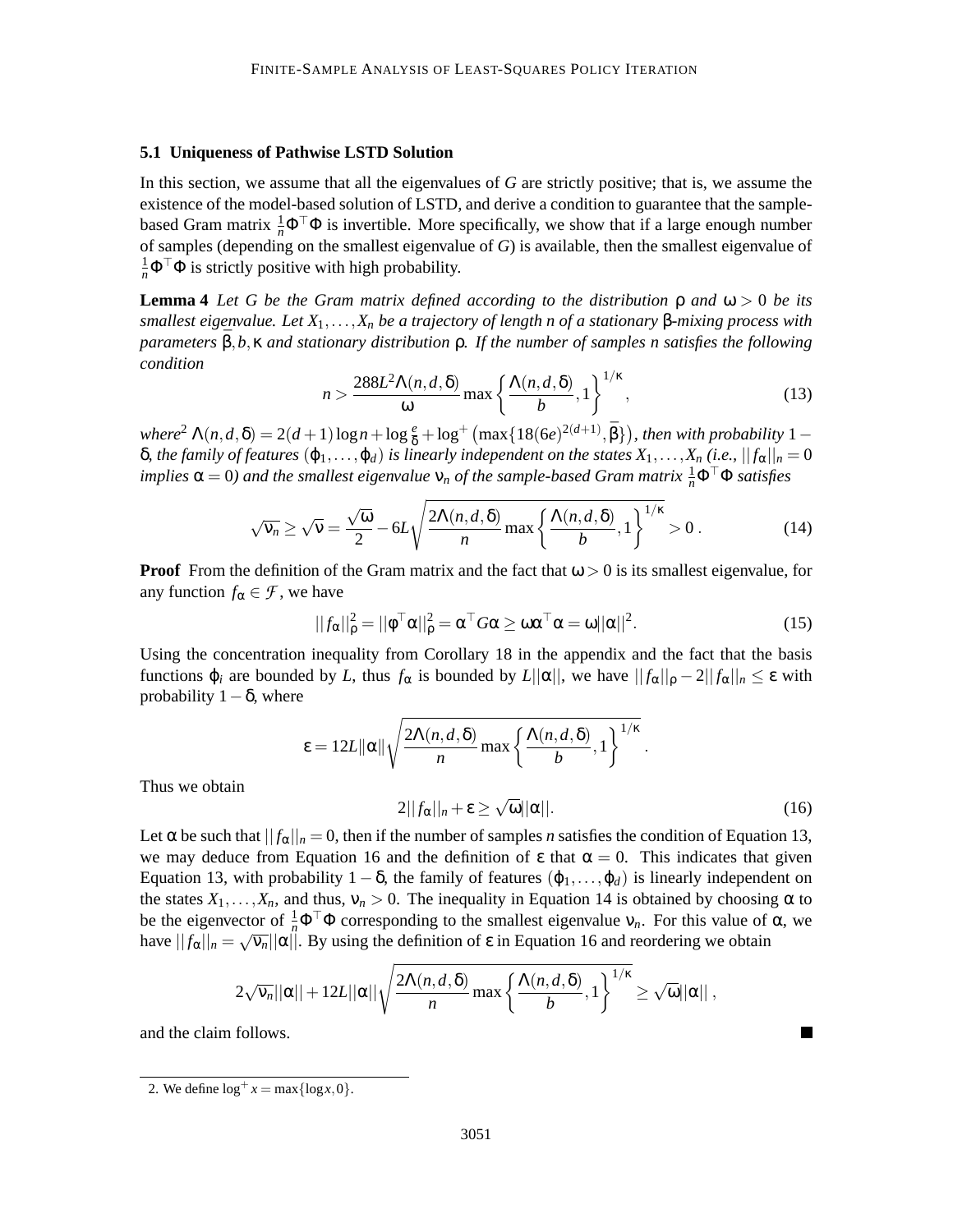### 5.1 Uniqueness of Pathwise LSTD Solution

In this section, we assume that all the eigenvalues of $G$ are strictly positive; that is, we assume the existence of the model-based solution of LSTD, and derive a condition to guarantee that the sample-based Gram matrix $\frac{1}{n}\Phi^\top\Phi$ is invertible. More specifically, we show that if a large enough number of samples (depending on the smallest eigenvalue of $G$) is available, then the smallest eigenvalue of $\frac{1}{n}\Phi^\top\Phi$ is strictly positive with high probability.

**Lemma 4** *Let $G$ be the Gram matrix defined according to the distribution $\rho$ and $\omega > 0$ be its smallest eigenvalue. Let $X_1, \ldots, X_n$ be a trajectory of length $n$ of a stationary $\beta$-mixing process with parameters $\bar{\beta}, b, \kappa$ and stationary distribution $\rho$. If the number of samples $n$ satisfies the following condition*

$$n > \frac{288L^2\Lambda(n,d,\delta)}{\omega}\max\left\{\frac{\Lambda(n,d,\delta)}{b}, 1\right\}^{1/\kappa}, \tag{13}$$

*where*[2] $\Lambda(n,d,\delta) = 2(d+1)\log n + \log\frac{e}{\delta} + \log^+\left(\max\{18(6e)^{2(d+1)}, \bar{\beta}\}\right)$*, then with probability $1-\delta$, the family of features $(\varphi_1, \ldots, \varphi_d)$ is linearly independent on the states $X_1, \ldots, X_n$ (i.e., $||f_\alpha||_n = 0$ implies $\alpha = 0$) and the smallest eigenvalue $\nu_n$ of the sample-based Gram matrix $\frac{1}{n}\Phi^\top\Phi$ satisfies*

$$\sqrt{\nu_n} \geq \sqrt{\nu} = \frac{\sqrt{\omega}}{2} - 6L\sqrt{\frac{2\Lambda(n,d,\delta)}{n}\max\left\{\frac{\Lambda(n,d,\delta)}{b}, 1\right\}^{1/\kappa}} > 0\,. \tag{14}$$

**Proof** From the definition of the Gram matrix and the fact that $\omega > 0$ is its smallest eigenvalue, for any function $f_\alpha \in \mathcal{F}$, we have

$$||f_\alpha||_\rho^2 = ||\phi^\top\alpha||_\rho^2 = \alpha^\top G\alpha \geq \omega\alpha^\top\alpha = \omega||\alpha||^2. \tag{15}$$

Using the concentration inequality from Corollary 18 in the appendix and the fact that the basis functions $\varphi_i$ are bounded by $L$, thus $f_\alpha$ is bounded by $L||\alpha||$, we have $||f_\alpha||_\rho - 2||f_\alpha||_n \leq \varepsilon$ with probability $1-\delta$, where

$$\varepsilon = 12L\|\alpha\|\sqrt{\frac{2\Lambda(n,d,\delta)}{n}\max\left\{\frac{\Lambda(n,d,\delta)}{b}, 1\right\}^{1/\kappa}}\,.$$

Thus we obtain

$$2||f_\alpha||_n + \varepsilon \geq \sqrt{\omega}||\alpha||. \tag{16}$$

Let $\alpha$ be such that $||f_\alpha||_n = 0$, then if the number of samples $n$ satisfies the condition of Equation 13, we may deduce from Equation 16 and the definition of $\varepsilon$ that $\alpha = 0$. This indicates that given Equation 13, with probability $1-\delta$, the family of features $(\varphi_1, \ldots, \varphi_d)$ is linearly independent on the states $X_1, \ldots, X_n$, and thus, $\nu_n > 0$. The inequality in Equation 14 is obtained by choosing $\alpha$ to be the eigenvector of $\frac{1}{n}\Phi^\top\Phi$ corresponding to the smallest eigenvalue $\nu_n$. For this value of $\alpha$, we have $||f_\alpha||_n = \sqrt{\nu_n}||\alpha||$. By using the definition of $\varepsilon$ in Equation 16 and reordering we obtain

$$2\sqrt{\nu_n}||\alpha|| + 12L||\alpha||\sqrt{\frac{2\Lambda(n,d,\delta)}{n}\max\left\{\frac{\Lambda(n,d,\delta)}{b}, 1\right\}^{1/\kappa}} \geq \sqrt{\omega}||\alpha||\,,$$

and the claim follows. ∎

2. We define $\log^+ x = \max\{\log x, 0\}$.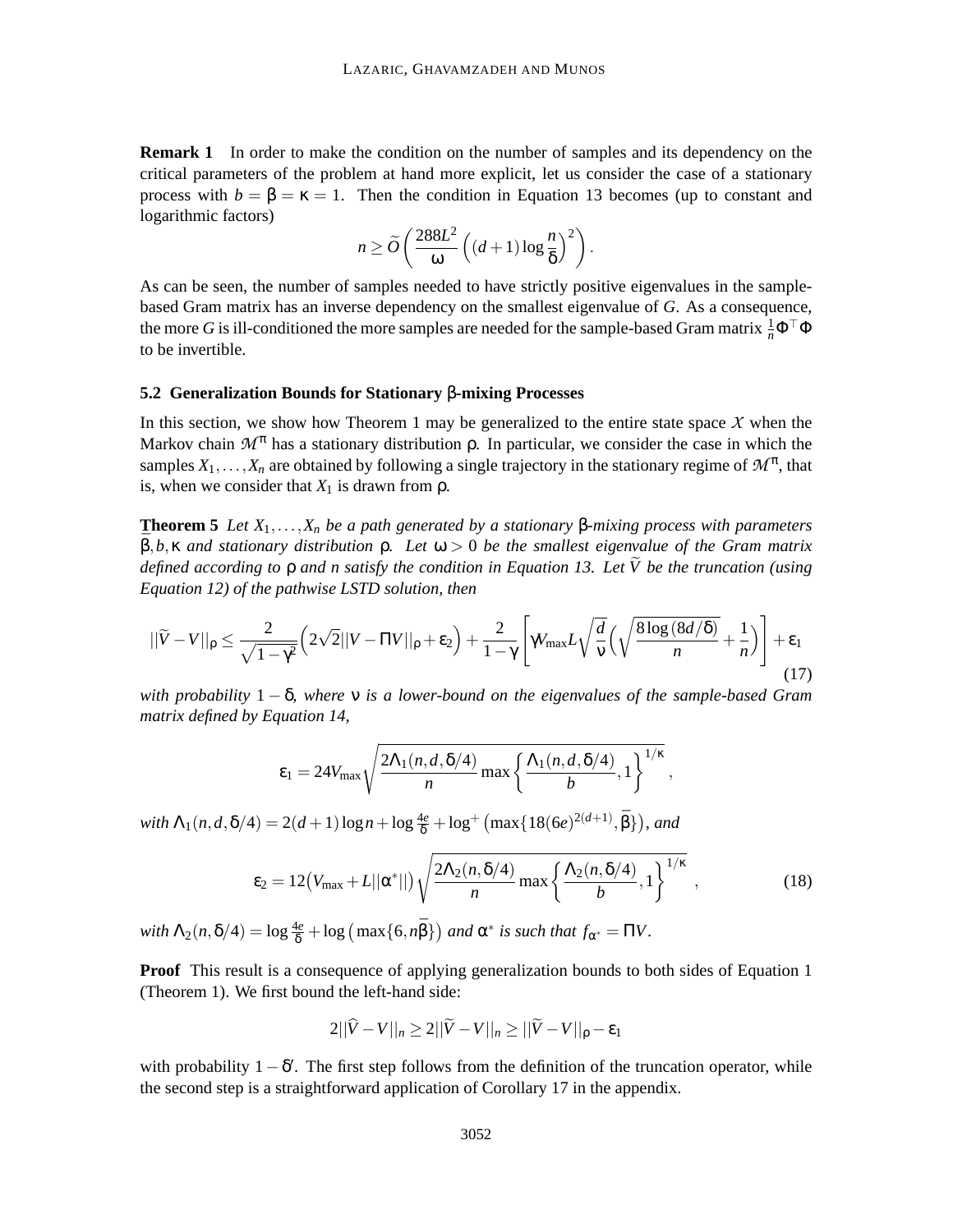**Remark 1** In order to make the condition on the number of samples and its dependency on the critical parameters of the problem at hand more explicit, let us consider the case of a stationary process with $b = \beta = \kappa = 1$. Then the condition in Equation 13 becomes (up to constant and logarithmic factors)

$$n \geq \widetilde{O}\left(\frac{288L^2}{\omega}\left((d+1)\log\frac{n}{\delta}\right)^2\right).$$

As can be seen, the number of samples needed to have strictly positive eigenvalues in the sample-based Gram matrix has an inverse dependency on the smallest eigenvalue of $G$. As a consequence, the more $G$ is ill-conditioned the more samples are needed for the sample-based Gram matrix $\frac{1}{n}\Phi^\top\Phi$ to be invertible.

### 5.2 Generalization Bounds for Stationary β-mixing Processes

In this section, we show how Theorem 1 may be generalized to the entire state space $\mathcal{X}$ when the Markov chain $\mathcal{M}^\pi$ has a stationary distribution $\rho$. In particular, we consider the case in which the samples $X_1, \ldots, X_n$ are obtained by following a single trajectory in the stationary regime of $\mathcal{M}^\pi$, that is, when we consider that $X_1$ is drawn from $\rho$.

**Theorem 5** *Let $X_1, \ldots, X_n$ be a path generated by a stationary $\beta$-mixing process with parameters $\bar{\beta}, b, \kappa$ and stationary distribution $\rho$. Let $\omega > 0$ be the smallest eigenvalue of the Gram matrix defined according to $\rho$ and $n$ satisfy the condition in Equation 13. Let $\widetilde{V}$ be the truncation (using Equation 12) of the pathwise LSTD solution, then*

$$||\widetilde{V} - V||_\rho \leq \frac{2}{\sqrt{1-\gamma^2}}\left(2\sqrt{2}||V - \Pi V||_\rho + \varepsilon_2\right) + \frac{2}{1-\gamma}\left[\gamma V_{\max} L\sqrt{\frac{d}{\nu}}\left(\sqrt{\frac{8\log(8d/\delta)}{n}} + \frac{1}{n}\right)\right] + \varepsilon_1 \tag{17}$$

*with probability $1-\delta$, where $\nu$ is a lower-bound on the eigenvalues of the sample-based Gram matrix defined by Equation 14,*

$$\varepsilon_1 = 24V_{\max}\sqrt{\frac{2\Lambda_1(n,d,\delta/4)}{n}\max\left\{\frac{\Lambda_1(n,d,\delta/4)}{b}, 1\right\}^{1/\kappa}},$$

*with $\Lambda_1(n,d,\delta/4) = 2(d+1)\log n + \log\frac{4e}{\delta} + \log^+\left(\max\{18(6e)^{2(d+1)}, \bar{\beta}\}\right)$, and*

$$\varepsilon_2 = 12\left(V_{\max} + L||\alpha^*||\right)\sqrt{\frac{2\Lambda_2(n,\delta/4)}{n}\max\left\{\frac{\Lambda_2(n,\delta/4)}{b}, 1\right\}^{1/\kappa}}, \tag{18}$$

*with $\Lambda_2(n,\delta/4) = \log\frac{4e}{\delta} + \log\left(\max\{6, n\bar{\beta}\}\right)$ and $\alpha^*$ is such that $f_{\alpha^*} = \Pi V$.*

**Proof** This result is a consequence of applying generalization bounds to both sides of Equation 1 (Theorem 1). We first bound the left-hand side:

$$2||\widehat{V} - V||_n \geq 2||\widetilde{V} - V||_n \geq ||\widetilde{V} - V||_\rho - \varepsilon_1$$

with probability $1-\delta'$. The first step follows from the definition of the truncation operator, while the second step is a straightforward application of Corollary 17 in the appendix.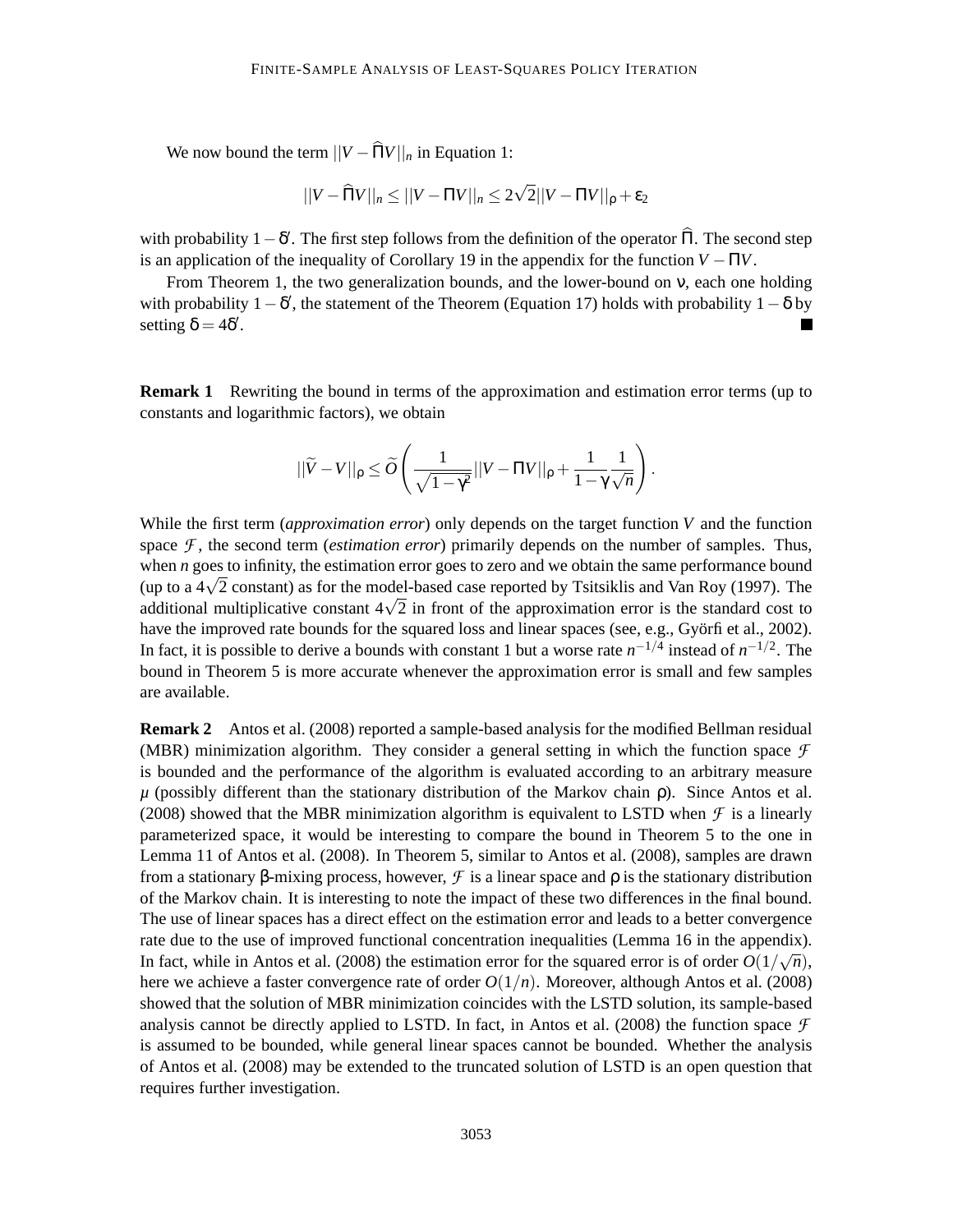We now bound the term $||V - \widehat{\Pi}V||_n$ in Equation 1:

$$||V - \widehat{\Pi}V||_n \leq ||V - \Pi V||_n \leq 2\sqrt{2}||V - \Pi V||_\rho + \varepsilon_2$$

with probability $1-\delta'$. The first step follows from the definition of the operator $\widehat{\Pi}$. The second step is an application of the inequality of Corollary 19 in the appendix for the function $V - \Pi V$.

From Theorem 1, the two generalization bounds, and the lower-bound on $\nu$, each one holding with probability $1-\delta'$, the statement of the Theorem (Equation 17) holds with probability $1-\delta$ by setting $\delta = 4\delta'$. ■

**Remark 1** Rewriting the bound in terms of the approximation and estimation error terms (up to constants and logarithmic factors), we obtain

$$||\widetilde{V} - V||_\rho \leq \widetilde{O}\left(\frac{1}{\sqrt{1-\gamma^2}}||V - \Pi V||_\rho + \frac{1}{1-\gamma}\frac{1}{\sqrt{n}}\right).$$

While the first term (*approximation error*) only depends on the target function $V$ and the function space $\mathcal{F}$, the second term (*estimation error*) primarily depends on the number of samples. Thus, when $n$ goes to infinity, the estimation error goes to zero and we obtain the same performance bound (up to a $4\sqrt{2}$ constant) as for the model-based case reported by Tsitsiklis and Van Roy (1997). The additional multiplicative constant $4\sqrt{2}$ in front of the approximation error is the standard cost to have the improved rate bounds for the squared loss and linear spaces (see, e.g., Györfi et al., 2002). In fact, it is possible to derive a bounds with constant 1 but a worse rate $n^{-1/4}$ instead of $n^{-1/2}$. The bound in Theorem 5 is more accurate whenever the approximation error is small and few samples are available.

**Remark 2** Antos et al. (2008) reported a sample-based analysis for the modified Bellman residual (MBR) minimization algorithm. They consider a general setting in which the function space $\mathcal{F}$ is bounded and the performance of the algorithm is evaluated according to an arbitrary measure $\mu$ (possibly different than the stationary distribution of the Markov chain $\rho$). Since Antos et al. (2008) showed that the MBR minimization algorithm is equivalent to LSTD when $\mathcal{F}$ is a linearly parameterized space, it would be interesting to compare the bound in Theorem 5 to the one in Lemma 11 of Antos et al. (2008). In Theorem 5, similar to Antos et al. (2008), samples are drawn from a stationary $\beta$-mixing process, however, $\mathcal{F}$ is a linear space and $\rho$ is the stationary distribution of the Markov chain. It is interesting to note the impact of these two differences in the final bound. The use of linear spaces has a direct effect on the estimation error and leads to a better convergence rate due to the use of improved functional concentration inequalities (Lemma 16 in the appendix). In fact, while in Antos et al. (2008) the estimation error for the squared error is of order $O(1/\sqrt{n})$, here we achieve a faster convergence rate of order $O(1/n)$. Moreover, although Antos et al. (2008) showed that the solution of MBR minimization coincides with the LSTD solution, its sample-based analysis cannot be directly applied to LSTD. In fact, in Antos et al. (2008) the function space $\mathcal{F}$ is assumed to be bounded, while general linear spaces cannot be bounded. Whether the analysis of Antos et al. (2008) may be extended to the truncated solution of LSTD is an open question that requires further investigation.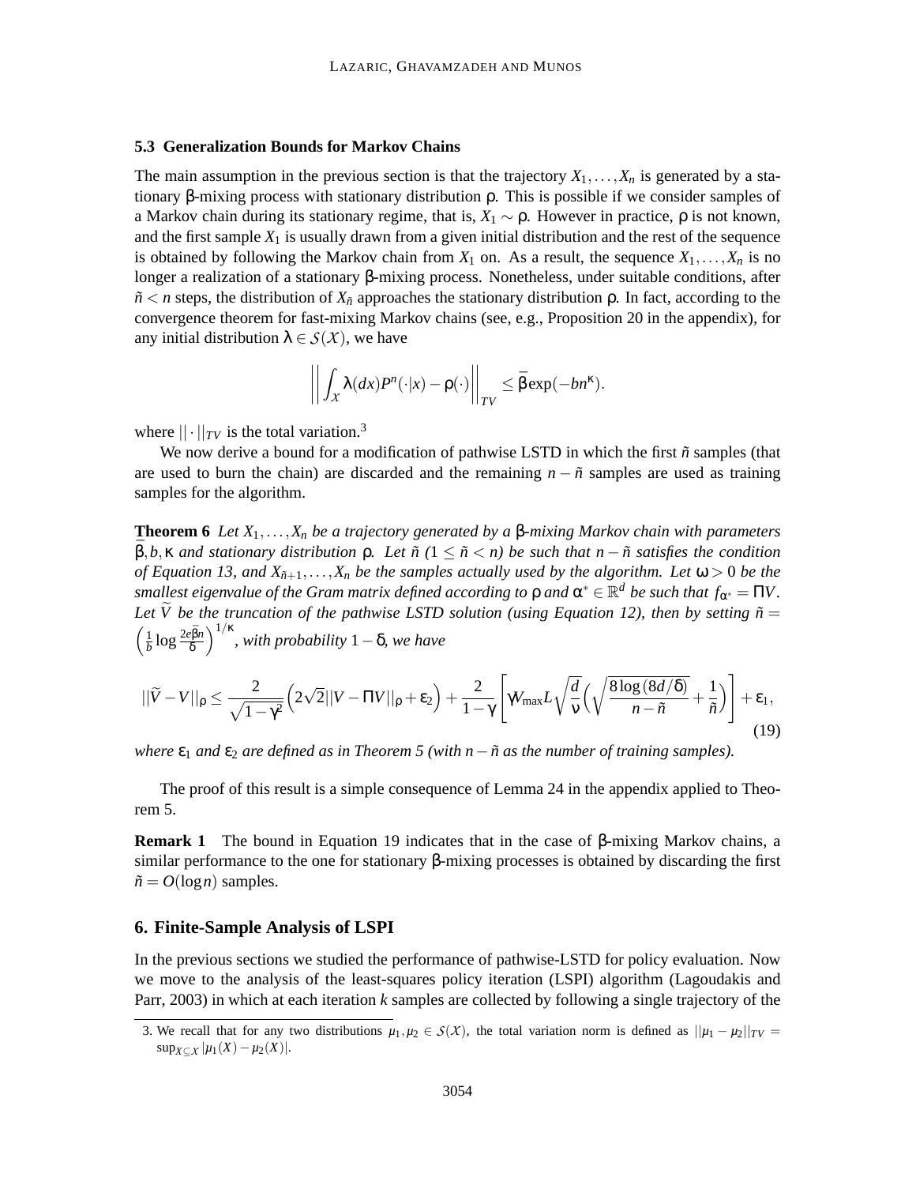### 5.3 Generalization Bounds for Markov Chains

The main assumption in the previous section is that the trajectory $X_1, \ldots, X_n$ is generated by a stationary $\beta$-mixing process with stationary distribution $\rho$. This is possible if we consider samples of a Markov chain during its stationary regime, that is, $X_1 \sim \rho$. However in practice, $\rho$ is not known, and the first sample $X_1$ is usually drawn from a given initial distribution and the rest of the sequence is obtained by following the Markov chain from $X_1$ on. As a result, the sequence $X_1, \ldots, X_n$ is no longer a realization of a stationary $\beta$-mixing process. Nonetheless, under suitable conditions, after $\tilde{n} < n$ steps, the distribution of $X_{\tilde{n}}$ approaches the stationary distribution $\rho$. In fact, according to the convergence theorem for fast-mixing Markov chains (see, e.g., Proposition 20 in the appendix), for any initial distribution $\lambda \in \mathcal{S}(\mathcal{X})$, we have

$$\left|\left| \int_{\mathcal{X}} \lambda(dx) P^n(\cdot|x) - \rho(\cdot) \right|\right|_{TV} \leq \bar{\beta} \exp(-bn^{\kappa}).$$

where $||\cdot||_{TV}$ is the total variation.[3]

We now derive a bound for a modification of pathwise LSTD in which the first $\tilde{n}$ samples (that are used to burn the chain) are discarded and the remaining $n - \tilde{n}$ samples are used as training samples for the algorithm.

**Theorem 6** *Let $X_1, \ldots, X_n$ be a trajectory generated by a $\beta$-mixing Markov chain with parameters $\bar{\beta}, b, \kappa$ and stationary distribution $\rho$. Let $\tilde{n}$ ($1 \leq \tilde{n} < n$) be such that $n - \tilde{n}$ satisfies the condition of Equation 13, and $X_{\tilde{n}+1}, \ldots, X_n$ be the samples actually used by the algorithm. Let $\omega > 0$ be the smallest eigenvalue of the Gram matrix defined according to $\rho$ and $\alpha^* \in \mathbb{R}^d$ be such that $f_{\alpha^*} = \Pi V$. Let $\widetilde{V}$ be the truncation of the pathwise LSTD solution (using Equation 12), then by setting $\tilde{n} = \left(\frac{1}{b} \log \frac{2e\bar{\beta}n}{\delta}\right)^{1/\kappa}$, with probability $1 - \delta$, we have*

$$||\widetilde{V} - V||_{\rho} \leq \frac{2}{\sqrt{1-\gamma^2}} \Big( 2\sqrt{2} ||V - \Pi V||_{\rho} + \varepsilon_2 \Big) + \frac{2}{1-\gamma} \left[ \gamma V_{\max} L \sqrt{\frac{d}{\nu}} \Big( \sqrt{\frac{8 \log(8d/\delta)}{n - \tilde{n}}} + \frac{1}{\tilde{n}} \Big) \right] + \varepsilon_1, \tag{19}$$

*where $\varepsilon_1$ and $\varepsilon_2$ are defined as in Theorem 5 (with $n - \tilde{n}$ as the number of training samples).*

The proof of this result is a simple consequence of Lemma 24 in the appendix applied to Theorem 5.

**Remark 1** The bound in Equation 19 indicates that in the case of $\beta$-mixing Markov chains, a similar performance to the one for stationary $\beta$-mixing processes is obtained by discarding the first $\tilde{n} = O(\log n)$ samples.

## 6. Finite-Sample Analysis of LSPI

In the previous sections we studied the performance of pathwise-LSTD for policy evaluation. Now we move to the analysis of the least-squares policy iteration (LSPI) algorithm (Lagoudakis and Parr, 2003) in which at each iteration $k$ samples are collected by following a single trajectory of the

[3] We recall that for any two distributions $\mu_1, \mu_2 \in \mathcal{S}(\mathcal{X})$, the total variation norm is defined as $||\mu_1 - \mu_2||_{TV} = \sup_{X \subseteq \mathcal{X}} |\mu_1(X) - \mu_2(X)|$.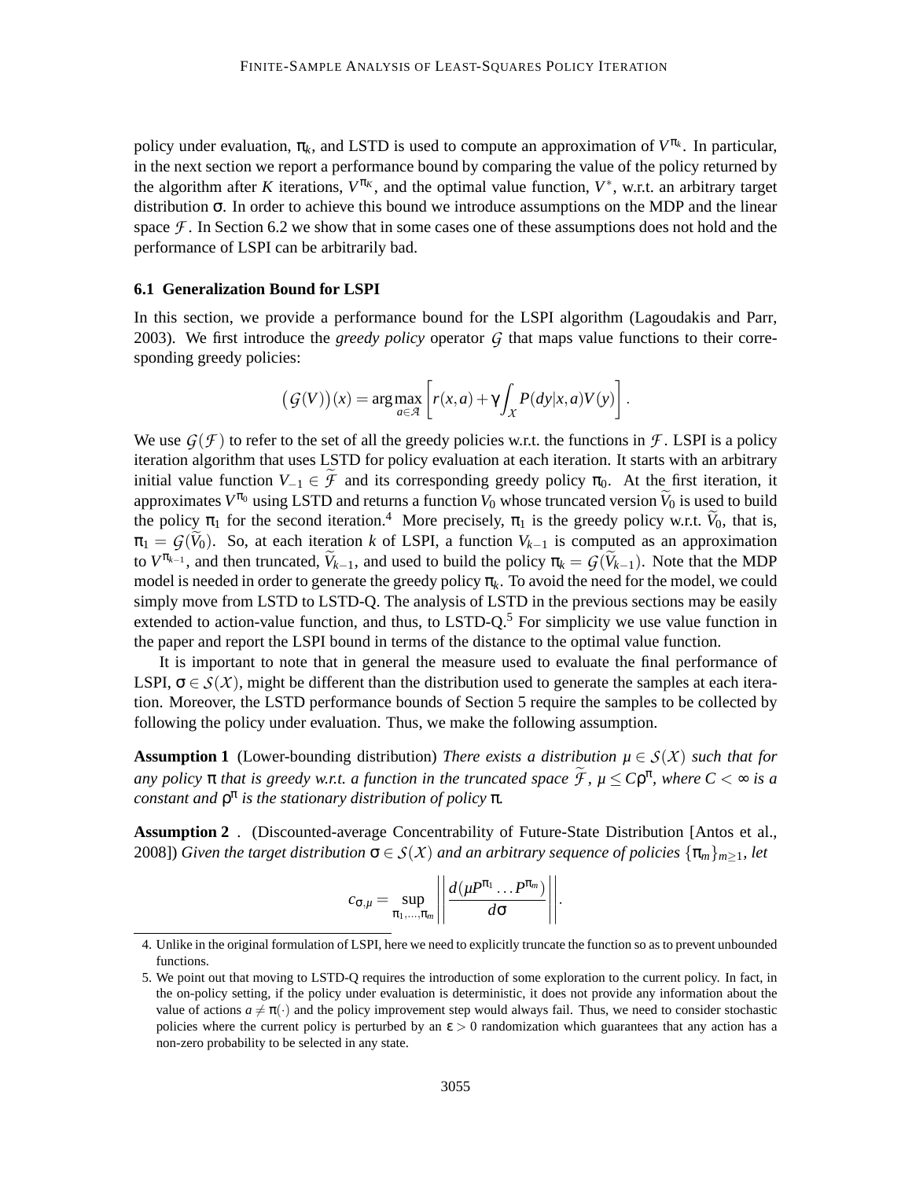policy under evaluation, $\pi_k$, and LSTD is used to compute an approximation of $V^{\pi_k}$. In particular, in the next section we report a performance bound by comparing the value of the policy returned by the algorithm after $K$ iterations, $V^{\pi_K}$, and the optimal value function, $V^*$, w.r.t. an arbitrary target distribution $\sigma$. In order to achieve this bound we introduce assumptions on the MDP and the linear space $\mathcal{F}$. In Section 6.2 we show that in some cases one of these assumptions does not hold and the performance of LSPI can be arbitrarily bad.

### 6.1 Generalization Bound for LSPI

In this section, we provide a performance bound for the LSPI algorithm (Lagoudakis and Parr, 2003). We first introduce the *greedy policy* operator $\mathcal{G}$ that maps value functions to their corresponding greedy policies:

$$\big(\mathcal{G}(V)\big)(x) = \arg\max_{a\in\mathcal{A}} \left[ r(x,a) + \gamma \int_{\mathcal{X}} P(dy|x,a) V(y) \right].$$

We use $\mathcal{G}(\mathcal{F})$ to refer to the set of all the greedy policies w.r.t. the functions in $\mathcal{F}$. LSPI is a policy iteration algorithm that uses LSTD for policy evaluation at each iteration. It starts with an arbitrary initial value function $V_{-1} \in \widetilde{\mathcal{F}}$ and its corresponding greedy policy $\pi_0$. At the first iteration, it approximates $V^{\pi_0}$ using LSTD and returns a function $V_0$ whose truncated version $\widetilde{V}_0$ is used to build the policy $\pi_1$ for the second iteration.[4] More precisely, $\pi_1$ is the greedy policy w.r.t. $\widetilde{V}_0$, that is, $\pi_1 = \mathcal{G}(\widetilde{V}_0)$. So, at each iteration $k$ of LSPI, a function $V_{k-1}$ is computed as an approximation to $V^{\pi_{k-1}}$, and then truncated, $\widetilde{V}_{k-1}$, and used to build the policy $\pi_k = \mathcal{G}(\widetilde{V}_{k-1})$. Note that the MDP model is needed in order to generate the greedy policy $\pi_k$. To avoid the need for the model, we could simply move from LSTD to LSTD-Q. The analysis of LSTD in the previous sections may be easily extended to action-value function, and thus, to LSTD-Q.[5] For simplicity we use value function in the paper and report the LSPI bound in terms of the distance to the optimal value function.

It is important to note that in general the measure used to evaluate the final performance of LSPI, $\sigma \in \mathcal{S}(\mathcal{X})$, might be different than the distribution used to generate the samples at each iteration. Moreover, the LSTD performance bounds of Section 5 require the samples to be collected by following the policy under evaluation. Thus, we make the following assumption.

**Assumption 1** (Lower-bounding distribution) *There exists a distribution $\mu \in \mathcal{S}(\mathcal{X})$ such that for any policy $\pi$ that is greedy w.r.t. a function in the truncated space $\widetilde{\mathcal{F}}$, $\mu \le C\rho^\pi$, where $C < \infty$ is a constant and $\rho^\pi$ is the stationary distribution of policy $\pi$.*

**Assumption 2** . (Discounted-average Concentrability of Future-State Distribution [Antos et al., 2008]) *Given the target distribution $\sigma \in \mathcal{S}(\mathcal{X})$ and an arbitrary sequence of policies $\{\pi_m\}_{m\ge1}$, let*

$$c_{\sigma,\mu} = \sup_{\pi_1,\dots,\pi_m} \left|\left| \frac{d(\mu P^{\pi_1}\dots P^{\pi_m})}{d\sigma} \right|\right|.$$

4. Unlike in the original formulation of LSPI, here we need to explicitly truncate the function so as to prevent unbounded functions.

5. We point out that moving to LSTD-Q requires the introduction of some exploration to the current policy. In fact, in the on-policy setting, if the policy under evaluation is deterministic, it does not provide any information about the value of actions $a \neq \pi(\cdot)$ and the policy improvement step would always fail. Thus, we need to consider stochastic policies where the current policy is perturbed by an $\varepsilon > 0$ randomization which guarantees that any action has a non-zero probability to be selected in any state.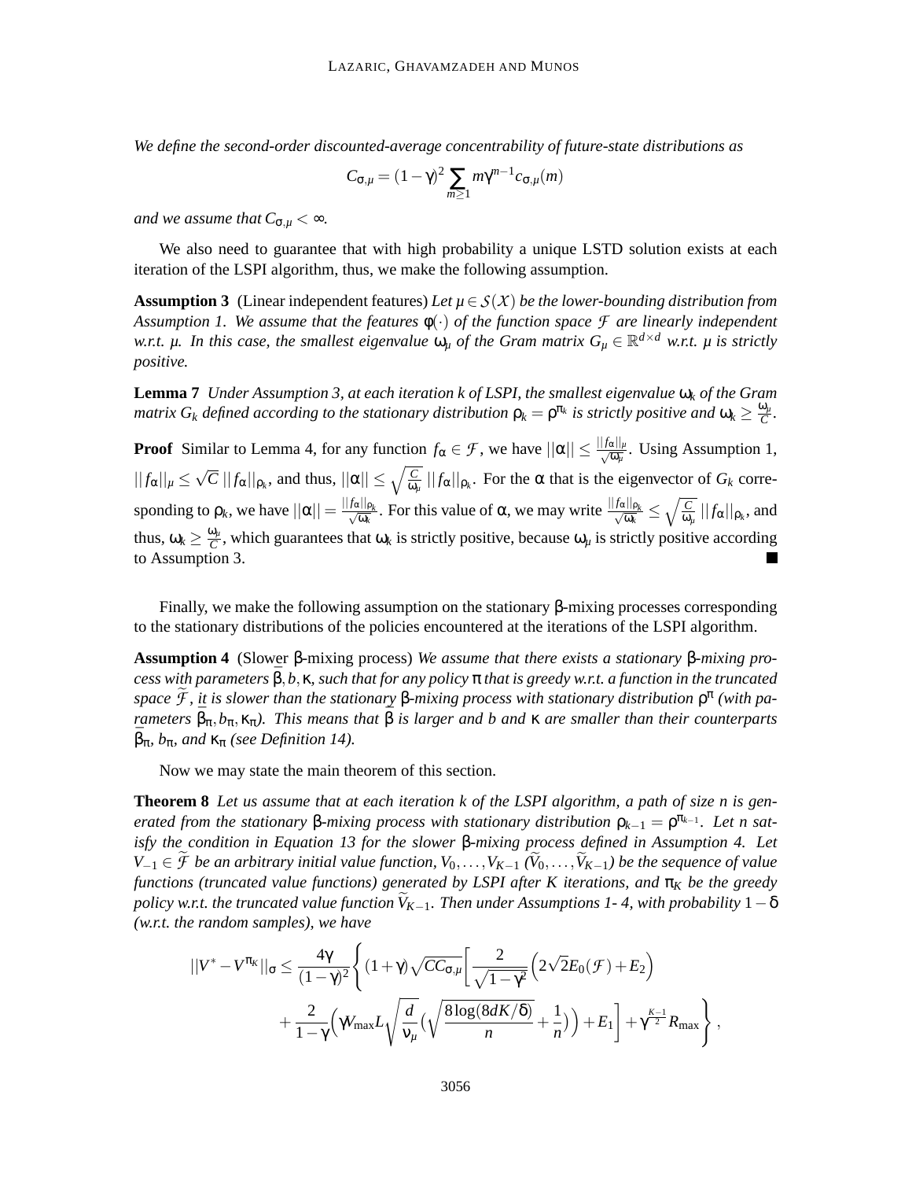*We define the second-order discounted-average concentrability of future-state distributions as*

$$C_{\sigma,\mu} = (1-\gamma)^2 \sum_{m \geq 1} m\gamma^{m-1} c_{\sigma,\mu}(m)$$

*and we assume that $C_{\sigma,\mu} < \infty$.*

We also need to guarantee that with high probability a unique LSTD solution exists at each iteration of the LSPI algorithm, thus, we make the following assumption.

**Assumption 3** (Linear independent features) *Let $\mu \in \mathcal{S}(\mathcal{X})$ be the lower-bounding distribution from Assumption 1. We assume that the features $\phi(\cdot)$ of the function space $\mathcal{F}$ are linearly independent w.r.t. $\mu$. In this case, the smallest eigenvalue $\omega_\mu$ of the Gram matrix $G_\mu \in \mathbb{R}^{d\times d}$ w.r.t. $\mu$ is strictly positive.*

**Lemma 7** *Under Assumption 3, at each iteration $k$ of LSPI, the smallest eigenvalue $\omega_k$ of the Gram matrix $G_k$ defined according to the stationary distribution $\rho_k = \rho^{\pi_k}$ is strictly positive and $\omega_k \geq \frac{\omega_\mu}{C}$.*

**Proof** Similar to Lemma 4, for any function $f_\alpha \in \mathcal{F}$, we have $||\alpha|| \leq \frac{||f_\alpha||_\mu}{\sqrt{\omega_\mu}}$. Using Assumption 1, $||f_\alpha||_\mu \leq \sqrt{C}\,||f_\alpha||_{\rho_k}$, and thus, $||\alpha|| \leq \sqrt{\frac{C}{\omega_\mu}}\,||f_\alpha||_{\rho_k}$. For the $\alpha$ that is the eigenvector of $G_k$ corresponding to $\rho_k$, we have $||\alpha|| = \frac{||f_\alpha||_{\rho_k}}{\sqrt{\omega_k}}$. For this value of $\alpha$, we may write $\frac{||f_\alpha||_{\rho_k}}{\sqrt{\omega_k}} \leq \sqrt{\frac{C}{\omega_\mu}}\,||f_\alpha||_{\rho_k}$, and thus, $\omega_k \geq \frac{\omega_\mu}{C}$, which guarantees that $\omega_k$ is strictly positive, because $\omega_\mu$ is strictly positive according to Assumption 3. ∎

Finally, we make the following assumption on the stationary $\beta$-mixing processes corresponding to the stationary distributions of the policies encountered at the iterations of the LSPI algorithm.

**Assumption 4** (Slower $\beta$-mixing process) *We assume that there exists a stationary $\beta$-mixing process with parameters $\overline{\beta}, \underline{b}, \underline{\kappa}$, such that for any policy $\pi$ that is greedy w.r.t. a function in the truncated space $\widetilde{\mathcal{F}}$, it is slower than the stationary $\beta$-mixing process with stationary distribution $\rho^\pi$ (with parameters $\beta_\pi, b_\pi, \kappa_\pi$). This means that $\overline{\beta}$ is larger and $\underline{b}$ and $\underline{\kappa}$ are smaller than their counterparts $\beta_\pi$, $b_\pi$, and $\kappa_\pi$ (see Definition 14).*

Now we may state the main theorem of this section.

**Theorem 8** *Let us assume that at each iteration $k$ of the LSPI algorithm, a path of size $n$ is generated from the stationary $\beta$-mixing process with stationary distribution $\rho_{k-1} = \rho^{\pi_{k-1}}$. Let $n$ satisfy the condition in Equation 13 for the slower $\beta$-mixing process defined in Assumption 4. Let $V_{-1} \in \widetilde{\mathcal{F}}$ be an arbitrary initial value function, $V_0,\ldots,V_{K-1}$ ($\widetilde{V}_0,\ldots,\widetilde{V}_{K-1}$) be the sequence of value functions (truncated value functions) generated by LSPI after $K$ iterations, and $\pi_K$ be the greedy policy w.r.t. the truncated value function $\widetilde{V}_{K-1}$. Then under Assumptions 1- 4, with probability $1-\delta$ (w.r.t. the random samples), we have*

$$||V^* - V^{\pi_K}||_\sigma \leq \frac{4\gamma}{(1-\gamma)^2}\Bigg\{(1+\gamma)\sqrt{CC_{\sigma,\mu}}\Bigg[\frac{2}{\sqrt{1-\gamma^2}}\Big(2\sqrt{2}E_0(\mathcal{F}) + E_2\Big) + \frac{2}{1-\gamma}\Big(\gamma V_{\max} L\sqrt{\frac{d}{\nu_\mu}}\big(\sqrt{\frac{8\log(8dK/\delta)}{n}} + \frac{1}{n}\big)\Big) + E_1\Bigg] + \gamma^{\frac{K-1}{2}} R_{\max}\Bigg\},$$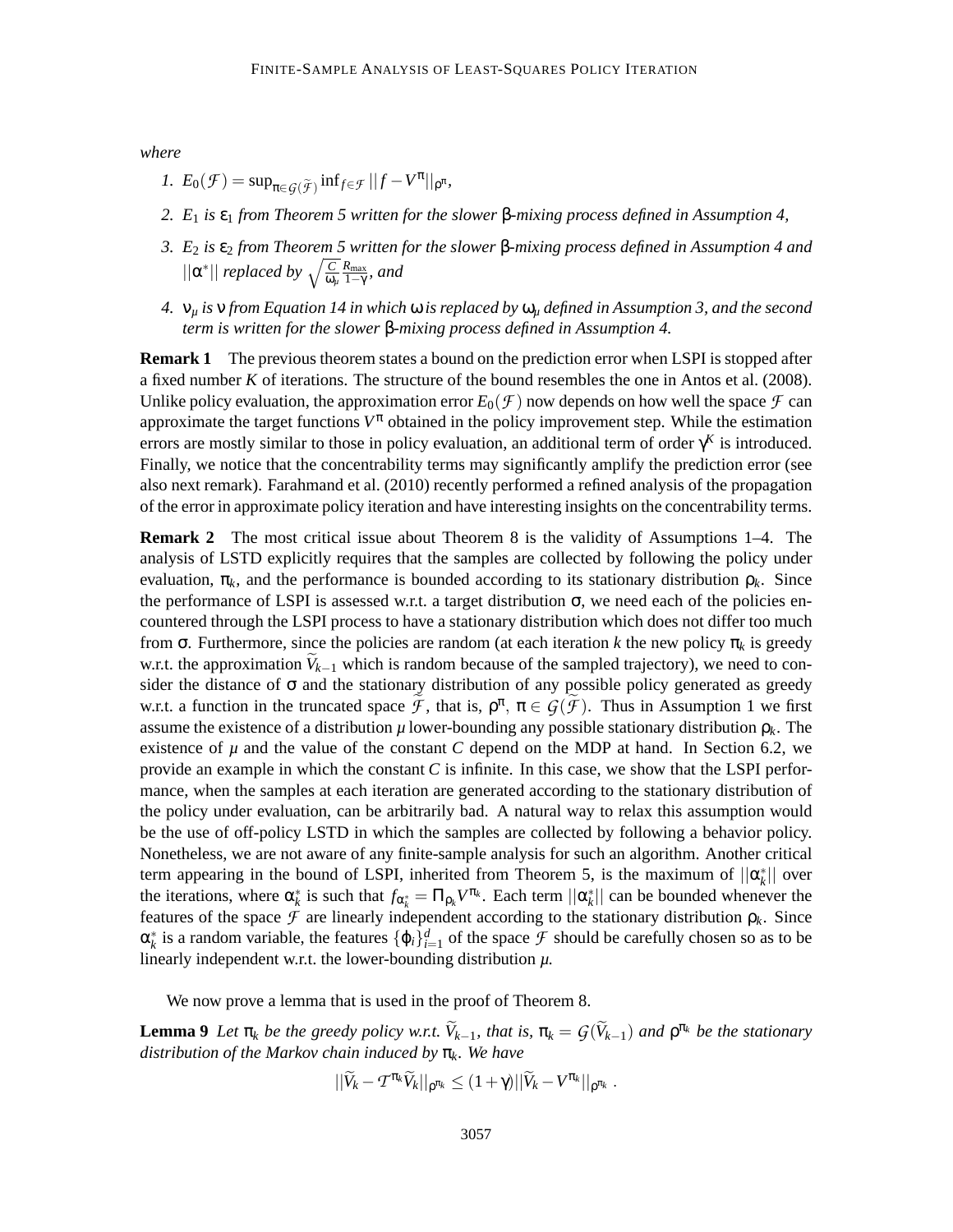*where*

1. $E_0(\mathcal{F}) = \sup_{\pi \in \mathcal{G}(\widetilde{\mathcal{F}})} \inf_{f \in \mathcal{F}} ||f - V^{\pi}||_{\rho^{\pi}}$,
2. $E_1$ *is* $\varepsilon_1$ *from Theorem 5 written for the slower* $\beta$*-mixing process defined in Assumption 4,*
3. $E_2$ *is* $\varepsilon_2$ *from Theorem 5 written for the slower* $\beta$*-mixing process defined in Assumption 4 and* $||\alpha^*||$ *replaced by* $\sqrt{\frac{C}{\omega_{\mu}}} \frac{R_{\max}}{1-\gamma}$*, and*
4. $\nu_{\mu}$ *is* $\nu$ *from Equation 14 in which* $\omega$ *is replaced by* $\omega_{\mu}$ *defined in Assumption 3, and the second term is written for the slower* $\beta$*-mixing process defined in Assumption 4.*

**Remark 1** The previous theorem states a bound on the prediction error when LSPI is stopped after a fixed number $K$ of iterations. The structure of the bound resembles the one in Antos et al. (2008). Unlike policy evaluation, the approximation error $E_0(\mathcal{F})$ now depends on how well the space $\mathcal{F}$ can approximate the target functions $V^{\pi}$ obtained in the policy improvement step. While the estimation errors are mostly similar to those in policy evaluation, an additional term of order $\gamma^K$ is introduced. Finally, we notice that the concentrability terms may significantly amplify the prediction error (see also next remark). Farahmand et al. (2010) recently performed a refined analysis of the propagation of the error in approximate policy iteration and have interesting insights on the concentrability terms.

**Remark 2** The most critical issue about Theorem 8 is the validity of Assumptions 1–4. The analysis of LSTD explicitly requires that the samples are collected by following the policy under evaluation, $\pi_k$, and the performance is bounded according to its stationary distribution $\rho_k$. Since the performance of LSPI is assessed w.r.t. a target distribution $\sigma$, we need each of the policies encountered through the LSPI process to have a stationary distribution which does not differ too much from $\sigma$. Furthermore, since the policies are random (at each iteration $k$ the new policy $\pi_k$ is greedy w.r.t. the approximation $\widetilde{V}_{k-1}$ which is random because of the sampled trajectory), we need to consider the distance of $\sigma$ and the stationary distribution of any possible policy generated as greedy w.r.t. a function in the truncated space $\widetilde{\mathcal{F}}$, that is, $\rho^{\pi}$, $\pi \in \mathcal{G}(\widetilde{\mathcal{F}})$. Thus in Assumption 1 we first assume the existence of a distribution $\mu$ lower-bounding any possible stationary distribution $\rho_k$. The existence of $\mu$ and the value of the constant $C$ depend on the MDP at hand. In Section 6.2, we provide an example in which the constant $C$ is infinite. In this case, we show that the LSPI performance, when the samples at each iteration are generated according to the stationary distribution of the policy under evaluation, can be arbitrarily bad. A natural way to relax this assumption would be the use of off-policy LSTD in which the samples are collected by following a behavior policy. Nonetheless, we are not aware of any finite-sample analysis for such an algorithm. Another critical term appearing in the bound of LSPI, inherited from Theorem 5, is the maximum of $||\alpha_k^*||$ over the iterations, where $\alpha_k^*$ is such that $f_{\alpha_k^*} = \Pi_{\rho_k} V^{\pi_k}$. Each term $||\alpha_k^*||$ can be bounded whenever the features of the space $\mathcal{F}$ are linearly independent according to the stationary distribution $\rho_k$. Since $\alpha_k^*$ is a random variable, the features $\{\varphi_i\}_{i=1}^d$ of the space $\mathcal{F}$ should be carefully chosen so as to be linearly independent w.r.t. the lower-bounding distribution $\mu$.

We now prove a lemma that is used in the proof of Theorem 8.

**Lemma 9** *Let* $\pi_k$ *be the greedy policy w.r.t.* $\widetilde{V}_{k-1}$*, that is,* $\pi_k = \mathcal{G}(\widetilde{V}_{k-1})$ *and* $\rho^{\pi_k}$ *be the stationary distribution of the Markov chain induced by* $\pi_k$*. We have*

$$||\widetilde{V}_k - \mathcal{T}^{\pi_k}\widetilde{V}_k||_{\rho^{\pi_k}} \leq (1+\gamma)||\widetilde{V}_k - V^{\pi_k}||_{\rho^{\pi_k}} \,.$$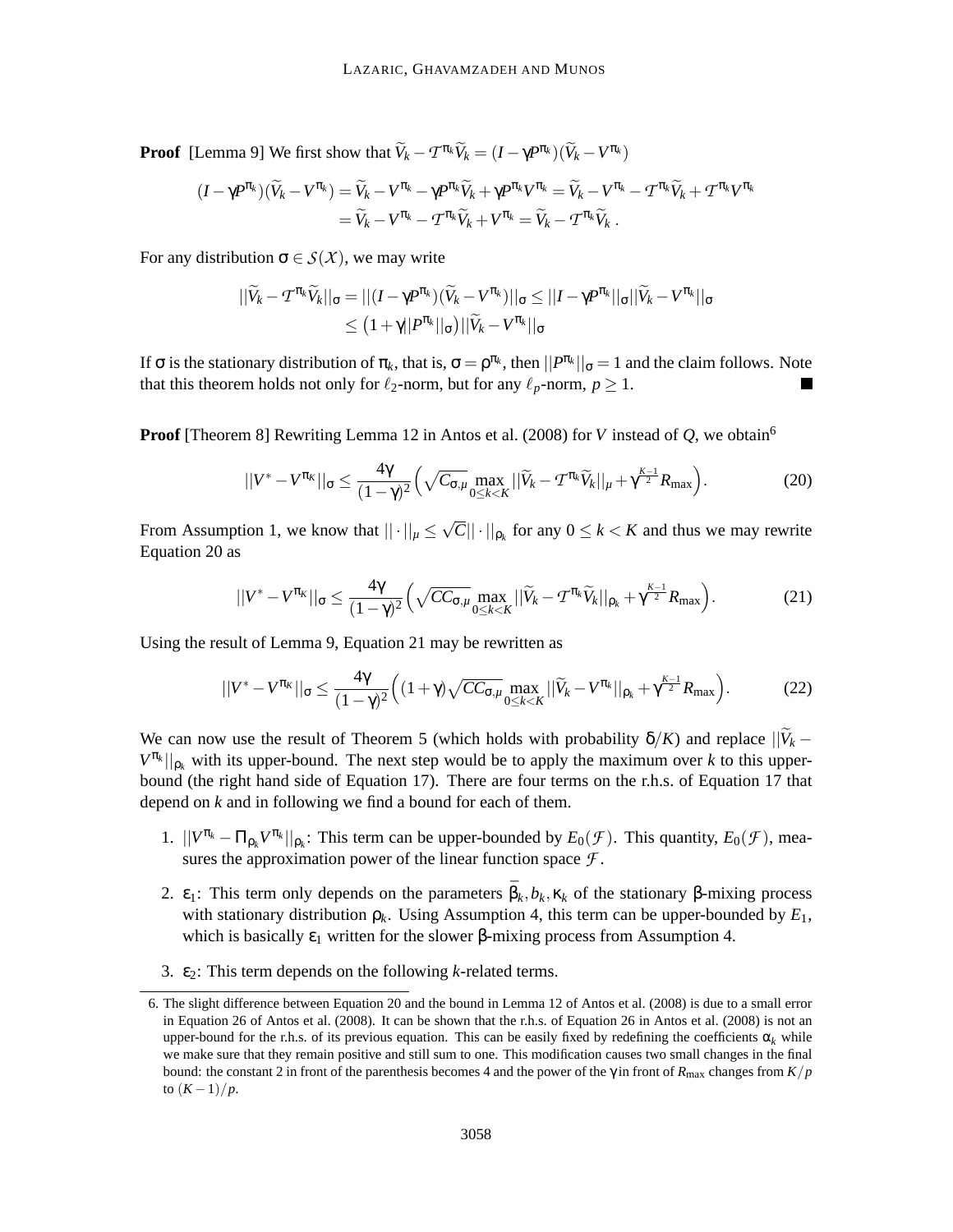**Proof** [Lemma 9] We first show that $\widetilde{V}_k - \mathcal{T}^{\pi_k}\widetilde{V}_k = (I - \gamma P^{\pi_k})(\widetilde{V}_k - V^{\pi_k})$

$$
\begin{aligned}
(I-\gamma P^{\pi_k})(\widetilde{V}_k - V^{\pi_k}) &= \widetilde{V}_k - V^{\pi_k} - \gamma P^{\pi_k}\widetilde{V}_k + \gamma P^{\pi_k} V^{\pi_k} = \widetilde{V}_k - V^{\pi_k} - \mathcal{T}^{\pi_k}\widetilde{V}_k + \mathcal{T}^{\pi_k} V^{\pi_k} \\
&= \widetilde{V}_k - V^{\pi_k} - \mathcal{T}^{\pi_k}\widetilde{V}_k + V^{\pi_k} = \widetilde{V}_k - \mathcal{T}^{\pi_k}\widetilde{V}_k \, .
\end{aligned}
$$

For any distribution $\sigma \in \mathcal{S}(\mathcal{X})$, we may write

$$
\begin{aligned}
||\widetilde{V}_k - \mathcal{T}^{\pi_k}\widetilde{V}_k||_\sigma &= ||(I-\gamma P^{\pi_k})(\widetilde{V}_k - V^{\pi_k})||_\sigma \leq ||I - \gamma P^{\pi_k}||_\sigma ||\widetilde{V}_k - V^{\pi_k}||_\sigma \\
&\leq \left(1 + \gamma ||P^{\pi_k}||_\sigma\right)||\widetilde{V}_k - V^{\pi_k}||_\sigma
\end{aligned}
$$

If $\sigma$ is the stationary distribution of $\pi_k$, that is, $\sigma = \rho^{\pi_k}$, then $||P^{\pi_k}||_\sigma = 1$ and the claim follows. Note that this theorem holds not only for $\ell_2$-norm, but for any $\ell_p$-norm, $p \geq 1$. ■

**Proof** [Theorem 8] Rewriting Lemma 12 in Antos et al. (2008) for $V$ instead of $Q$, we obtain[6]

$$
||V^* - V^{\pi_K}||_\sigma \leq \frac{4\gamma}{(1-\gamma)^2}\Big(\sqrt{C_{\sigma,\mu}} \max_{0 \leq k < K} ||\widetilde{V}_k - \mathcal{T}^{\pi_k}\widetilde{V}_k||_\mu + \gamma^{\frac{K-1}{2}} R_{\max}\Big). \tag{20}
$$

From Assumption 1, we know that $||\cdot||_\mu \leq \sqrt{C}||\cdot||_{\rho_k}$ for any $0 \leq k < K$ and thus we may rewrite Equation 20 as

$$
||V^* - V^{\pi_K}||_\sigma \leq \frac{4\gamma}{(1-\gamma)^2}\Big(\sqrt{CC_{\sigma,\mu}} \max_{0 \leq k < K} ||\widetilde{V}_k - \mathcal{T}^{\pi_k}\widetilde{V}_k||_{\rho_k} + \gamma^{\frac{K-1}{2}} R_{\max}\Big). \tag{21}
$$

Using the result of Lemma 9, Equation 21 may be rewritten as

$$
||V^* - V^{\pi_K}||_\sigma \leq \frac{4\gamma}{(1-\gamma)^2}\Big((1+\gamma)\sqrt{CC_{\sigma,\mu}} \max_{0 \leq k < K} ||\widetilde{V}_k - V^{\pi_k}||_{\rho_k} + \gamma^{\frac{K-1}{2}} R_{\max}\Big). \tag{22}
$$

We can now use the result of Theorem 5 (which holds with probability $\delta/K$) and replace $||\widetilde{V}_k - V^{\pi_k}||_{\rho_k}$ with its upper-bound. The next step would be to apply the maximum over $k$ to this upper-bound (the right hand side of Equation 17). There are four terms on the r.h.s. of Equation 17 that depend on $k$ and in following we find a bound for each of them.

1. $||V^{\pi_k} - \Pi_{\rho_k} V^{\pi_k}||_{\rho_k}$: This term can be upper-bounded by $E_0(\mathcal{F})$. This quantity, $E_0(\mathcal{F})$, measures the approximation power of the linear function space $\mathcal{F}$.
2. $\varepsilon_1$: This term only depends on the parameters $\bar{\beta}_k, b_k, \kappa_k$ of the stationary $\beta$-mixing process with stationary distribution $\rho_k$. Using Assumption 4, this term can be upper-bounded by $E_1$, which is basically $\varepsilon_1$ written for the slower $\beta$-mixing process from Assumption 4.
3. $\varepsilon_2$: This term depends on the following $k$-related terms.

[6] The slight difference between Equation 20 and the bound in Lemma 12 of Antos et al. (2008) is due to a small error in Equation 26 of Antos et al. (2008). It can be shown that the r.h.s. of Equation 26 in Antos et al. (2008) is not an upper-bound for the r.h.s. of its previous equation. This can be easily fixed by redefining the coefficients $\alpha_k$ while we make sure that they remain positive and still sum to one. This modification causes two small changes in the final bound: the constant 2 in front of the parenthesis becomes 4 and the power of the $\gamma$ in front of $R_{\max}$ changes from $K/p$ to $(K-1)/p$.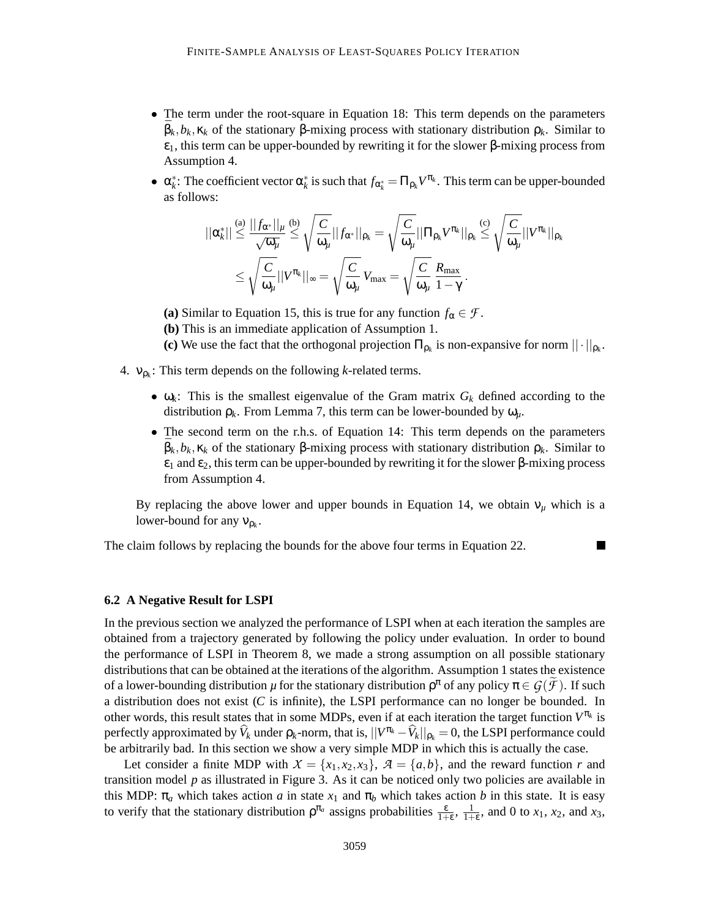- The term under the root-square in Equation 18: This term depends on the parameters $\bar{\beta}_k, b_k, \kappa_k$ of the stationary $\beta$-mixing process with stationary distribution $\rho_k$. Similar to $\varepsilon_1$, this term can be upper-bounded by rewriting it for the slower $\beta$-mixing process from Assumption 4.
- $\alpha_k^*$: The coefficient vector $\alpha_k^*$ is such that $f_{\alpha_k^*} = \Pi_{\rho_k} V^{\pi_k}$. This term can be upper-bounded as follows:

$$||\alpha_k^*|| \overset{(a)}{\leq} \frac{||f_{\alpha^*}||_\mu}{\sqrt{\omega_\mu}} \overset{(b)}{\leq} \sqrt{\frac{C}{\omega_\mu}}||f_{\alpha^*}||_{\rho_k} = \sqrt{\frac{C}{\omega_\mu}}||\Pi_{\rho_k} V^{\pi_k}||_{\rho_k} \overset{(c)}{\leq} \sqrt{\frac{C}{\omega_\mu}}||V^{\pi_k}||_{\rho_k}$$
$$\leq \sqrt{\frac{C}{\omega_\mu}}||V^{\pi_k}||_\infty = \sqrt{\frac{C}{\omega_\mu}}\,V_{\max} = \sqrt{\frac{C}{\omega_\mu}}\,\frac{R_{\max}}{1-\gamma}\,.$$

  **(a)** Similar to Equation 15, this is true for any function $f_\alpha \in \mathcal{F}$.
  **(b)** This is an immediate application of Assumption 1.
  **(c)** We use the fact that the orthogonal projection $\Pi_{\rho_k}$ is non-expansive for norm $||\cdot||_{\rho_k}$.

4. $\nu_{\rho_k}$: This term depends on the following $k$-related terms.

   - $\omega_k$: This is the smallest eigenvalue of the Gram matrix $G_k$ defined according to the distribution $\rho_k$. From Lemma 7, this term can be lower-bounded by $\omega_\mu$.
   - The second term on the r.h.s. of Equation 14: This term depends on the parameters $\bar{\beta}_k, b_k, \kappa_k$ of the stationary $\beta$-mixing process with stationary distribution $\rho_k$. Similar to $\varepsilon_1$ and $\varepsilon_2$, this term can be upper-bounded by rewriting it for the slower $\beta$-mixing process from Assumption 4.

   By replacing the above lower and upper bounds in Equation 14, we obtain $\nu_\mu$ which is a lower-bound for any $\nu_{\rho_k}$.

The claim follows by replacing the bounds for the above four terms in Equation 22. ∎

### 6.2 A Negative Result for LSPI

In the previous section we analyzed the performance of LSPI when at each iteration the samples are obtained from a trajectory generated by following the policy under evaluation. In order to bound the performance of LSPI in Theorem 8, we made a strong assumption on all possible stationary distributions that can be obtained at the iterations of the algorithm. Assumption 1 states the existence of a lower-bounding distribution $\mu$ for the stationary distribution $\rho^\pi$ of any policy $\pi \in \mathcal{G}(\widetilde{\mathcal{F}})$. If such a distribution does not exist ($C$ is infinite), the LSPI performance can no longer be bounded. In other words, this result states that in some MDPs, even if at each iteration the target function $V^{\pi_k}$ is perfectly approximated by $\widehat{V}_k$ under $\rho_k$-norm, that is, $||V^{\pi_k} - \widehat{V}_k||_{\rho_k} = 0$, the LSPI performance could be arbitrarily bad. In this section we show a very simple MDP in which this is actually the case.

Let consider a finite MDP with $\mathcal{X} = \{x_1, x_2, x_3\}$, $\mathcal{A} = \{a, b\}$, and the reward function $r$ and transition model $p$ as illustrated in Figure 3. As it can be noticed only two policies are available in this MDP: $\pi_a$ which takes action $a$ in state $x_1$ and $\pi_b$ which takes action $b$ in this state. It is easy to verify that the stationary distribution $\rho^{\pi_a}$ assigns probabilities $\frac{\varepsilon}{1+\varepsilon}$, $\frac{1}{1+\varepsilon}$, and 0 to $x_1$, $x_2$, and $x_3$,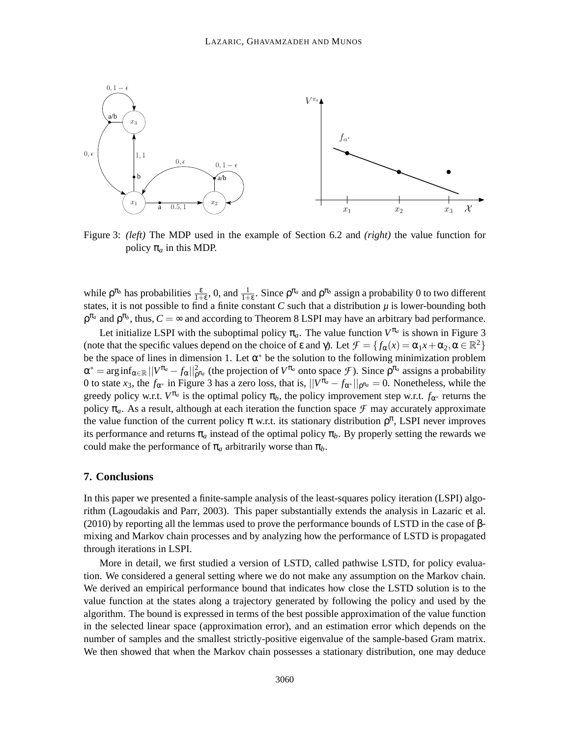Figure 3: *(left)* The MDP used in the example of Section 6.2 and *(right)* the value function for policy $\pi_a$ in this MDP.

while $\rho^{\pi_b}$ has probabilities $\frac{\varepsilon}{1+\varepsilon}$, 0, and $\frac{1}{1+\varepsilon}$. Since $\rho^{\pi_a}$ and $\rho^{\pi_b}$ assign a probability 0 to two different states, it is not possible to find a finite constant $C$ such that a distribution $\mu$ is lower-bounding both $\rho^{\pi_a}$ and $\rho^{\pi_b}$, thus, $C = \infty$ and according to Theorem 8 LSPI may have an arbitrary bad performance.

Let initialize LSPI with the suboptimal policy $\pi_a$. The value function $V^{\pi_a}$ is shown in Figure 3 (note that the specific values depend on the choice of $\varepsilon$ and $\gamma$). Let $\mathcal{F} = \{f_\alpha(x) = \alpha_1 x + \alpha_2, \alpha \in \mathbb{R}^2\}$ be the space of lines in dimension 1. Let $\alpha^*$ be the solution to the following minimization problem $\alpha^* = \arg\inf_{\alpha\in\mathbb{R}} ||V^{\pi_a} - f_\alpha||^2_{\rho^{\pi_a}}$ (the projection of $V^{\pi_a}$ onto space $\mathcal{F}$). Since $\rho^{\pi_a}$ assigns a probability 0 to state $x_3$, the $f_{\alpha^*}$ in Figure 3 has a zero loss, that is, $||V^{\pi_a} - f_{\alpha^*}||_{\rho^{\pi_a}} = 0$. Nonetheless, while the greedy policy w.r.t. $V^{\pi_a}$ is the optimal policy $\pi_b$, the policy improvement step w.r.t. $f_{\alpha^*}$ returns the policy $\pi_a$. As a result, although at each iteration the function space $\mathcal{F}$ may accurately approximate the value function of the current policy $\pi$ w.r.t. its stationary distribution $\rho^\pi$, LSPI never improves its performance and returns $\pi_a$ instead of the optimal policy $\pi_b$. By properly setting the rewards we could make the performance of $\pi_a$ arbitrarily worse than $\pi_b$.

## 7. Conclusions

In this paper we presented a finite-sample analysis of the least-squares policy iteration (LSPI) algorithm (Lagoudakis and Parr, 2003). This paper substantially extends the analysis in Lazaric et al. (2010) by reporting all the lemmas used to prove the performance bounds of LSTD in the case of $\beta$-mixing and Markov chain processes and by analyzing how the performance of LSTD is propagated through iterations in LSPI.

More in detail, we first studied a version of LSTD, called pathwise LSTD, for policy evaluation. We considered a general setting where we do not make any assumption on the Markov chain. We derived an empirical performance bound that indicates how close the LSTD solution is to the value function at the states along a trajectory generated by following the policy and used by the algorithm. The bound is expressed in terms of the best possible approximation of the value function in the selected linear space (approximation error), and an estimation error which depends on the number of samples and the smallest strictly-positive eigenvalue of the sample-based Gram matrix. We then showed that when the Markov chain possesses a stationary distribution, one may deduce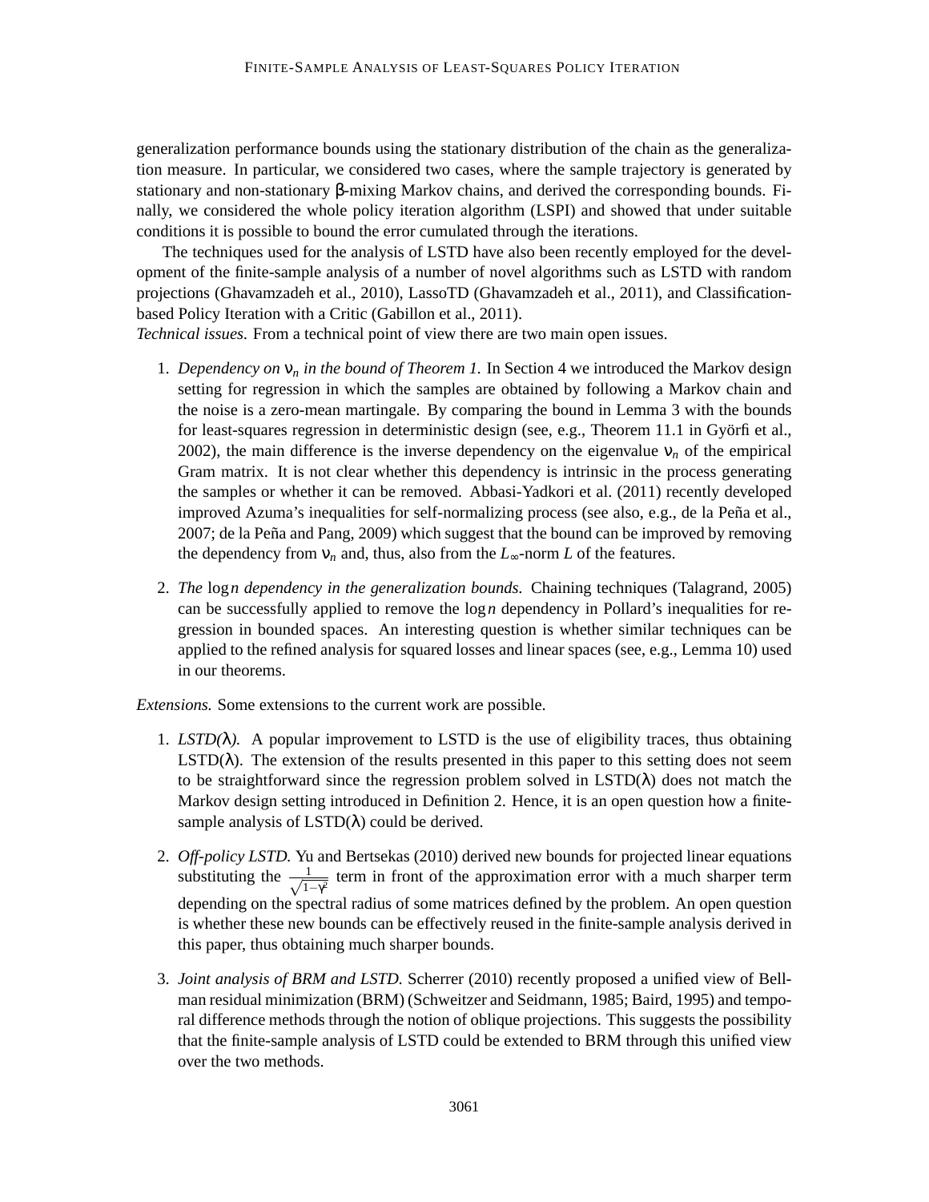generalization performance bounds using the stationary distribution of the chain as the generalization measure. In particular, we considered two cases, where the sample trajectory is generated by stationary and non-stationary $\beta$-mixing Markov chains, and derived the corresponding bounds. Finally, we considered the whole policy iteration algorithm (LSPI) and showed that under suitable conditions it is possible to bound the error cumulated through the iterations.

The techniques used for the analysis of LSTD have also been recently employed for the development of the finite-sample analysis of a number of novel algorithms such as LSTD with random projections (Ghavamzadeh et al., 2010), LassoTD (Ghavamzadeh et al., 2011), and Classification-based Policy Iteration with a Critic (Gabillon et al., 2011).

*Technical issues.* From a technical point of view there are two main open issues.

1. *Dependency on $\nu_n$ in the bound of Theorem 1.* In Section 4 we introduced the Markov design setting for regression in which the samples are obtained by following a Markov chain and the noise is a zero-mean martingale. By comparing the bound in Lemma 3 with the bounds for least-squares regression in deterministic design (see, e.g., Theorem 11.1 in Györfi et al., 2002), the main difference is the inverse dependency on the eigenvalue $\nu_n$ of the empirical Gram matrix. It is not clear whether this dependency is intrinsic in the process generating the samples or whether it can be removed. Abbasi-Yadkori et al. (2011) recently developed improved Azuma's inequalities for self-normalizing process (see also, e.g., de la Peña et al., 2007; de la Peña and Pang, 2009) which suggest that the bound can be improved by removing the dependency from $\nu_n$ and, thus, also from the $L_\infty$-norm $L$ of the features.

2. *The $\log n$ dependency in the generalization bounds.* Chaining techniques (Talagrand, 2005) can be successfully applied to remove the $\log n$ dependency in Pollard's inequalities for regression in bounded spaces. An interesting question is whether similar techniques can be applied to the refined analysis for squared losses and linear spaces (see, e.g., Lemma 10) used in our theorems.

*Extensions.* Some extensions to the current work are possible.

1. *LSTD($\lambda$).* A popular improvement to LSTD is the use of eligibility traces, thus obtaining LSTD($\lambda$). The extension of the results presented in this paper to this setting does not seem to be straightforward since the regression problem solved in LSTD($\lambda$) does not match the Markov design setting introduced in Definition 2. Hence, it is an open question how a finite-sample analysis of LSTD($\lambda$) could be derived.

2. *Off-policy LSTD.* Yu and Bertsekas (2010) derived new bounds for projected linear equations substituting the $\frac{1}{\sqrt{1-\gamma^2}}$ term in front of the approximation error with a much sharper term depending on the spectral radius of some matrices defined by the problem. An open question is whether these new bounds can be effectively reused in the finite-sample analysis derived in this paper, thus obtaining much sharper bounds.

3. *Joint analysis of BRM and LSTD.* Scherrer (2010) recently proposed a unified view of Bellman residual minimization (BRM) (Schweitzer and Seidmann, 1985; Baird, 1995) and temporal difference methods through the notion of oblique projections. This suggests the possibility that the finite-sample analysis of LSTD could be extended to BRM through this unified view over the two methods.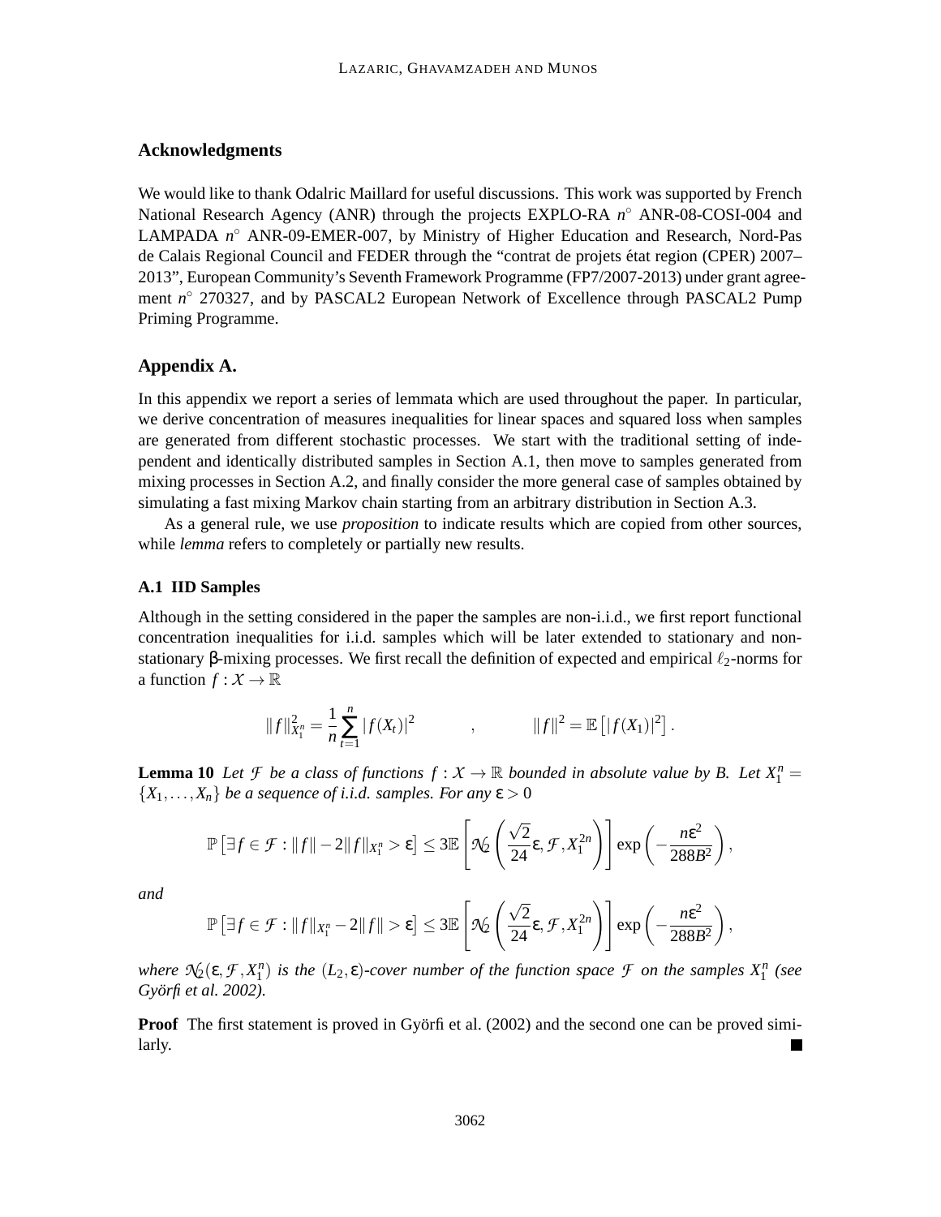## Acknowledgments

We would like to thank Odalric Maillard for useful discussions. This work was supported by French National Research Agency (ANR) through the projects EXPLO-RA $n^\circ$ ANR-08-COSI-004 and LAMPADA $n^\circ$ ANR-09-EMER-007, by Ministry of Higher Education and Research, Nord-Pas de Calais Regional Council and FEDER through the "contrat de projets état region (CPER) 2007–2013", European Community's Seventh Framework Programme (FP7/2007-2013) under grant agreement $n^\circ$ 270327, and by PASCAL2 European Network of Excellence through PASCAL2 Pump Priming Programme.

## Appendix A.

In this appendix we report a series of lemmata which are used throughout the paper. In particular, we derive concentration of measures inequalities for linear spaces and squared loss when samples are generated from different stochastic processes. We start with the traditional setting of independent and identically distributed samples in Section A.1, then move to samples generated from mixing processes in Section A.2, and finally consider the more general case of samples obtained by simulating a fast mixing Markov chain starting from an arbitrary distribution in Section A.3.

As a general rule, we use *proposition* to indicate results which are copied from other sources, while *lemma* refers to completely or partially new results.

### A.1 IID Samples

Although in the setting considered in the paper the samples are non-i.i.d., we first report functional concentration inequalities for i.i.d. samples which will be later extended to stationary and non-stationary $\beta$-mixing processes. We first recall the definition of expected and empirical $\ell_2$-norms for a function $f : \mathcal{X} \to \mathbb{R}$

$$\|f\|^2_{X_1^n} = \frac{1}{n}\sum_{t=1}^{n} |f(X_t)|^2 \qquad , \qquad \|f\|^2 = \mathbb{E}\left[|f(X_1)|^2\right].$$

**Lemma 10** *Let $\mathcal{F}$ be a class of functions $f : \mathcal{X} \to \mathbb{R}$ bounded in absolute value by $B$. Let $X_1^n = \{X_1, \ldots, X_n\}$ be a sequence of i.i.d. samples. For any $\varepsilon > 0$*

$$\mathbb{P}\left[\exists f \in \mathcal{F} : \|f\| - 2\|f\|_{X_1^n} > \varepsilon\right] \leq 3\mathbb{E}\left[\mathcal{N}_2\left(\frac{\sqrt{2}}{24}\varepsilon, \mathcal{F}, X_1^{2n}\right)\right] \exp\left(-\frac{n\varepsilon^2}{288B^2}\right),$$

*and*

$$\mathbb{P}\left[\exists f \in \mathcal{F} : \|f\|_{X_1^n} - 2\|f\| > \varepsilon\right] \leq 3\mathbb{E}\left[\mathcal{N}_2\left(\frac{\sqrt{2}}{24}\varepsilon, \mathcal{F}, X_1^{2n}\right)\right] \exp\left(-\frac{n\varepsilon^2}{288B^2}\right),$$

*where $\mathcal{N}_2(\varepsilon, \mathcal{F}, X_1^n)$ is the $(L_2, \varepsilon)$-cover number of the function space $\mathcal{F}$ on the samples $X_1^n$ (see Györfi et al. 2002).*

**Proof** The first statement is proved in Györfi et al. (2002) and the second one can be proved similarly. ∎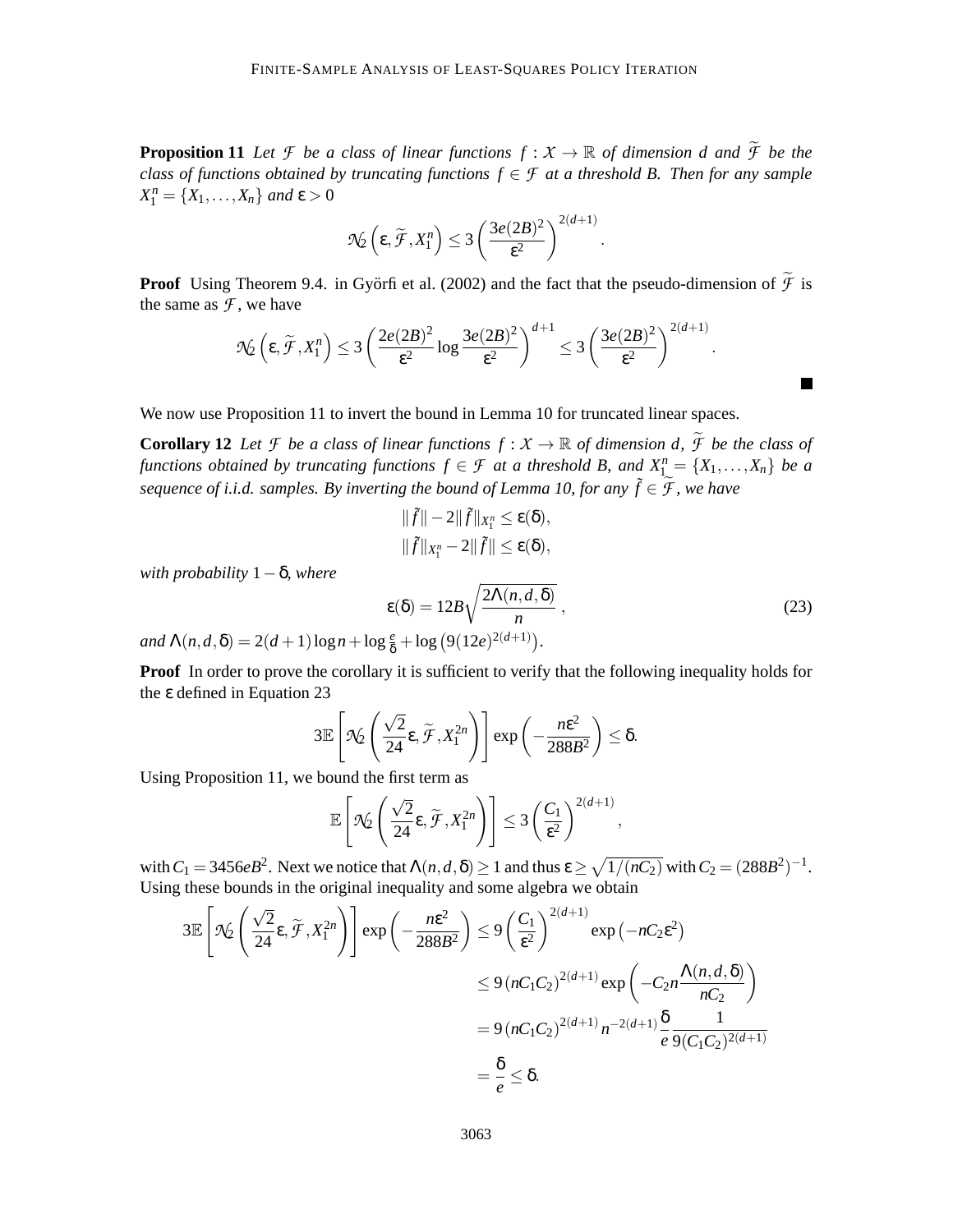**Proposition 11** *Let $\mathcal{F}$ be a class of linear functions $f : \mathcal{X} \to \mathbb{R}$ of dimension $d$ and $\widetilde{\mathcal{F}}$ be the class of functions obtained by truncating functions $f \in \mathcal{F}$ at a threshold $B$. Then for any sample $X_1^n = \{X_1, \ldots, X_n\}$ and $\varepsilon > 0$*

$$\mathcal{N}_2\left(\varepsilon, \widetilde{\mathcal{F}}, X_1^n\right) \leq 3\left(\frac{3e(2B)^2}{\varepsilon^2}\right)^{2(d+1)}.$$

**Proof** Using Theorem 9.4. in Györfi et al. (2002) and the fact that the pseudo-dimension of $\widetilde{\mathcal{F}}$ is the same as $\mathcal{F}$, we have

$$\mathcal{N}_2\left(\varepsilon, \widetilde{\mathcal{F}}, X_1^n\right) \leq 3\left(\frac{2e(2B)^2}{\varepsilon^2}\log\frac{3e(2B)^2}{\varepsilon^2}\right)^{d+1} \leq 3\left(\frac{3e(2B)^2}{\varepsilon^2}\right)^{2(d+1)}.$$

■

We now use Proposition 11 to invert the bound in Lemma 10 for truncated linear spaces.

**Corollary 12** *Let $\mathcal{F}$ be a class of linear functions $f : \mathcal{X} \to \mathbb{R}$ of dimension $d$, $\widetilde{\mathcal{F}}$ be the class of functions obtained by truncating functions $f \in \mathcal{F}$ at a threshold $B$, and $X_1^n = \{X_1, \ldots, X_n\}$ be a sequence of i.i.d. samples. By inverting the bound of Lemma 10, for any $\tilde{f} \in \widetilde{\mathcal{F}}$, we have*

$$||\tilde{f}|| - 2||\tilde{f}||_{X_1^n} \leq \varepsilon(\delta),$$
$$||\tilde{f}||_{X_1^n} - 2||\tilde{f}|| \leq \varepsilon(\delta),$$

*with probability $1-\delta$, where*

$$\varepsilon(\delta) = 12B\sqrt{\frac{2\Lambda(n,d,\delta)}{n}}\ , \tag{23}$$

*and $\Lambda(n,d,\delta) = 2(d+1)\log n + \log\frac{e}{\delta} + \log\left(9(12e)^{2(d+1)}\right)$.*

**Proof** In order to prove the corollary it is sufficient to verify that the following inequality holds for the $\varepsilon$ defined in Equation 23

$$3\mathbb{E}\left[\mathcal{N}_2\left(\frac{\sqrt{2}}{24}\varepsilon, \widetilde{\mathcal{F}}, X_1^{2n}\right)\right]\exp\left(-\frac{n\varepsilon^2}{288B^2}\right) \leq \delta.$$

Using Proposition 11, we bound the first term as

$$\mathbb{E}\left[\mathcal{N}_2\left(\frac{\sqrt{2}}{24}\varepsilon, \widetilde{\mathcal{F}}, X_1^{2n}\right)\right] \leq 3\left(\frac{C_1}{\varepsilon^2}\right)^{2(d+1)},$$

with $C_1 = 3456eB^2$. Next we notice that $\Lambda(n,d,\delta) \geq 1$ and thus $\varepsilon \geq \sqrt{1/(nC_2)}$ with $C_2 = (288B^2)^{-1}$. Using these bounds in the original inequality and some algebra we obtain

$$\begin{aligned}
3\mathbb{E}\left[\mathcal{N}_2\left(\frac{\sqrt{2}}{24}\varepsilon, \widetilde{\mathcal{F}}, X_1^{2n}\right)\right]\exp\left(-\frac{n\varepsilon^2}{288B^2}\right) &\leq 9\left(\frac{C_1}{\varepsilon^2}\right)^{2(d+1)}\exp\left(-nC_2\varepsilon^2\right) \\
&\leq 9\left(nC_1C_2\right)^{2(d+1)}\exp\left(-C_2 n\frac{\Lambda(n,d,\delta)}{nC_2}\right) \\
&= 9\left(nC_1C_2\right)^{2(d+1)} n^{-2(d+1)}\frac{\delta}{e}\frac{1}{9(C_1C_2)^{2(d+1)}} \\
&= \frac{\delta}{e} \leq \delta.
\end{aligned}$$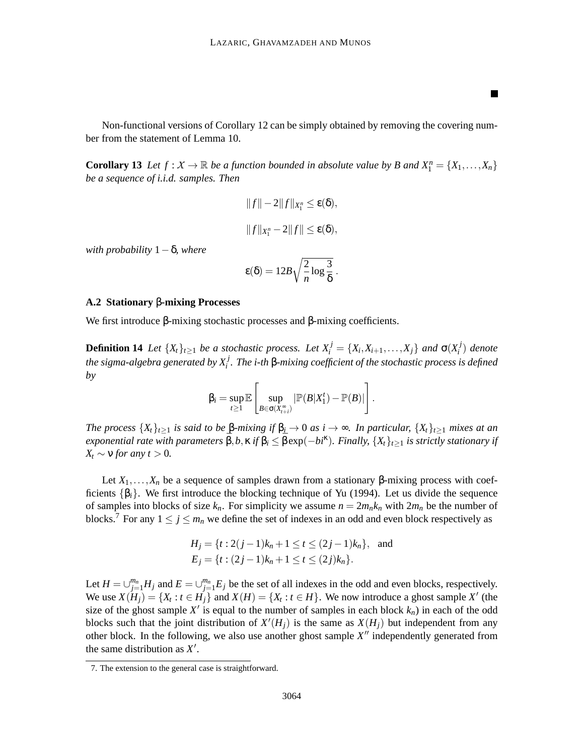■

Non-functional versions of Corollary 12 can be simply obtained by removing the covering number from the statement of Lemma 10.

**Corollary 13** *Let $f : \mathcal{X} \to \mathbb{R}$ be a function bounded in absolute value by $B$ and $X_1^n = \{X_1, \ldots, X_n\}$ be a sequence of i.i.d. samples. Then*

$$\|f\| - 2\|f\|_{X_1^n} \leq \varepsilon(\delta),$$

$$\|f\|_{X_1^n} - 2\|f\| \leq \varepsilon(\delta),$$

*with probability $1 - \delta$, where*

$$\varepsilon(\delta) = 12B\sqrt{\frac{2}{n}\log\frac{3}{\delta}}\,.$$

### A.2 Stationary β-mixing Processes

We first introduce β-mixing stochastic processes and β-mixing coefficients.

**Definition 14** *Let $\{X_t\}_{t\geq 1}$ be a stochastic process. Let $X_i^j = \{X_i, X_{i+1}, \ldots, X_j\}$ and $\sigma(X_i^j)$ denote the sigma-algebra generated by $X_i^j$. The i-th β-mixing coefficient of the stochastic process is defined by*

$$\beta_i = \sup_{t\geq 1} \mathbb{E}\left[\sup_{B\in\sigma(X_{t+i}^\infty)} |\mathbb{P}(B|X_1^t) - \mathbb{P}(B)|\right].$$

*The process $\{X_t\}_{t\geq 1}$ is said to be β-mixing if $\beta_i \to 0$ as $i \to \infty$. In particular, $\{X_t\}_{t\geq 1}$ mixes at an exponential rate with parameters $\overline{\beta}, b, \kappa$ if $\beta_i \leq \overline{\beta}\exp(-bi^\kappa)$. Finally, $\{X_t\}_{t\geq 1}$ is strictly stationary if $X_t \sim \nu$ for any $t > 0$.*

Let $X_1, \ldots, X_n$ be a sequence of samples drawn from a stationary β-mixing process with coefficients $\{\beta_i\}$. We first introduce the blocking technique of Yu (1994). Let us divide the sequence of samples into blocks of size $k_n$. For simplicity we assume $n = 2m_nk_n$ with $2m_n$ be the number of blocks.[7] For any $1 \leq j \leq m_n$ we define the set of indexes in an odd and even block respectively as

$$H_j = \{t : 2(j-1)k_n + 1 \leq t \leq (2j-1)k_n\}, \quad \text{and}$$
$$E_j = \{t : (2j-1)k_n + 1 \leq t \leq (2j)k_n\}.$$

Let $H = \cup_{j=1}^{m_n} H_j$ and $E = \cup_{j=1}^{m_n} E_j$ be the set of all indexes in the odd and even blocks, respectively. We use $X(H_j) = \{X_t : t \in H_j\}$ and $X(H) = \{X_t : t \in H\}$. We now introduce a ghost sample $X'$ (the size of the ghost sample $X'$ is equal to the number of samples in each block $k_n$) in each of the odd blocks such that the joint distribution of $X'(H_j)$ is the same as $X(H_j)$ but independent from any other block. In the following, we also use another ghost sample $X''$ independently generated from the same distribution as $X'$.

7. The extension to the general case is straightforward.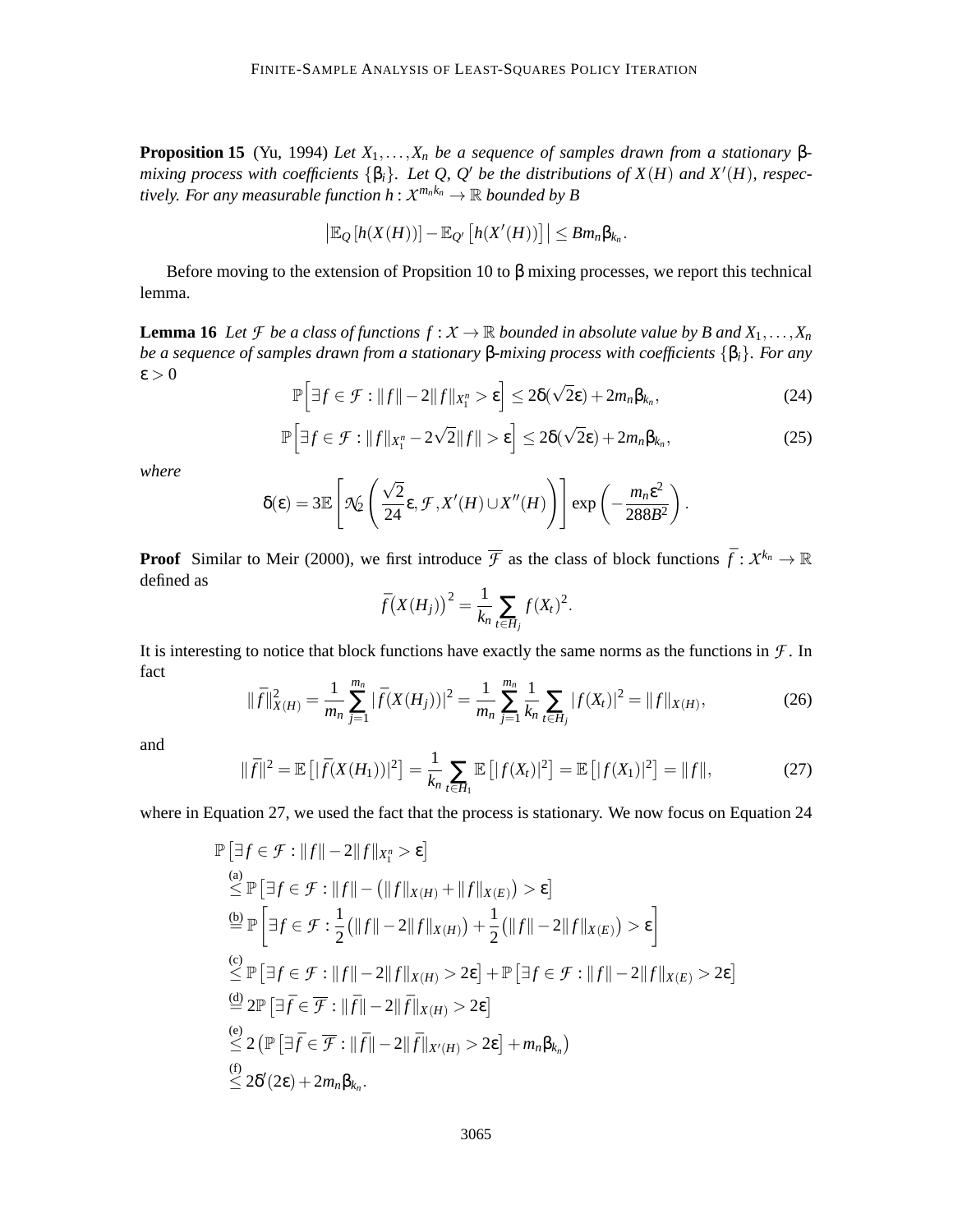**Proposition 15** (Yu, 1994) *Let $X_1, \ldots, X_n$ be a sequence of samples drawn from a stationary $\beta$-mixing process with coefficients $\{\beta_i\}$. Let $Q$, $Q'$ be the distributions of $X(H)$ and $X'(H)$, respectively. For any measurable function $h : \mathcal{X}^{m_n k_n} \to \mathbb{R}$ bounded by $B$*

$$\left|\mathbb{E}_Q\left[h(X(H))\right] - \mathbb{E}_{Q'}\left[h(X'(H))\right]\right| \leq B m_n \beta_{k_n}.$$

Before moving to the extension of Propsition 10 to $\beta$ mixing processes, we report this technical lemma.

**Lemma 16** *Let $\mathcal{F}$ be a class of functions $f : \mathcal{X} \to \mathbb{R}$ bounded in absolute value by $B$ and $X_1, \ldots, X_n$ be a sequence of samples drawn from a stationary $\beta$-mixing process with coefficients $\{\beta_i\}$. For any $\varepsilon > 0$*

$$\mathbb{P}\Big[\exists f \in \mathcal{F} : \|f\| - 2\|f\|_{X_1^n} > \varepsilon\Big] \leq 2\delta(\sqrt{2}\varepsilon) + 2m_n\beta_{k_n}, \tag{24}$$

$$\mathbb{P}\Big[\exists f \in \mathcal{F} : \|f\|_{X_1^n} - 2\sqrt{2}\|f\| > \varepsilon\Big] \leq 2\delta(\sqrt{2}\varepsilon) + 2m_n\beta_{k_n}, \tag{25}$$

*where*

$$\delta(\varepsilon) = 3\mathbb{E}\left[\mathcal{N}_2\left(\frac{\sqrt{2}}{24}\varepsilon, \mathcal{F}, X'(H) \cup X''(H)\right)\right] \exp\left(-\frac{m_n \varepsilon^2}{288B^2}\right).$$

**Proof** Similar to Meir (2000), we first introduce $\overline{\mathcal{F}}$ as the class of block functions $\bar{f} : \mathcal{X}^{k_n} \to \mathbb{R}$ defined as

$$\bar{f}\big(X(H_j)\big)^2 = \frac{1}{k_n}\sum_{t \in H_j} f(X_t)^2.$$

It is interesting to notice that block functions have exactly the same norms as the functions in $\mathcal{F}$. In fact

$$\|\bar{f}\|^2_{X(H)} = \frac{1}{m_n}\sum_{j=1}^{m_n} |\bar{f}(X(H_j))|^2 = \frac{1}{m_n}\sum_{j=1}^{m_n}\frac{1}{k_n}\sum_{t \in H_j}|f(X_t)|^2 = \|f\|_{X(H)}, \tag{26}$$

and

$$\|\bar{f}\|^2 = \mathbb{E}\left[|\bar{f}(X(H_1))|^2\right] = \frac{1}{k_n}\sum_{t \in H_1}\mathbb{E}\left[|f(X_t)|^2\right] = \mathbb{E}\left[|f(X_1)|^2\right] = \|f\|, \tag{27}$$

where in Equation 27, we used the fact that the process is stationary. We now focus on Equation 24

$$\begin{aligned}
&\mathbb{P}\left[\exists f \in \mathcal{F} : \|f\| - 2\|f\|_{X_1^n} > \varepsilon\right] \\
&\overset{(a)}{\leq} \mathbb{P}\left[\exists f \in \mathcal{F} : \|f\| - \left(\|f\|_{X(H)} + \|f\|_{X(E)}\right) > \varepsilon\right] \\
&\overset{(b)}{=} \mathbb{P}\left[\exists f \in \mathcal{F} : \frac{1}{2}\left(\|f\| - 2\|f\|_{X(H)}\right) + \frac{1}{2}\left(\|f\| - 2\|f\|_{X(E)}\right) > \varepsilon\right] \\
&\overset{(c)}{\leq} \mathbb{P}\left[\exists f \in \mathcal{F} : \|f\| - 2\|f\|_{X(H)} > 2\varepsilon\right] + \mathbb{P}\left[\exists f \in \mathcal{F} : \|f\| - 2\|f\|_{X(E)} > 2\varepsilon\right] \\
&\overset{(d)}{=} 2\mathbb{P}\left[\exists \bar{f} \in \overline{\mathcal{F}} : \|\bar{f}\| - 2\|\bar{f}\|_{X(H)} > 2\varepsilon\right] \\
&\overset{(e)}{\leq} 2\left(\mathbb{P}\left[\exists \bar{f} \in \overline{\mathcal{F}} : \|\bar{f}\| - 2\|\bar{f}\|_{X'(H)} > 2\varepsilon\right] + m_n\beta_{k_n}\right) \\
&\overset{(f)}{\leq} 2\delta'(2\varepsilon) + 2m_n\beta_{k_n}.
\end{aligned}$$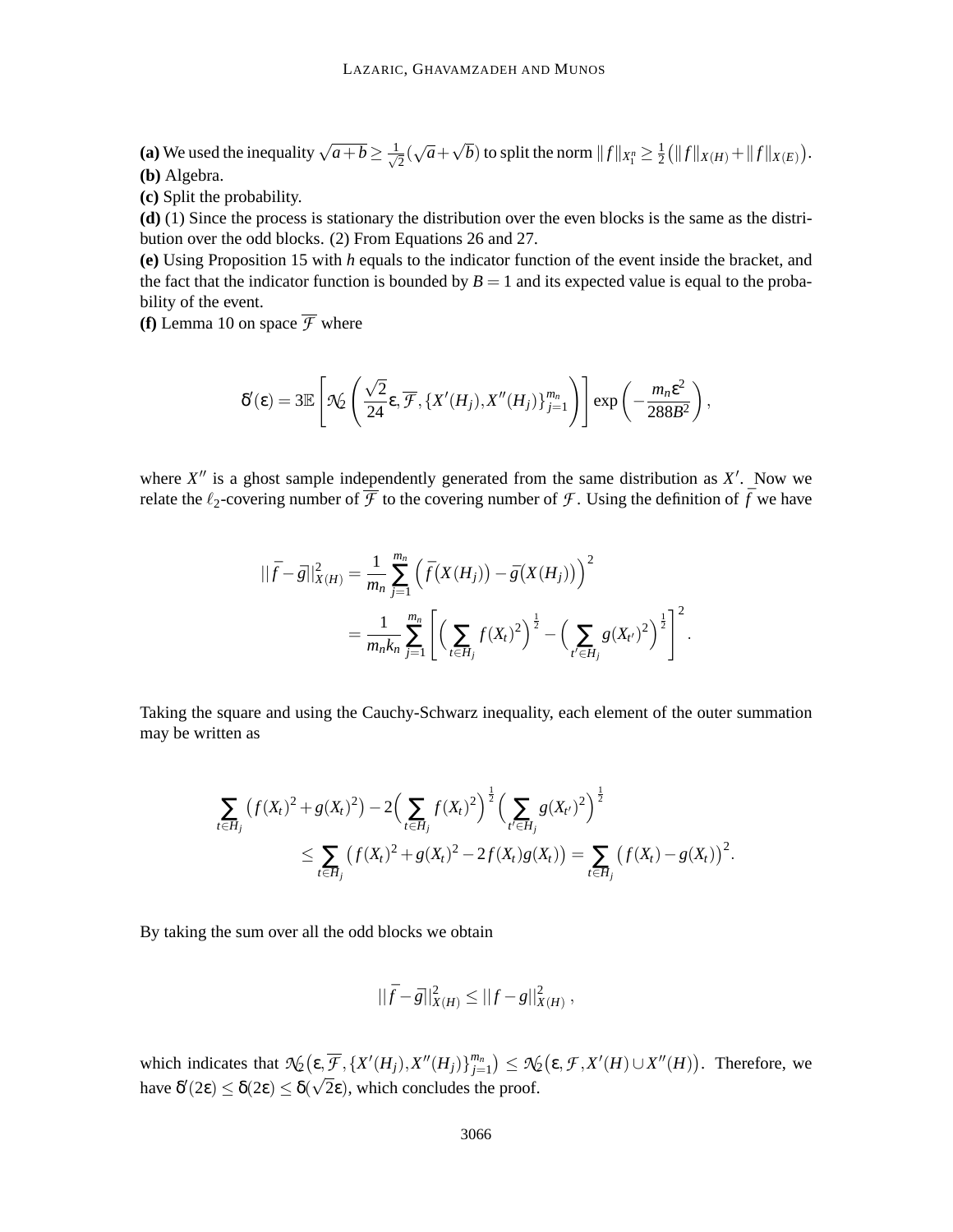**(a)** We used the inequality $\sqrt{a+b} \geq \frac{1}{\sqrt{2}}(\sqrt{a}+\sqrt{b})$ to split the norm $\|f\|_{X_1^n} \geq \frac{1}{2}\big(\|f\|_{X(H)} + \|f\|_{X(E)}\big)$.
**(b)** Algebra.
**(c)** Split the probability.
**(d)** (1) Since the process is stationary the distribution over the even blocks is the same as the distribution over the odd blocks. (2) From Equations 26 and 27.
**(e)** Using Proposition 15 with $h$ equals to the indicator function of the event inside the bracket, and the fact that the indicator function is bounded by $B = 1$ and its expected value is equal to the probability of the event.
**(f)** Lemma 10 on space $\overline{\mathcal{F}}$ where

$$\delta'(\varepsilon) = 3\mathbb{E}\left[\mathcal{N}_2\left(\frac{\sqrt{2}}{24}\varepsilon, \overline{\mathcal{F}}, \{X'(H_j), X''(H_j)\}_{j=1}^{m_n}\right)\right] \exp\left(-\frac{m_n\varepsilon^2}{288B^2}\right),$$

where $X''$ is a ghost sample independently generated from the same distribution as $X'$. Now we relate the $\ell_2$-covering number of $\overline{\mathcal{F}}$ to the covering number of $\mathcal{F}$. Using the definition of $\bar{f}$ we have

$$\begin{aligned}
||\bar{f} - \bar{g}||_{X(H)}^2 &= \frac{1}{m_n}\sum_{j=1}^{m_n}\Big(\bar{f}\big(X(H_j)\big) - \bar{g}\big(X(H_j)\big)\Big)^2 \\
&= \frac{1}{m_n k_n}\sum_{j=1}^{m_n}\left[\Big(\sum_{t\in H_j} f(X_t)^2\Big)^{\frac{1}{2}} - \Big(\sum_{t'\in H_j} g(X_{t'})^2\Big)^{\frac{1}{2}}\right]^2.
\end{aligned}$$

Taking the square and using the Cauchy-Schwarz inequality, each element of the outer summation may be written as

$$\begin{aligned}
\sum_{t\in H_j}\big(f(X_t)^2 + g(X_t)^2\big) - 2\Big(\sum_{t\in H_j} f(X_t)^2\Big)^{\frac{1}{2}}\Big(\sum_{t'\in H_j} g(X_{t'})^2\Big)^{\frac{1}{2}} \\
\leq \sum_{t\in H_j}\big(f(X_t)^2 + g(X_t)^2 - 2f(X_t)g(X_t)\big) = \sum_{t\in H_j}\big(f(X_t) - g(X_t)\big)^2.
\end{aligned}$$

By taking the sum over all the odd blocks we obtain

$$||\bar{f} - \bar{g}||_{X(H)}^2 \leq ||f - g||_{X(H)}^2,$$

which indicates that $\mathcal{N}_2\big(\varepsilon, \overline{\mathcal{F}}, \{X'(H_j), X''(H_j)\}_{j=1}^{m_n}\big) \leq \mathcal{N}_2\big(\varepsilon, \mathcal{F}, X'(H) \cup X''(H)\big)$. Therefore, we have $\delta'(2\varepsilon) \leq \delta(2\varepsilon) \leq \delta(\sqrt{2}\varepsilon)$, which concludes the proof.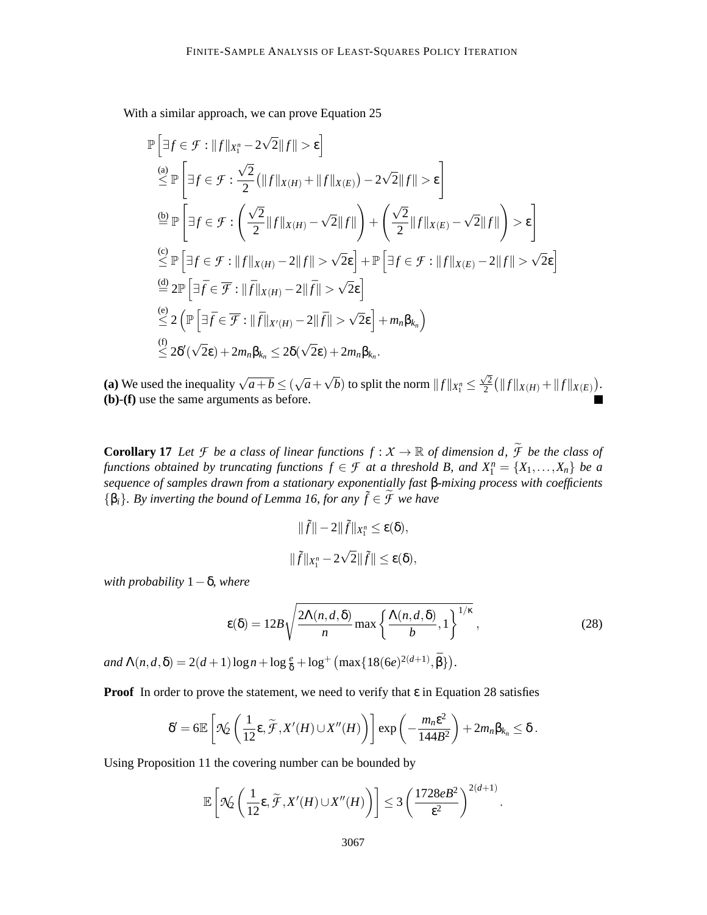With a similar approach, we can prove Equation 25

$$
\begin{aligned}
&\mathbb{P}\left[\exists f \in \mathcal{F} : \|f\|_{X_1^n} - 2\sqrt{2}\|f\| > \varepsilon\right] \\
&\overset{(a)}{\leq} \mathbb{P}\left[\exists f \in \mathcal{F} : \frac{\sqrt{2}}{2}\big(\|f\|_{X(H)} + \|f\|_{X(E)}\big) - 2\sqrt{2}\|f\| > \varepsilon\right] \\
&\overset{(b)}{=} \mathbb{P}\left[\exists f \in \mathcal{F} : \left(\frac{\sqrt{2}}{2}\|f\|_{X(H)} - \sqrt{2}\|f\|\right) + \left(\frac{\sqrt{2}}{2}\|f\|_{X(E)} - \sqrt{2}\|f\|\right) > \varepsilon\right] \\
&\overset{(c)}{\leq} \mathbb{P}\left[\exists f \in \mathcal{F} : \|f\|_{X(H)} - 2\|f\| > \sqrt{2}\varepsilon\right] + \mathbb{P}\left[\exists f \in \mathcal{F} : \|f\|_{X(E)} - 2\|f\| > \sqrt{2}\varepsilon\right] \\
&\overset{(d)}{=} 2\mathbb{P}\left[\exists \bar{f} \in \overline{\mathcal{F}} : \|\bar{f}\|_{X(H)} - 2\|\bar{f}\| > \sqrt{2}\varepsilon\right] \\
&\overset{(e)}{\leq} 2\left(\mathbb{P}\left[\exists \bar{f} \in \overline{\mathcal{F}} : \|\bar{f}\|_{X'(H)} - 2\|\bar{f}\| > \sqrt{2}\varepsilon\right] + m_n\beta_{k_n}\right) \\
&\overset{(f)}{\leq} 2\delta'(\sqrt{2}\varepsilon) + 2m_n\beta_{k_n} \leq 2\delta(\sqrt{2}\varepsilon) + 2m_n\beta_{k_n}.
\end{aligned}
$$

**(a)** We used the inequality $\sqrt{a+b} \leq (\sqrt{a} + \sqrt{b})$ to split the norm $\|f\|_{X_1^n} \leq \frac{\sqrt{2}}{2}\big(\|f\|_{X(H)} + \|f\|_{X(E)}\big)$.
**(b)**-**(f)** use the same arguments as before. ■

**Corollary 17** *Let $\mathcal{F}$ be a class of linear functions $f : \mathcal{X} \to \mathbb{R}$ of dimension $d$, $\widetilde{\mathcal{F}}$ be the class of functions obtained by truncating functions $f \in \mathcal{F}$ at a threshold $B$, and $X_1^n = \{X_1, \ldots, X_n\}$ be a sequence of samples drawn from a stationary exponentially fast $\beta$-mixing process with coefficients $\{\beta_i\}$. By inverting the bound of Lemma 16, for any $\tilde{f} \in \widetilde{\mathcal{F}}$ we have*

$$
\|\tilde{f}\| - 2\|\tilde{f}\|_{X_1^n} \leq \varepsilon(\delta),
$$

$$
\|\tilde{f}\|_{X_1^n} - 2\sqrt{2}\|\tilde{f}\| \leq \varepsilon(\delta),
$$

*with probability $1-\delta$, where*

$$
\varepsilon(\delta) = 12B\sqrt{\frac{2\Lambda(n,d,\delta)}{n}\max\left\{\frac{\Lambda(n,d,\delta)}{b}, 1\right\}^{1/\kappa}}, \tag{28}
$$

*and $\Lambda(n,d,\delta) = 2(d+1)\log n + \log\frac{e}{\delta} + \log^+\big(\max\{18(6e)^{2(d+1)}, \bar{\beta}\}\big)$.*

**Proof** In order to prove the statement, we need to verify that $\varepsilon$ in Equation 28 satisfies

$$
\delta' = 6\mathbb{E}\left[\mathcal{N}_2\left(\frac{1}{12}\varepsilon, \widetilde{\mathcal{F}}, X'(H) \cup X''(H)\right)\right]\exp\left(-\frac{m_n\varepsilon^2}{144B^2}\right) + 2m_n\beta_{k_n} \leq \delta\,.
$$

Using Proposition 11 the covering number can be bounded by

$$
\mathbb{E}\left[\mathcal{N}_2\left(\frac{1}{12}\varepsilon, \widetilde{\mathcal{F}}, X'(H) \cup X''(H)\right)\right] \leq 3\left(\frac{1728eB^2}{\varepsilon^2}\right)^{2(d+1)}.
$$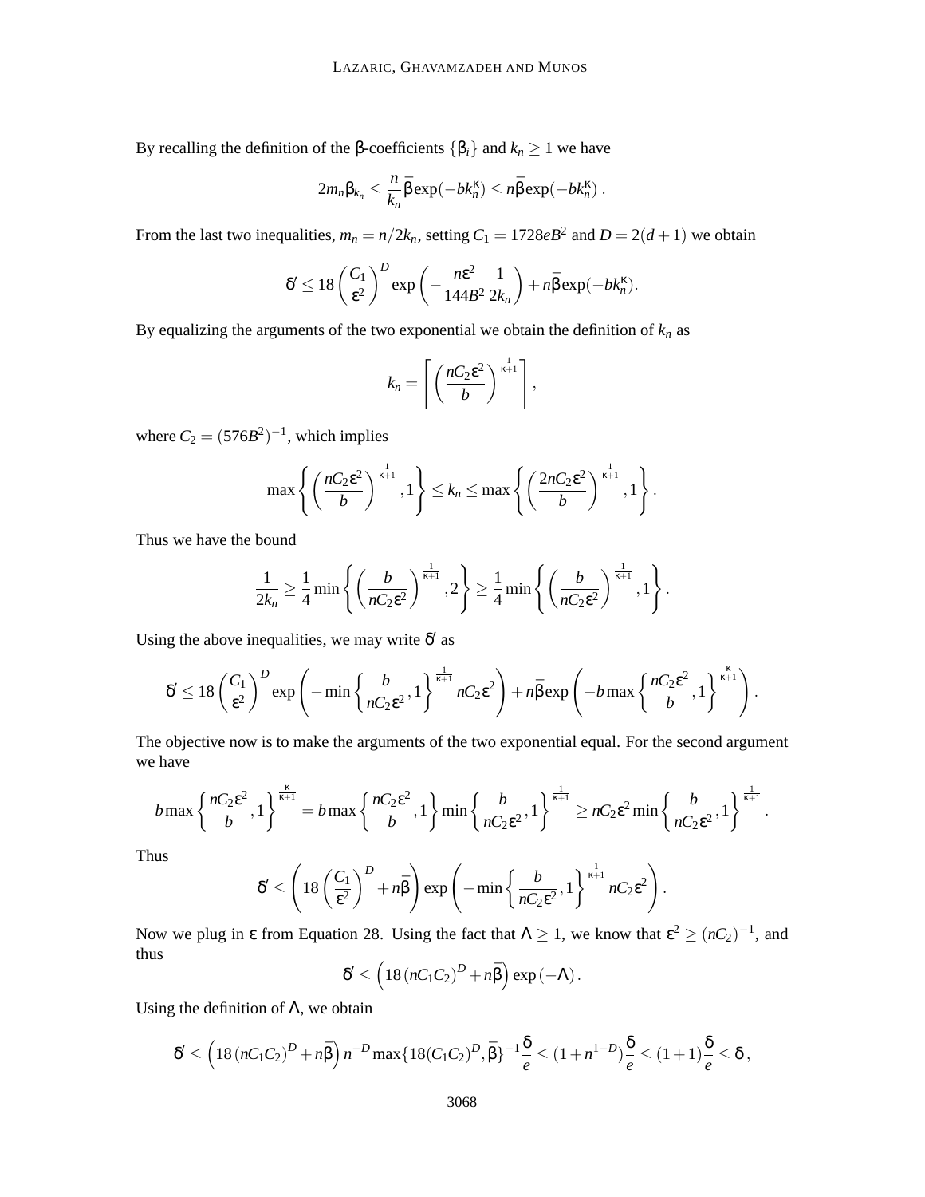By recalling the definition of the β-coefficients $\{\beta_i\}$ and $k_n \geq 1$ we have

$$2m_n\beta_{k_n} \leq \frac{n}{k_n}\bar{\beta}\exp(-bk_n^\kappa) \leq n\bar{\beta}\exp(-bk_n^\kappa)\,.$$

From the last two inequalities, $m_n = n/2k_n$, setting $C_1 = 1728eB^2$ and $D = 2(d+1)$ we obtain

$$\delta' \leq 18\left(\frac{C_1}{\varepsilon^2}\right)^D \exp\left(-\frac{n\varepsilon^2}{144B^2}\frac{1}{2k_n}\right) + n\bar{\beta}\exp(-bk_n^\kappa).$$

By equalizing the arguments of the two exponential we obtain the definition of $k_n$ as

$$k_n = \left\lceil \left(\frac{nC_2\varepsilon^2}{b}\right)^{\frac{1}{\kappa+1}} \right\rceil,$$

where $C_2 = (576B^2)^{-1}$, which implies

$$\max\left\{\left(\frac{nC_2\varepsilon^2}{b}\right)^{\frac{1}{\kappa+1}}, 1\right\} \leq k_n \leq \max\left\{\left(\frac{2nC_2\varepsilon^2}{b}\right)^{\frac{1}{\kappa+1}}, 1\right\}.$$

Thus we have the bound

$$\frac{1}{2k_n} \geq \frac{1}{4}\min\left\{\left(\frac{b}{nC_2\varepsilon^2}\right)^{\frac{1}{\kappa+1}}, 2\right\} \geq \frac{1}{4}\min\left\{\left(\frac{b}{nC_2\varepsilon^2}\right)^{\frac{1}{\kappa+1}}, 1\right\}.$$

Using the above inequalities, we may write $\delta'$ as

$$\delta' \leq 18\left(\frac{C_1}{\varepsilon^2}\right)^D \exp\left(-\min\left\{\frac{b}{nC_2\varepsilon^2}, 1\right\}^{\frac{1}{\kappa+1}} nC_2\varepsilon^2\right) + n\bar{\beta}\exp\left(-b\max\left\{\frac{nC_2\varepsilon^2}{b}, 1\right\}^{\frac{\kappa}{\kappa+1}}\right).$$

The objective now is to make the arguments of the two exponential equal. For the second argument we have

$$b\max\left\{\frac{nC_2\varepsilon^2}{b}, 1\right\}^{\frac{\kappa}{\kappa+1}} = b\max\left\{\frac{nC_2\varepsilon^2}{b}, 1\right\}\min\left\{\frac{b}{nC_2\varepsilon^2}, 1\right\}^{\frac{1}{\kappa+1}} \geq nC_2\varepsilon^2\min\left\{\frac{b}{nC_2\varepsilon^2}, 1\right\}^{\frac{1}{\kappa+1}}.$$

Thus

$$\delta' \leq \left(18\left(\frac{C_1}{\varepsilon^2}\right)^D + n\bar{\beta}\right)\exp\left(-\min\left\{\frac{b}{nC_2\varepsilon^2}, 1\right\}^{\frac{1}{\kappa+1}} nC_2\varepsilon^2\right).$$

Now we plug in $\varepsilon$ from Equation 28. Using the fact that $\Lambda \geq 1$, we know that $\varepsilon^2 \geq (nC_2)^{-1}$, and thus

$$\delta' \leq \left(18\,(nC_1C_2)^D + n\bar{\beta}\right)\exp\left(-\Lambda\right).$$

Using the definition of $\Lambda$, we obtain

$$\delta' \leq \left(18\,(nC_1C_2)^D + n\bar{\beta}\right)n^{-D}\max\{18(C_1C_2)^D, \bar{\beta}\}^{-1}\frac{\delta}{e} \leq (1 + n^{1-D})\frac{\delta}{e} \leq (1+1)\frac{\delta}{e} \leq \delta\,,$$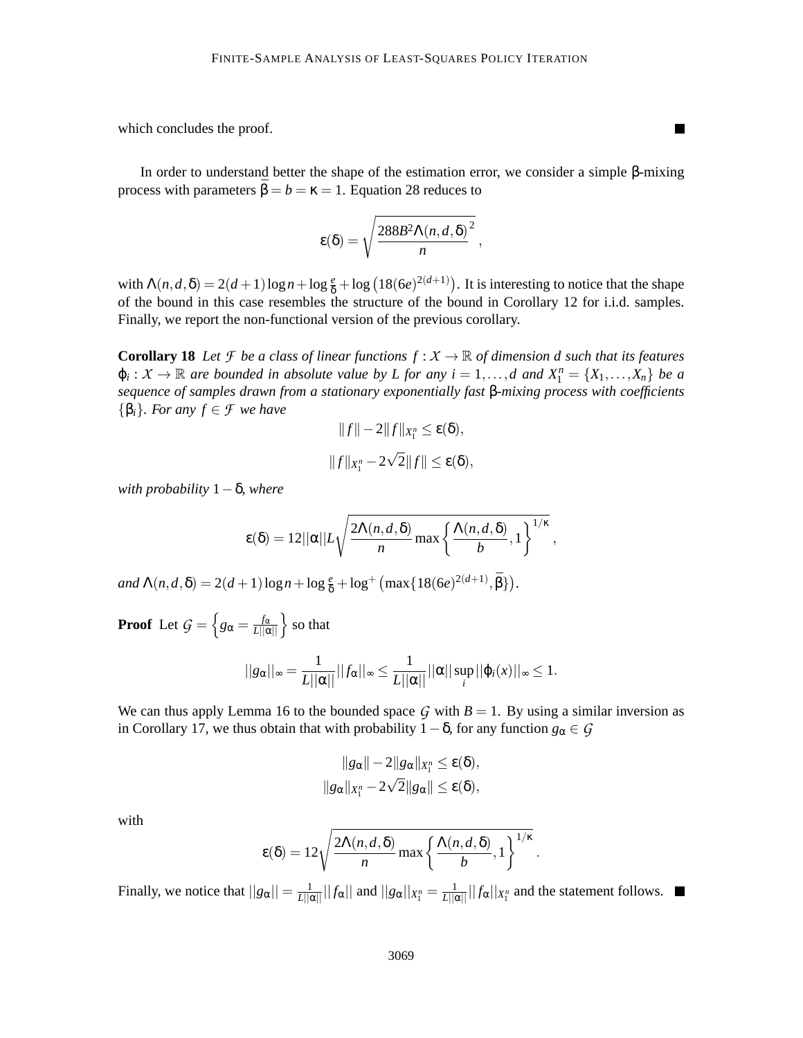which concludes the proof. ■

In order to understand better the shape of the estimation error, we consider a simple β-mixing process with parameters $\bar{\beta} = b = \kappa = 1$. Equation 28 reduces to

$$\varepsilon(\delta) = \sqrt{\frac{288B^2\Lambda(n,d,\delta)^2}{n}}\ ,$$

with $\Lambda(n,d,\delta) = 2(d+1)\log n + \log\frac{e}{\delta} + \log\left(18(6e)^{2(d+1)}\right)$. It is interesting to notice that the shape of the bound in this case resembles the structure of the bound in Corollary 12 for i.i.d. samples. Finally, we report the non-functional version of the previous corollary.

**Corollary 18** *Let $\mathcal{F}$ be a class of linear functions $f : \mathcal{X} \to \mathbb{R}$ of dimension $d$ such that its features $\varphi_i : \mathcal{X} \to \mathbb{R}$ are bounded in absolute value by $L$ for any $i = 1,\ldots,d$ and $X_1^n = \{X_1,\ldots,X_n\}$ be a sequence of samples drawn from a stationary exponentially fast β-mixing process with coefficients $\{\beta_i\}$. For any $f \in \mathcal{F}$ we have*

$$\|f\| - 2\|f\|_{X_1^n} \leq \varepsilon(\delta),$$

$$\|f\|_{X_1^n} - 2\sqrt{2}\|f\| \leq \varepsilon(\delta),$$

*with probability $1-\delta$, where*

$$\varepsilon(\delta) = 12||\alpha||L\sqrt{\frac{2\Lambda(n,d,\delta)}{n}\max\left\{\frac{\Lambda(n,d,\delta)}{b},1\right\}^{1/\kappa}}\ ,$$

*and $\Lambda(n,d,\delta) = 2(d+1)\log n + \log\frac{e}{\delta} + \log^+\left(\max\{18(6e)^{2(d+1)},\bar{\beta}\}\right)$.*

**Proof** Let $\mathcal{G} = \left\{g_\alpha = \frac{f_\alpha}{L||\alpha||}\right\}$ so that

$$||g_\alpha||_\infty = \frac{1}{L||\alpha||}||f_\alpha||_\infty \leq \frac{1}{L||\alpha||}||\alpha||\sup_i||\varphi_i(x)||_\infty \leq 1.$$

We can thus apply Lemma 16 to the bounded space $\mathcal{G}$ with $B = 1$. By using a similar inversion as in Corollary 17, we thus obtain that with probability $1-\delta$, for any function $g_\alpha \in \mathcal{G}$

$$\|g_\alpha\| - 2\|g_\alpha\|_{X_1^n} \leq \varepsilon(\delta),$$
$$\|g_\alpha\|_{X_1^n} - 2\sqrt{2}\|g_\alpha\| \leq \varepsilon(\delta),$$

with

$$\varepsilon(\delta) = 12\sqrt{\frac{2\Lambda(n,d,\delta)}{n}\max\left\{\frac{\Lambda(n,d,\delta)}{b},1\right\}^{1/\kappa}}\ .$$

Finally, we notice that $||g_\alpha|| = \frac{1}{L||\alpha||}||f_\alpha||$ and $||g_\alpha||_{X_1^n} = \frac{1}{L||\alpha||}||f_\alpha||_{X_1^n}$ and the statement follows. ■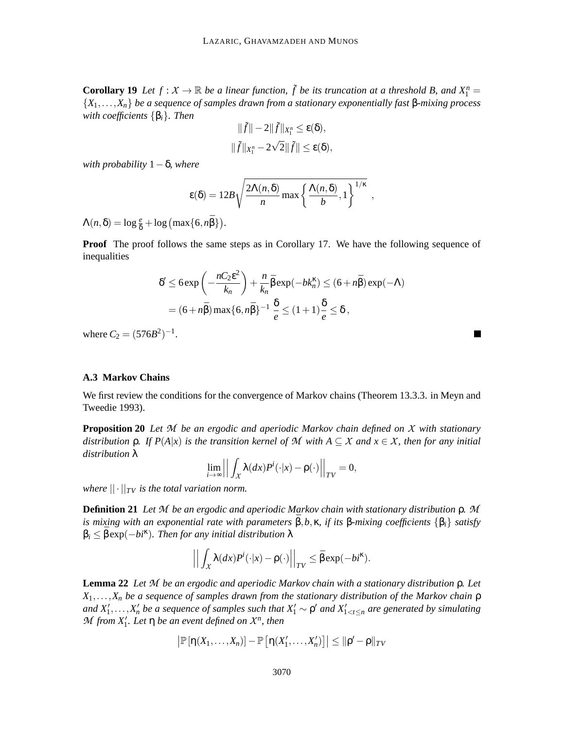**Corollary 19** *Let $f : \mathcal{X} \to \mathbb{R}$ be a linear function, $\tilde{f}$ be its truncation at a threshold $B$, and $X_1^n = \{X_1, \ldots, X_n\}$ be a sequence of samples drawn from a stationary exponentially fast β-mixing process with coefficients $\{\beta_i\}$. Then*

$$||\tilde{f}|| - 2||\tilde{f}||_{X_1^n} \leq \varepsilon(\delta),$$

$$||\tilde{f}||_{X_1^n} - 2\sqrt{2}||\tilde{f}|| \leq \varepsilon(\delta),$$

*with probability $1-\delta$, where*

$$\varepsilon(\delta) = 12B\sqrt{\frac{2\Lambda(n,\delta)}{n}\max\left\{\frac{\Lambda(n,\delta)}{b}, 1\right\}^{1/\kappa}}\ ,$$

$\Lambda(n,\delta) = \log\frac{e}{\delta} + \log\left(\max\{6, n\bar{\beta}\}\right)$.

**Proof** The proof follows the same steps as in Corollary 17. We have the following sequence of inequalities

$$\begin{aligned}
\delta' &\leq 6\exp\left(-\frac{nC_2\varepsilon^2}{k_n}\right) + \frac{n}{k_n}\bar{\beta}\exp(-bk_n^{\kappa}) \leq (6+n\bar{\beta})\exp(-\Lambda) \\
&= (6+n\bar{\beta})\max\{6, n\bar{\beta}\}^{-1}\ \frac{\delta}{e} \leq (1+1)\frac{\delta}{e} \leq \delta\,,
\end{aligned}$$

where $C_2 = (576B^2)^{-1}$. ∎

### A.3 Markov Chains

We first review the conditions for the convergence of Markov chains (Theorem 13.3.3. in Meyn and Tweedie 1993).

**Proposition 20** *Let $\mathcal{M}$ be an ergodic and aperiodic Markov chain defined on $\mathcal{X}$ with stationary distribution $\rho$. If $P(A|x)$ is the transition kernel of $\mathcal{M}$ with $A \subseteq \mathcal{X}$ and $x \in \mathcal{X}$, then for any initial distribution $\lambda$*

$$\lim_{i\to\infty}\Big|\Big|\int_{\mathcal{X}}\lambda(dx)P^i(\cdot|x) - \rho(\cdot)\Big|\Big|_{TV} = 0,$$

*where $||\cdot||_{TV}$ is the total variation norm.*

**Definition 21** *Let $\mathcal{M}$ be an ergodic and aperiodic Markov chain with stationary distribution $\rho$. $\mathcal{M}$ is mixing with an exponential rate with parameters $\bar{\beta}, b, \kappa$, if its β-mixing coefficients $\{\beta_i\}$ satisfy $\beta_i \leq \bar{\beta}\exp(-bi^{\kappa})$. Then for any initial distribution $\lambda$*

$$\Big|\Big|\int_{\mathcal{X}}\lambda(dx)P^i(\cdot|x) - \rho(\cdot)\Big|\Big|_{TV} \leq \bar{\beta}\exp(-bi^{\kappa}).$$

**Lemma 22** *Let $\mathcal{M}$ be an ergodic and aperiodic Markov chain with a stationary distribution $\rho$. Let $X_1, \ldots, X_n$ be a sequence of samples drawn from the stationary distribution of the Markov chain $\rho$ and $X_1', \ldots, X_n'$ be a sequence of samples such that $X_1' \sim \rho'$ and $X_{1<t\leq n}'$ are generated by simulating $\mathcal{M}$ from $X_1'$. Let $\eta$ be an event defined on $\mathcal{X}^n$, then*

$$\left|\mathbb{P}\left[\eta(X_1,\ldots,X_n)\right] - \mathbb{P}\left[\eta(X_1',\ldots,X_n')\right]\right| \leq ||\rho' - \rho||_{TV}$$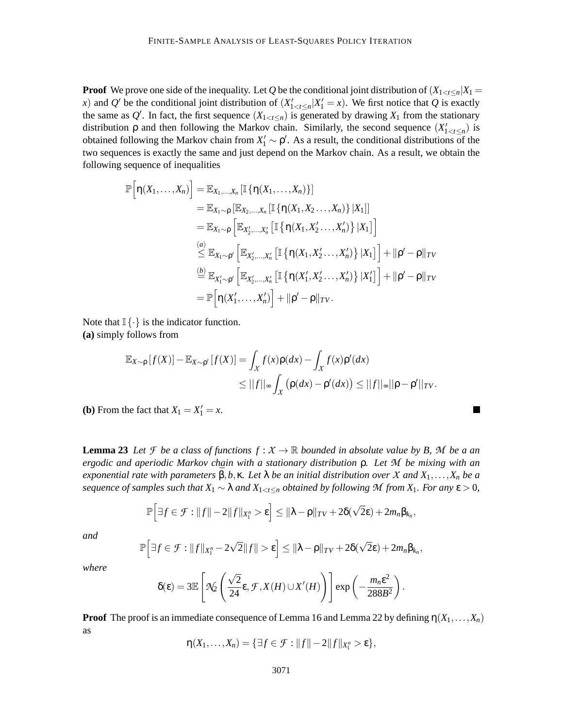**Proof** We prove one side of the inequality. Let $Q$ be the conditional joint distribution of $(X_{1<t\leq n}|X_1 = x)$ and $Q'$ be the conditional joint distribution of $(X'_{1<t\leq n}|X'_1 = x)$. We first notice that $Q$ is exactly the same as $Q'$. In fact, the first sequence $(X_{1<t\leq n})$ is generated by drawing $X_1$ from the stationary distribution $\rho$ and then following the Markov chain. Similarly, the second sequence $(X'_{1<t\leq n})$ is obtained following the Markov chain from $X'_1 \sim \rho'$. As a result, the conditional distributions of the two sequences is exactly the same and just depend on the Markov chain. As a result, we obtain the following sequence of inequalities

$$
\begin{aligned}
\mathbb{P}\Big[\eta(X_1,\dots,X_n)\Big] &= \mathbb{E}_{X_1,\dots,X_n}\left[\mathbb{I}\{\eta(X_1,\dots,X_n)\}\right] \\
&= \mathbb{E}_{X_1\sim\rho}\left[\mathbb{E}_{X_2,\dots,X_n}\left[\mathbb{I}\{\eta(X_1,X_2\dots,X_n)\}\,|X_1\right]\right] \\
&= \mathbb{E}_{X_1\sim\rho}\left[\mathbb{E}_{X'_2,\dots,X'_n}\left[\mathbb{I}\left\{\eta(X_1,X'_2\dots,X'_n)\right\}|X_1\right]\right] \\
&\overset{(a)}{\leq} \mathbb{E}_{X_1\sim\rho'}\left[\mathbb{E}_{X'_2,\dots,X'_n}\left[\mathbb{I}\left\{\eta(X_1,X'_2\dots,X'_n)\right\}|X_1\right]\right] + \|\rho'-\rho\|_{TV} \\
&\overset{(b)}{=} \mathbb{E}_{X'_1\sim\rho'}\left[\mathbb{E}_{X'_2,\dots,X'_n}\left[\mathbb{I}\left\{\eta(X'_1,X'_2\dots,X'_n)\right\}|X'_1\right]\right] + \|\rho'-\rho\|_{TV} \\
&= \mathbb{P}\Big[\eta(X'_1,\dots,X'_n)\Big] + \|\rho'-\rho\|_{TV}.
\end{aligned}
$$

Note that $\mathbb{I}\{\cdot\}$ is the indicator function.
**(a)** simply follows from

$$
\begin{aligned}
\mathbb{E}_{X\sim\rho}\left[f(X)\right] - \mathbb{E}_{X\sim\rho'}\left[f(X)\right] &= \int_{\mathcal{X}} f(x)\rho(dx) - \int_{\mathcal{X}} f(x)\rho'(dx) \\
&\leq ||f||_\infty \int_{\mathcal{X}} \big(\rho(dx) - \rho'(dx)\big) \leq ||f||_\infty ||\rho-\rho'||_{TV}.
\end{aligned}
$$

**(b)** From the fact that $X_1 = X'_1 = x$. ∎

**Lemma 23** *Let $\mathcal{F}$ be a class of functions $f : \mathcal{X} \to \mathbb{R}$ bounded in absolute value by $B$, $\mathcal{M}$ be a an ergodic and aperiodic Markov chain with a stationary distribution $\rho$. Let $\mathcal{M}$ be mixing with an exponential rate with parameters $\bar{\beta}, b, \kappa$. Let $\lambda$ be an initial distribution over $\mathcal{X}$ and $X_1,\dots,X_n$ be a sequence of samples such that $X_1 \sim \lambda$ and $X_{1<t\leq n}$ obtained by following $\mathcal{M}$ from $X_1$. For any $\varepsilon > 0$,*

$$
\mathbb{P}\Big[\exists f \in \mathcal{F} : \|f\| - 2\|f\|_{X_1^n} > \varepsilon\Big] \leq \|\lambda-\rho\|_{TV} + 2\delta(\sqrt{2}\varepsilon) + 2m_n\beta_{k_n},
$$

*and*

$$
\mathbb{P}\Big[\exists f \in \mathcal{F} : \|f\|_{X_1^n} - 2\sqrt{2}\|f\| > \varepsilon\Big] \leq \|\lambda-\rho\|_{TV} + 2\delta(\sqrt{2}\varepsilon) + 2m_n\beta_{k_n},
$$

*where*

$$
\delta(\varepsilon) = 3\mathbb{E}\left[\mathcal{N}_2\left(\frac{\sqrt{2}}{24}\varepsilon, \mathcal{F}, X(H)\cup X'(H)\right)\right]\exp\left(-\frac{m_n\varepsilon^2}{288B^2}\right).
$$

**Proof** The proof is an immediate consequence of Lemma 16 and Lemma 22 by defining $\eta(X_1,\dots,X_n)$ as

$$
\eta(X_1,\dots,X_n) = \{\exists f \in \mathcal{F} : \|f\| - 2\|f\|_{X_1^n} > \varepsilon\},
$$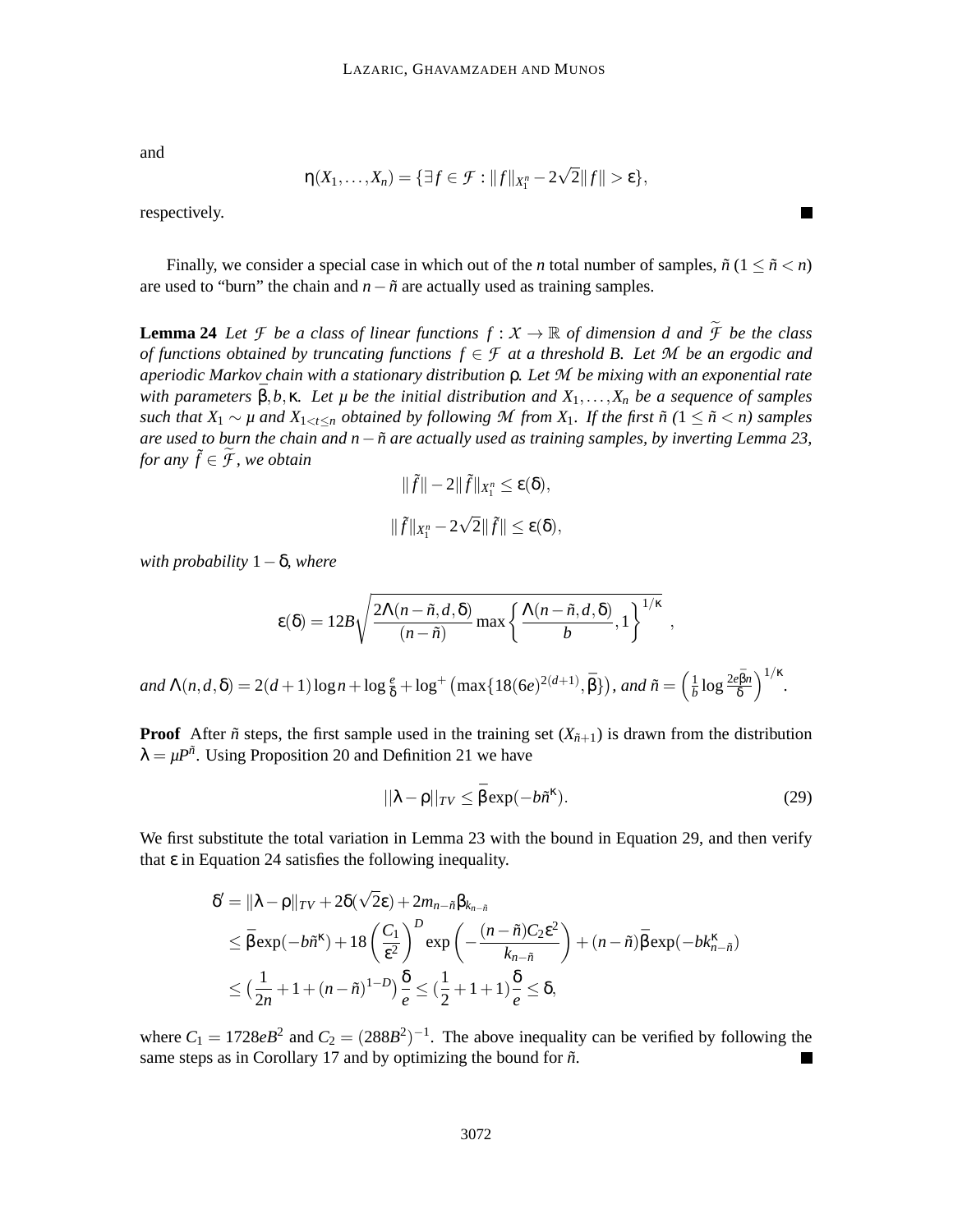and

$$\eta(X_1,\dots,X_n) = \{\exists f \in \mathcal{F} : \|f\|_{X_1^n} - 2\sqrt{2}\|f\| > \varepsilon\},$$

respectively. ∎

Finally, we consider a special case in which out of the $n$ total number of samples, $\tilde{n}$ $(1 \le \tilde{n} < n)$ are used to "burn" the chain and $n - \tilde{n}$ are actually used as training samples.

**Lemma 24** *Let $\mathcal{F}$ be a class of linear functions $f : \mathcal{X} \to \mathbb{R}$ of dimension $d$ and $\widetilde{\mathcal{F}}$ be the class of functions obtained by truncating functions $f \in \mathcal{F}$ at a threshold $B$. Let $\mathcal{M}$ be an ergodic and aperiodic Markov chain with a stationary distribution $\rho$. Let $\mathcal{M}$ be mixing with an exponential rate with parameters $\bar{\beta}, b, \kappa$. Let $\mu$ be the initial distribution and $X_1,\dots,X_n$ be a sequence of samples such that $X_1 \sim \mu$ and $X_{1<t\le n}$ obtained by following $\mathcal{M}$ from $X_1$. If the first $\tilde{n}$ $(1 \le \tilde{n} < n)$ samples are used to burn the chain and $n - \tilde{n}$ are actually used as training samples, by inverting Lemma 23, for any $\tilde{f} \in \widetilde{\mathcal{F}}$, we obtain*

$$\|\tilde{f}\| - 2\|\tilde{f}\|_{X_1^n} \le \varepsilon(\delta),$$

$$\|\tilde{f}\|_{X_1^n} - 2\sqrt{2}\|\tilde{f}\| \le \varepsilon(\delta),$$

*with probability $1-\delta$, where*

$$\varepsilon(\delta) = 12B\sqrt{\frac{2\Lambda(n-\tilde{n},d,\delta)}{(n-\tilde{n})}\max\left\{\frac{\Lambda(n-\tilde{n},d,\delta)}{b},1\right\}^{1/\kappa}}\ ,$$

*and $\Lambda(n,d,\delta) = 2(d+1)\log n + \log\frac{e}{\delta} + \log^+\left(\max\{18(6e)^{2(d+1)},\bar{\beta}\}\right)$, and $\tilde{n} = \left(\frac{1}{b}\log\frac{2e\bar{\beta}n}{\delta}\right)^{1/\kappa}$.*

**Proof** After $\tilde{n}$ steps, the first sample used in the training set $(X_{\tilde{n}+1})$ is drawn from the distribution $\lambda = \mu P^{\tilde{n}}$. Using Proposition 20 and Definition 21 we have

$$||\lambda - \rho||_{TV} \le \bar{\beta}\exp(-b\tilde{n}^\kappa). \tag{29}$$

We first substitute the total variation in Lemma 23 with the bound in Equation 29, and then verify that $\varepsilon$ in Equation 24 satisfies the following inequality.

$$\begin{aligned}
\delta' &= \|\lambda-\rho\|_{TV} + 2\delta(\sqrt{2}\varepsilon) + 2m_{n-\tilde{n}}\beta_{k_{n-\tilde{n}}} \\
&\le \bar{\beta}\exp(-b\tilde{n}^\kappa) + 18\left(\frac{C_1}{\varepsilon^2}\right)^D \exp\left(-\frac{(n-\tilde{n})C_2\varepsilon^2}{k_{n-\tilde{n}}}\right) + (n-\tilde{n})\bar{\beta}\exp(-bk_{n-\tilde{n}}^\kappa) \\
&\le \left(\frac{1}{2n} + 1 + (n-\tilde{n})^{1-D}\right)\frac{\delta}{e} \le \left(\frac{1}{2}+1+1\right)\frac{\delta}{e} \le \delta,
\end{aligned}$$

where $C_1 = 1728eB^2$ and $C_2 = (288B^2)^{-1}$. The above inequality can be verified by following the same steps as in Corollary 17 and by optimizing the bound for $\tilde{n}$. ∎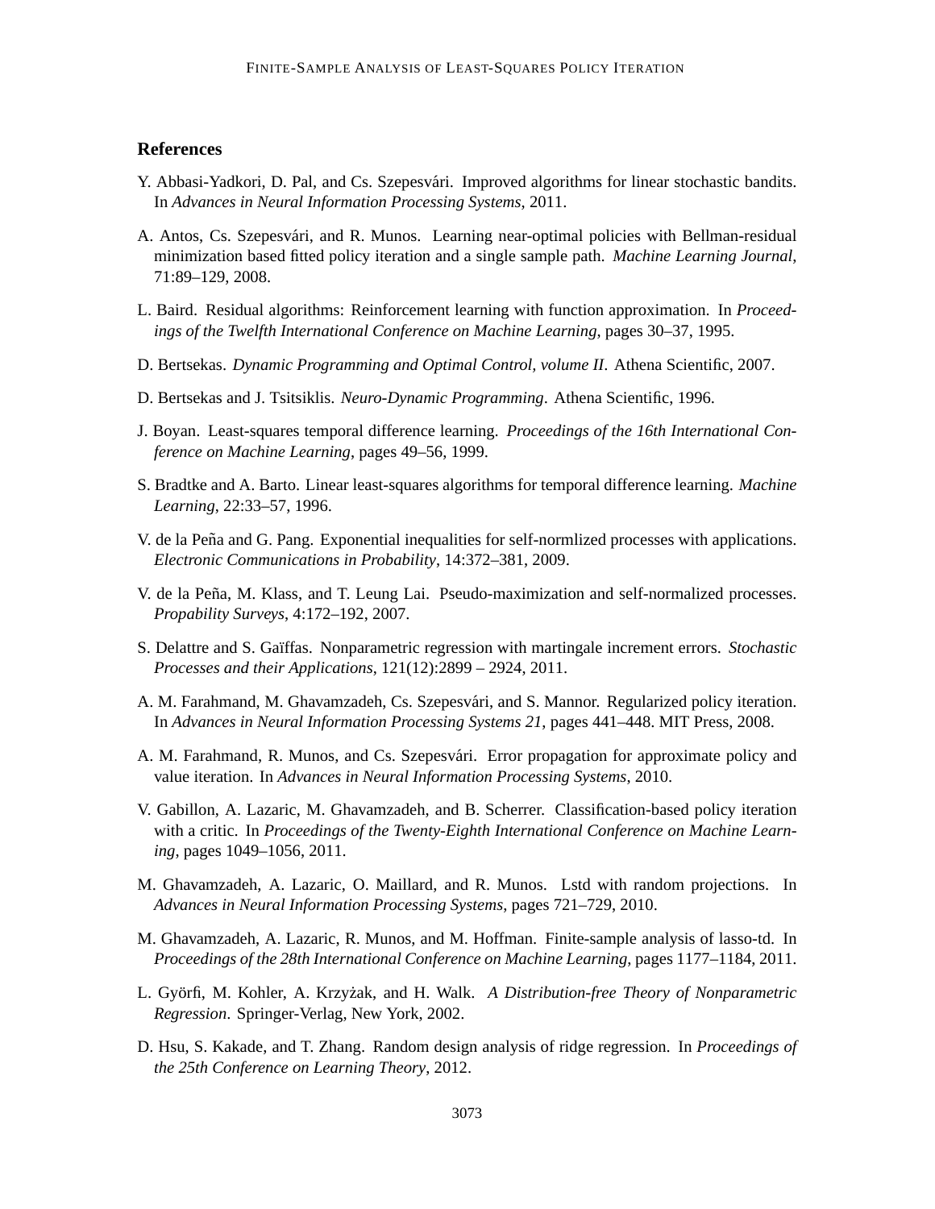## References

Y. Abbasi-Yadkori, D. Pal, and Cs. Szepesvári. Improved algorithms for linear stochastic bandits. In *Advances in Neural Information Processing Systems*, 2011.

A. Antos, Cs. Szepesvári, and R. Munos. Learning near-optimal policies with Bellman-residual minimization based fitted policy iteration and a single sample path. *Machine Learning Journal*, 71:89–129, 2008.

L. Baird. Residual algorithms: Reinforcement learning with function approximation. In *Proceedings of the Twelfth International Conference on Machine Learning*, pages 30–37, 1995.

D. Bertsekas. *Dynamic Programming and Optimal Control, volume II*. Athena Scientific, 2007.

D. Bertsekas and J. Tsitsiklis. *Neuro-Dynamic Programming*. Athena Scientific, 1996.

J. Boyan. Least-squares temporal difference learning. *Proceedings of the 16th International Conference on Machine Learning*, pages 49–56, 1999.

S. Bradtke and A. Barto. Linear least-squares algorithms for temporal difference learning. *Machine Learning*, 22:33–57, 1996.

V. de la Peña and G. Pang. Exponential inequalities for self-normlized processes with applications. *Electronic Communications in Probability*, 14:372–381, 2009.

V. de la Peña, M. Klass, and T. Leung Lai. Pseudo-maximization and self-normalized processes. *Propability Surveys*, 4:172–192, 2007.

S. Delattre and S. Gaïffas. Nonparametric regression with martingale increment errors. *Stochastic Processes and their Applications*, 121(12):2899 – 2924, 2011.

A. M. Farahmand, M. Ghavamzadeh, Cs. Szepesvári, and S. Mannor. Regularized policy iteration. In *Advances in Neural Information Processing Systems 21*, pages 441–448. MIT Press, 2008.

A. M. Farahmand, R. Munos, and Cs. Szepesvári. Error propagation for approximate policy and value iteration. In *Advances in Neural Information Processing Systems*, 2010.

V. Gabillon, A. Lazaric, M. Ghavamzadeh, and B. Scherrer. Classification-based policy iteration with a critic. In *Proceedings of the Twenty-Eighth International Conference on Machine Learning*, pages 1049–1056, 2011.

M. Ghavamzadeh, A. Lazaric, O. Maillard, and R. Munos. Lstd with random projections. In *Advances in Neural Information Processing Systems*, pages 721–729, 2010.

M. Ghavamzadeh, A. Lazaric, R. Munos, and M. Hoffman. Finite-sample analysis of lasso-td. In *Proceedings of the 28th International Conference on Machine Learning*, pages 1177–1184, 2011.

L. Györfi, M. Kohler, A. Krzyżak, and H. Walk. *A Distribution-free Theory of Nonparametric Regression*. Springer-Verlag, New York, 2002.

D. Hsu, S. Kakade, and T. Zhang. Random design analysis of ridge regression. In *Proceedings of the 25th Conference on Learning Theory*, 2012.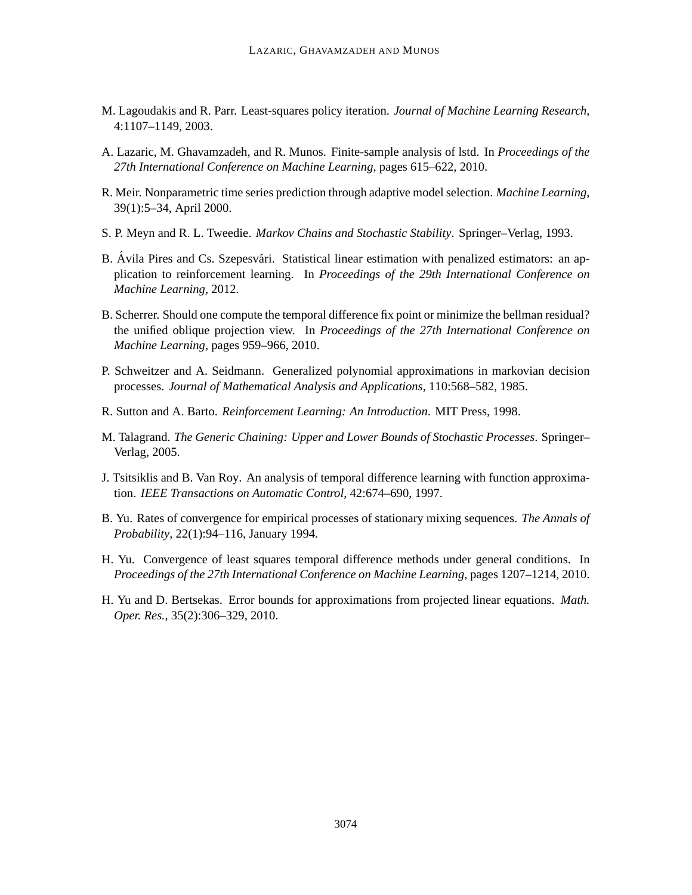M. Lagoudakis and R. Parr. Least-squares policy iteration. *Journal of Machine Learning Research*, 4:1107–1149, 2003.

A. Lazaric, M. Ghavamzadeh, and R. Munos. Finite-sample analysis of lstd. In *Proceedings of the 27th International Conference on Machine Learning*, pages 615–622, 2010.

R. Meir. Nonparametric time series prediction through adaptive model selection. *Machine Learning*, 39(1):5–34, April 2000.

S. P. Meyn and R. L. Tweedie. *Markov Chains and Stochastic Stability*. Springer–Verlag, 1993.

B. Ávila Pires and Cs. Szepesvári. Statistical linear estimation with penalized estimators: an application to reinforcement learning. In *Proceedings of the 29th International Conference on Machine Learning*, 2012.

B. Scherrer. Should one compute the temporal difference fix point or minimize the bellman residual? the unified oblique projection view. In *Proceedings of the 27th International Conference on Machine Learning*, pages 959–966, 2010.

P. Schweitzer and A. Seidmann. Generalized polynomial approximations in markovian decision processes. *Journal of Mathematical Analysis and Applications*, 110:568–582, 1985.

R. Sutton and A. Barto. *Reinforcement Learning: An Introduction*. MIT Press, 1998.

M. Talagrand. *The Generic Chaining: Upper and Lower Bounds of Stochastic Processes*. Springer–Verlag, 2005.

J. Tsitsiklis and B. Van Roy. An analysis of temporal difference learning with function approximation. *IEEE Transactions on Automatic Control*, 42:674–690, 1997.

B. Yu. Rates of convergence for empirical processes of stationary mixing sequences. *The Annals of Probability*, 22(1):94–116, January 1994.

H. Yu. Convergence of least squares temporal difference methods under general conditions. In *Proceedings of the 27th International Conference on Machine Learning*, pages 1207–1214, 2010.

H. Yu and D. Bertsekas. Error bounds for approximations from projected linear equations. *Math. Oper. Res.*, 35(2):306–329, 2010.